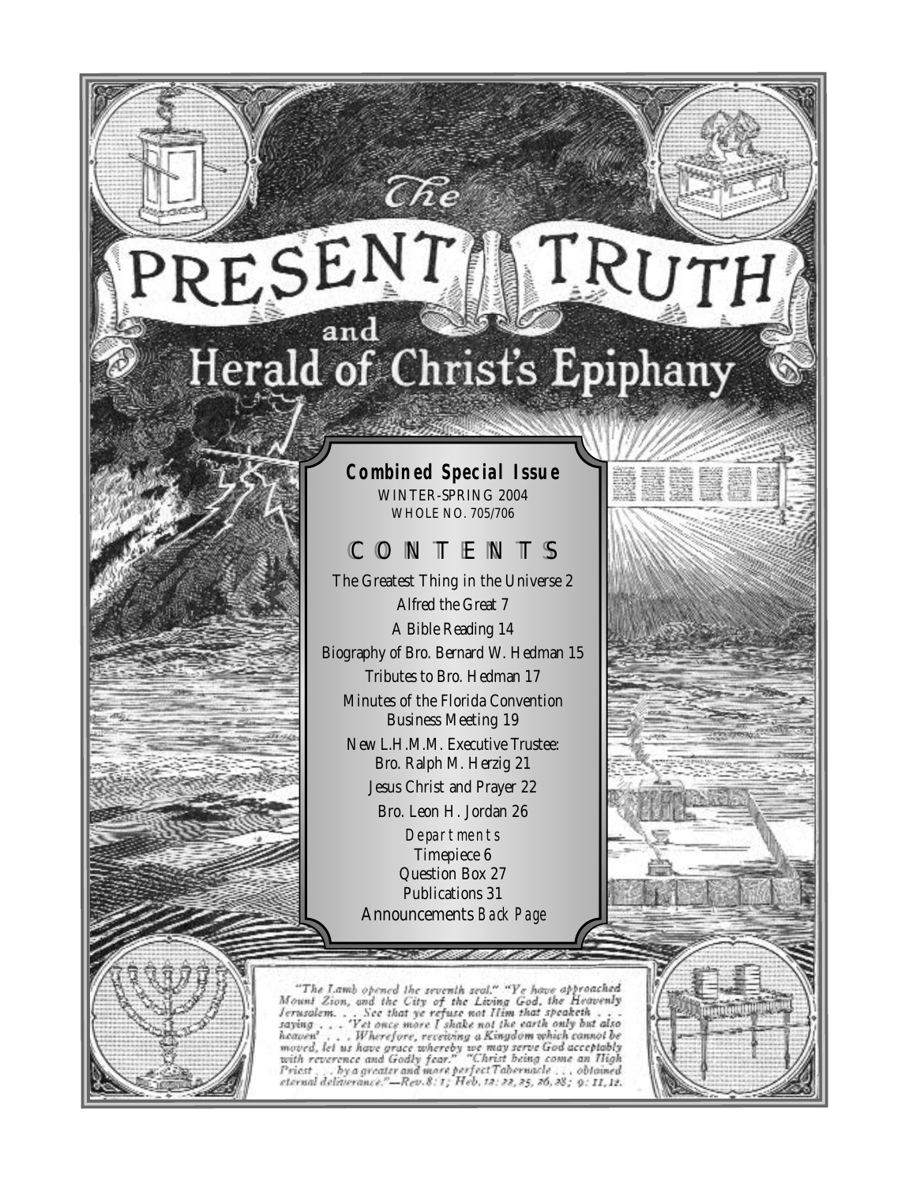# The PRESENT TRUTH and Herald of Christ's Epiphany

**Combined Special Issue**
WINTER-SPRING 2004
WHOLE NO. 705/706

## CONTENTS

The Greatest Thing in the Universe 2
Alfred the Great 7
A Bible Reading 14
Biography of Bro. Bernard W. Hedman 15
Tributes to Bro. Hedman 17
Minutes of the Florida Convention Business Meeting 19
New L.H.M.M. Executive Trustee: Bro. Ralph M. Herzig 21
Jesus Christ and Prayer 22
Bro. Leon H. Jordan 26

*Departments*
Timepiece 6
Question Box 27
Publications 31
Announcements *Back Page*

"The Lamb opened the seventh seal." "Ye have approached Mount Zion, and the City of the Living God, the Heavenly Jerusalem. . . See that ye refuse not Him that speaketh . . . saying . . . 'Yet once more I shake not the earth only but also heaven' . . . Wherefore, receiving a Kingdom which cannot be moved, let us have grace whereby we may serve God acceptably with reverence and Godly fear." "Christ being come an High Priest . . . by a greater and more perfect Tabernacle . . . obtained eternal deliverance."—Rev. 8: 1; Heb. 12: 22, 25, 26, 28; 9: 11, 12.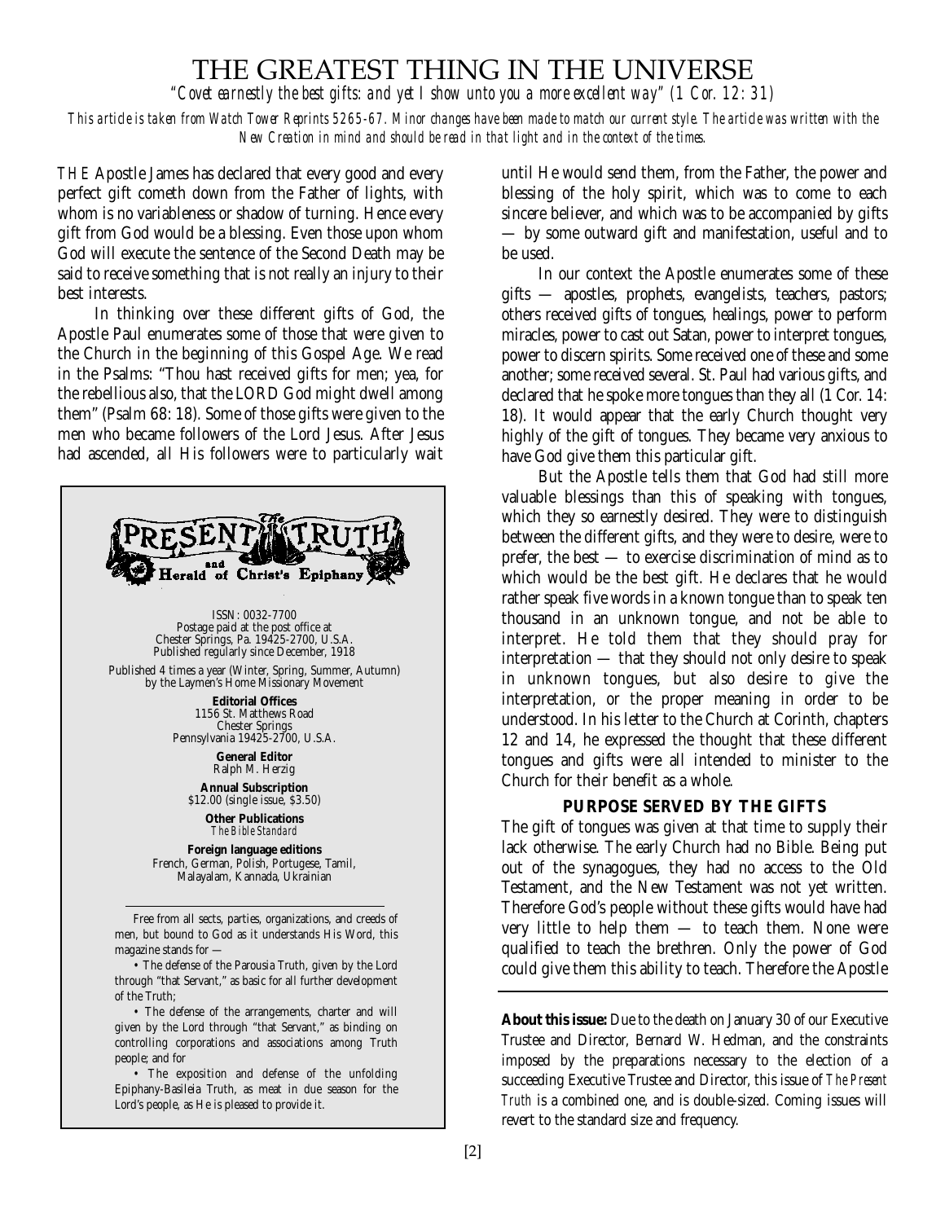# THE GREATEST THING IN THE UNIVERSE

*"Covet earnestly the best gifts: and yet I show unto you a more excellent way" (1 Cor. 12: 31)*

*This article is taken from Watch Tower Reprints 5265-67. Minor changes have been made to match our current style. The article was written with the New Creation in mind and should be read in that light and in the context of the times.*

*THE* Apostle James has declared that every good and every perfect gift cometh down from the Father of lights, with whom is no variableness or shadow of turning. Hence every gift from God would be a blessing. Even those upon whom God will execute the sentence of the Second Death may be said to receive something that is not really an injury to their best interests.

In thinking over these different gifts of God, the Apostle Paul enumerates some of those that were given to the Church in the beginning of this Gospel Age. We read in the Psalms: "Thou hast received gifts for men; yea, for the rebellious also, that the LORD God might dwell among them" (Psalm 68: 18). Some of those gifts were given to the men who became followers of the Lord Jesus. After Jesus had ascended, all His followers were to particularly wait until He would send them, from the Father, the power and blessing of the holy spirit, which was to come to each sincere believer, and which was to be accompanied by gifts — by some outward gift and manifestation, useful and to be used.

In our context the Apostle enumerates some of these gifts — apostles, prophets, evangelists, teachers, pastors; others received gifts of tongues, healings, power to perform miracles, power to cast out Satan, power to interpret tongues, power to discern spirits. Some received one of these and some another; some received several. St. Paul had various gifts, and declared that he spoke more tongues than they all (1 Cor. 14: 18). It would appear that the early Church thought very highly of the gift of tongues. They became very anxious to have God give them this particular gift.

But the Apostle tells them that God had still more valuable blessings than this of speaking with tongues, which they so earnestly desired. They were to distinguish between the different gifts, and they were to desire, were to prefer, the best — to exercise discrimination of mind as to which would be the best gift. He declares that he would rather speak five words in a known tongue than to speak ten thousand in an unknown tongue, and not be able to interpret. He told them that they should pray for interpretation — that they should not only desire to speak in unknown tongues, but also desire to give the interpretation, or the proper meaning in order to be understood. In his letter to the Church at Corinth, chapters 12 and 14, he expressed the thought that these different tongues and gifts were all intended to minister to the Church for their benefit as a whole.

## PURPOSE SERVED BY THE GIFTS

The gift of tongues was given at that time to supply their lack otherwise. The early Church had no Bible. Being put out of the synagogues, they had no access to the Old Testament, and the New Testament was not yet written. Therefore God's people without these gifts would have had very little to help them — to teach them. None were qualified to teach the brethren. Only the power of God could give them this ability to teach. Therefore the Apostle

---

**The Present Truth and Herald of Christ's Epiphany**

ISSN: 0032-7700
Postage paid at the post office at
Chester Springs, Pa. 19425-2700, U.S.A.
Published regularly since December, 1918

Published 4 times a year (Winter, Spring, Summer, Autumn)
by the Laymen's Home Missionary Movement

**Editorial Offices**
1156 St. Matthews Road
Chester Springs
Pennsylvania 19425-2700, U.S.A.

**General Editor**
Ralph M. Herzig

**Annual Subscription**
$12.00 (single issue, $3.50)

**Other Publications**
*The Bible Standard*

**Foreign language editions**
French, German, Polish, Portugese, Tamil,
Malayalam, Kannada, Ukrainian

Free from all sects, parties, organizations, and creeds of men, but bound to God as it understands His Word, this magazine stands for —

• The defense of the Parousia Truth, given by the Lord through "that Servant," as basic for all further development of the Truth;

• The defense of the arrangements, charter and will given by the Lord through "that Servant," as binding on controlling corporations and associations among Truth people; and for

• The exposition and defense of the unfolding Epiphany-Basileia Truth, as meat in due season for the Lord's people, as He is pleased to provide it.

---

**About this issue:** Due to the death on January 30 of our Executive Trustee and Director, Bernard W. Hedman, and the constraints imposed by the preparations necessary to the election of a succeeding Executive Trustee and Director, this issue of *The Present Truth* is a combined one, and is double-sized. Coming issues will revert to the standard size and frequency.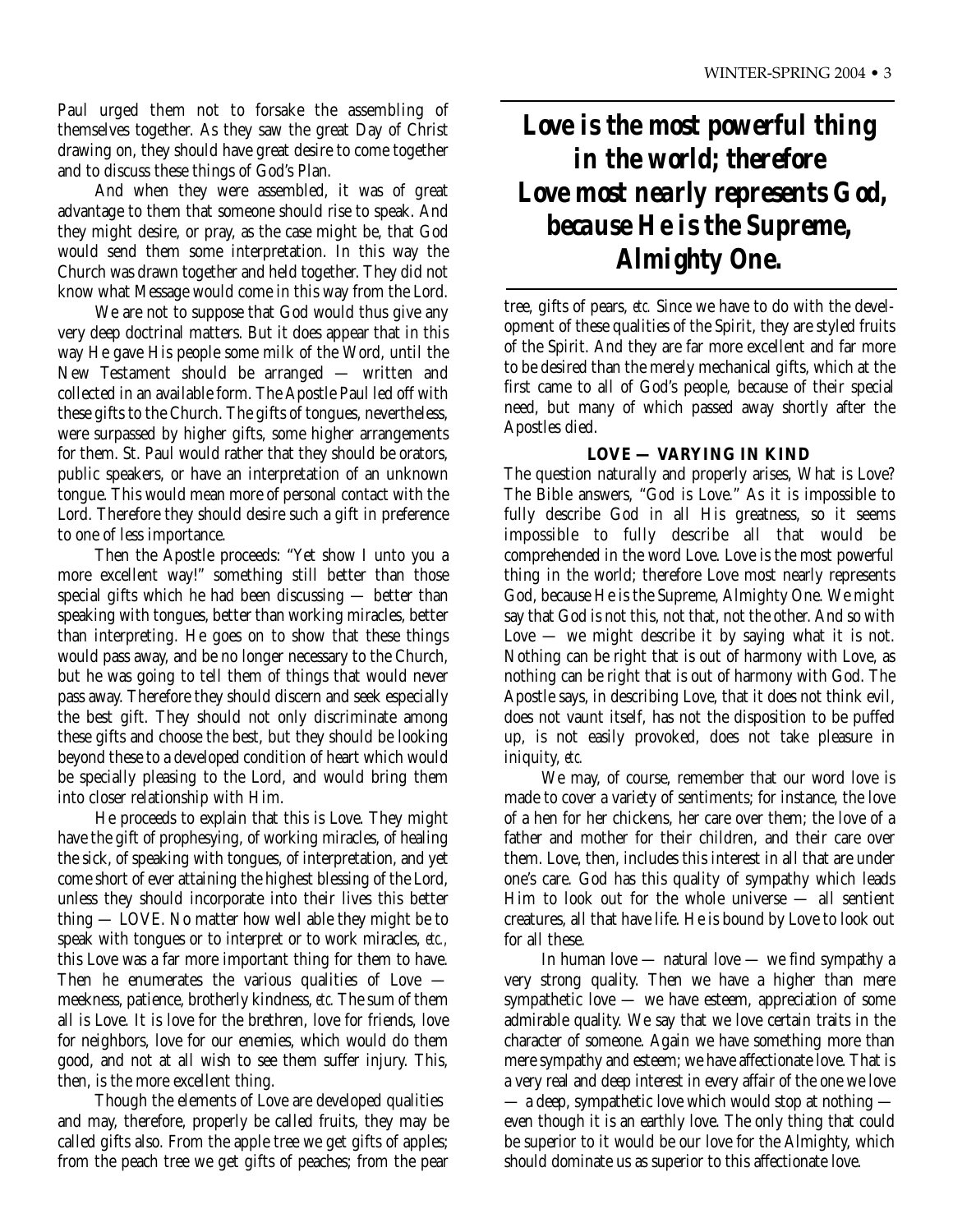Paul urged them not to forsake the assembling of themselves together. As they saw the great Day of Christ drawing on, they should have great desire to come together and to discuss these things of God's Plan.

And when they were assembled, it was of great advantage to them that someone should rise to speak. And they might desire, or pray, as the case might be, that God would send them some interpretation. In this way the Church was drawn together and held together. They did not know what Message would come in this way from the Lord.

We are not to suppose that God would thus give any very deep doctrinal matters. But it does appear that in this way He gave His people some milk of the Word, until the New Testament should be arranged — written and collected in an available form. The Apostle Paul led off with these gifts to the Church. The gifts of tongues, nevertheless, were surpassed by higher gifts, some higher arrangements for them. St. Paul would rather that they should be orators, public speakers, or have an interpretation of an unknown tongue. This would mean more of personal contact with the Lord. Therefore they should desire such a gift in preference to one of less importance.

Then the Apostle proceeds: "Yet show I unto you a more excellent way!" something still better than those special gifts which he had been discussing — better than speaking with tongues, better than working miracles, better than interpreting. He goes on to show that these things would pass away, and be no longer necessary to the Church, but he was going to tell them of things that would never pass away. Therefore they should discern and seek especially the best gift. They should not only discriminate among these gifts and choose the best, but they should be looking beyond these to a developed condition of heart which would be specially pleasing to the Lord, and would bring them into closer relationship with Him.

He proceeds to explain that this is Love. They might have the gift of prophesying, of working miracles, of healing the sick, of speaking with tongues, of interpretation, and yet come short of ever attaining the highest blessing of the Lord, unless they should incorporate into their lives this better thing — LOVE. No matter how well able they might be to speak with tongues or to interpret or to work miracles, *etc.*, this Love was a far more important thing for them to have. Then he enumerates the various qualities of Love — meekness, patience, brotherly kindness, *etc.* The sum of them all is Love. It is love for the brethren, love for friends, love for neighbors, love for our enemies, which would do them good, and not at all wish to see them suffer injury. This, then, is the more excellent thing.

Though the elements of Love are developed qualities and may, therefore, properly be called fruits, they may be called gifts also. From the apple tree we get gifts of apples; from the peach tree we get gifts of peaches; from the pear tree, gifts of pears, *etc.* Since we have to do with the development of these qualities of the Spirit, they are styled fruits of the Spirit. And they are far more excellent and far more to be desired than the merely mechanical gifts, which at the first came to all of God's people, because of their special need, but many of which passed away shortly after the Apostles died.

> ***Love is the most powerful thing in the world; therefore Love most nearly represents God, because He is the Supreme, Almighty One.***

**LOVE — VARYING IN KIND**

The question naturally and properly arises, What is Love? The Bible answers, "God is Love." As it is impossible to fully describe God in all His greatness, so it seems impossible to fully describe all that would be comprehended in the word Love. Love is the most powerful thing in the world; therefore Love most nearly represents God, because He is the Supreme, Almighty One. We might say that God is not this, not that, not the other. And so with Love — we might describe it by saying what it is not. Nothing can be right that is out of harmony with Love, as nothing can be right that is out of harmony with God. The Apostle says, in describing Love, that it does not think evil, does not vaunt itself, has not the disposition to be puffed up, is not easily provoked, does not take pleasure in iniquity, *etc.*

We may, of course, remember that our word love is made to cover a variety of sentiments; for instance, the love of a hen for her chickens, her care over them; the love of a father and mother for their children, and their care over them. Love, then, includes this interest in all that are under one's care. God has this quality of sympathy which leads Him to look out for the whole universe — all sentient creatures, all that have life. He is bound by Love to look out for all these.

In human love — natural love — we find sympathy a very strong quality. Then we have a higher than mere sympathetic love — we have esteem, appreciation of some admirable quality. We say that we love certain traits in the character of someone. Again we have something more than mere sympathy and esteem; we have affectionate love. That is a very real and deep interest in every affair of the one we love — a deep, sympathetic love which would stop at nothing — even though it is an earthly love. The only thing that could be superior to it would be our love for the Almighty, which should dominate us as superior to this affectionate love.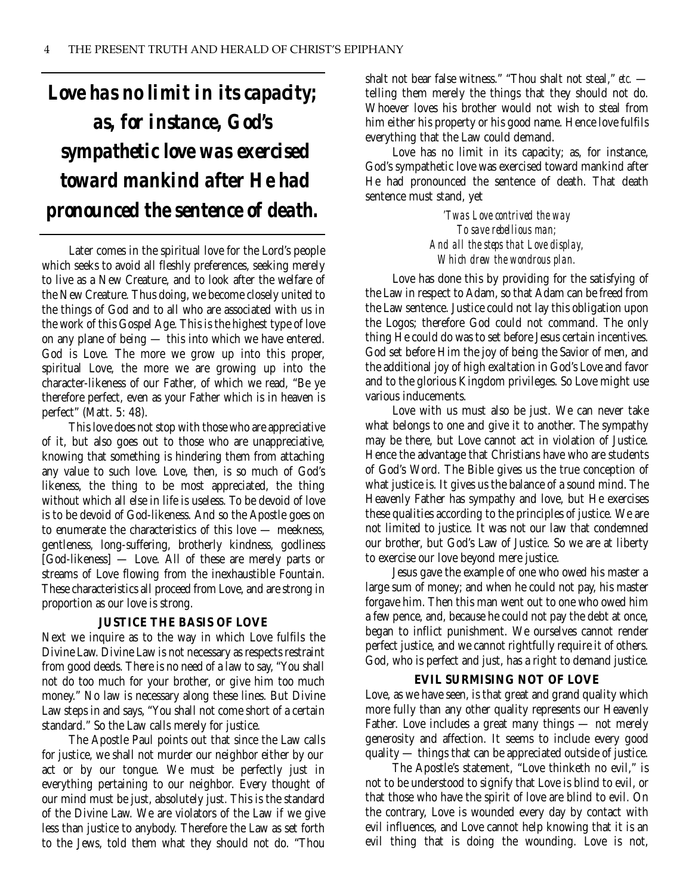**Love has no limit in its capacity; as, for instance, God's sympathetic love was exercised toward mankind after He had pronounced the sentence of death.**

Later comes in the spiritual love for the Lord's people which seeks to avoid all fleshly preferences, seeking merely to live as a New Creature, and to look after the welfare of the New Creature. Thus doing, we become closely united to the things of God and to all who are associated with us in the work of this Gospel Age. This is the highest type of love on any plane of being — this into which we have entered. God is Love. The more we grow up into this proper, spiritual Love, the more we are growing up into the character-likeness of our Father, of which we read, "Be ye therefore perfect, even as your Father which is in heaven is perfect" (Matt. 5: 48).

This love does not stop with those who are appreciative of it, but also goes out to those who are unappreciative, knowing that something is hindering them from attaching any value to such love. Love, then, is so much of God's likeness, the thing to be most appreciated, the thing without which all else in life is useless. To be devoid of love is to be devoid of God-likeness. And so the Apostle goes on to enumerate the characteristics of this love — meekness, gentleness, long-suffering, brotherly kindness, godliness [God-likeness] — Love. All of these are merely parts or streams of Love flowing from the inexhaustible Fountain. These characteristics all proceed from Love, and are strong in proportion as our love is strong.

### JUSTICE THE BASIS OF LOVE

Next we inquire as to the way in which Love fulfils the Divine Law. Divine Law is not necessary as respects restraint from good deeds. There is no need of a law to say, "You shall not do too much for your brother, or give him too much money." No law is necessary along these lines. But Divine Law steps in and says, "You shall not come short of a certain standard." So the Law calls merely for justice.

The Apostle Paul points out that since the Law calls for justice, we shall not murder our neighbor either by our act or by our tongue. We must be perfectly just in everything pertaining to our neighbor. Every thought of our mind must be just, absolutely just. This is the standard of the Divine Law. We are violators of the Law if we give less than justice to anybody. Therefore the Law as set forth to the Jews, told them what they should not do. "Thou shalt not bear false witness." "Thou shalt not steal," *etc.* — telling them merely the things that they should not do. Whoever loves his brother would not wish to steal from him either his property or his good name. Hence love fulfils everything that the Law could demand.

Love has no limit in its capacity; as, for instance, God's sympathetic love was exercised toward mankind after He had pronounced the sentence of death. That death sentence must stand, yet

*'Twas Love contrived the way*
*To save rebellious man;*
*And all the steps that Love display,*
*Which drew the wondrous plan.*

Love has done this by providing for the satisfying of the Law in respect to Adam, so that Adam can be freed from the Law sentence. Justice could not lay this obligation upon the Logos; therefore God could not command. The only thing He could do was to set before Jesus certain incentives. God set before Him the joy of being the Savior of men, and the additional joy of high exaltation in God's Love and favor and to the glorious Kingdom privileges. So Love might use various inducements.

Love with us must also be just. We can never take what belongs to one and give it to another. The sympathy may be there, but Love cannot act in violation of Justice. Hence the advantage that Christians have who are students of God's Word. The Bible gives us the true conception of what justice is. It gives us the balance of a sound mind. The Heavenly Father has sympathy and love, but He exercises these qualities according to the principles of justice. We are not limited to justice. It was not our law that condemned our brother, but God's Law of Justice. So we are at liberty to exercise our love beyond mere justice.

Jesus gave the example of one who owed his master a large sum of money; and when he could not pay, his master forgave him. Then this man went out to one who owed him a few pence, and, because he could not pay the debt at once, began to inflict punishment. We ourselves cannot render perfect justice, and we cannot rightfully require it of others. God, who is perfect and just, has a right to demand justice.

### EVIL SURMISING NOT OF LOVE

Love, as we have seen, is that great and grand quality which more fully than any other quality represents our Heavenly Father. Love includes a great many things — not merely generosity and affection. It seems to include every good quality — things that can be appreciated outside of justice.

The Apostle's statement, "Love thinketh no evil," is not to be understood to signify that Love is blind to evil, or that those who have the spirit of love are blind to evil. On the contrary, Love is wounded every day by contact with evil influences, and Love cannot help knowing that it is an evil thing that is doing the wounding. Love is not,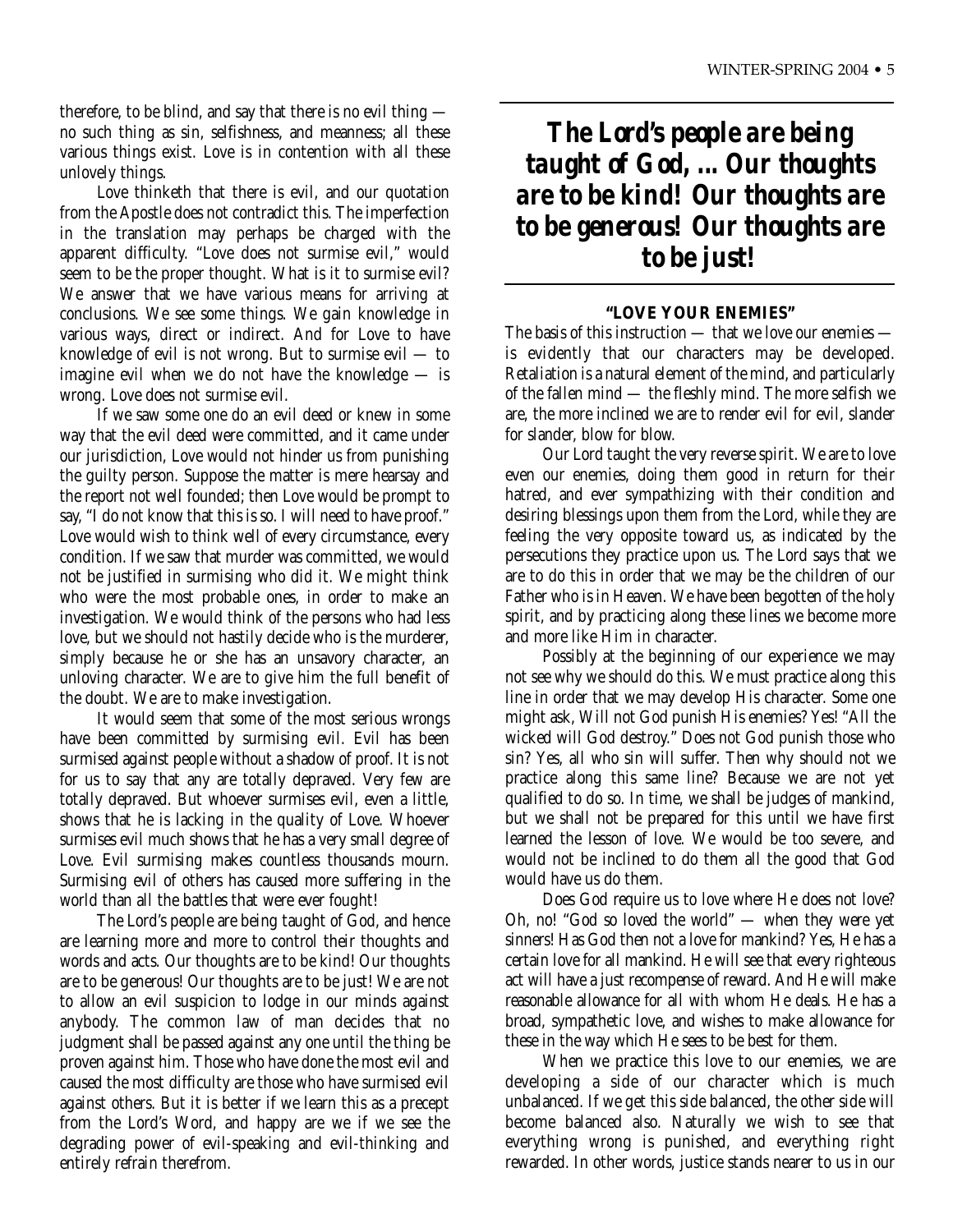therefore, to be blind, and say that there is no evil thing — no such thing as sin, selfishness, and meanness; all these various things exist. Love is in contention with all these unlovely things.

Love thinketh that there is evil, and our quotation from the Apostle does not contradict this. The imperfection in the translation may perhaps be charged with the apparent difficulty. "Love does not surmise evil," would seem to be the proper thought. What is it to surmise evil? We answer that we have various means for arriving at conclusions. We see some things. We gain knowledge in various ways, direct or indirect. And for Love to have knowledge of evil is not wrong. But to surmise evil — to imagine evil when we do not have the knowledge — is wrong. Love does not surmise evil.

If we saw some one do an evil deed or knew in some way that the evil deed were committed, and it came under our jurisdiction, Love would not hinder us from punishing the guilty person. Suppose the matter is mere hearsay and the report not well founded; then Love would be prompt to say, "I do not know that this is so. I will need to have proof." Love would wish to think well of every circumstance, every condition. If we saw that murder was committed, we would not be justified in surmising who did it. We might think who were the most probable ones, in order to make an investigation. We would think of the persons who had less love, but we should not hastily decide who is the murderer, simply because he or she has an unsavory character, an unloving character. We are to give him the full benefit of the doubt. We are to make investigation.

It would seem that some of the most serious wrongs have been committed by surmising evil. Evil has been surmised against people without a shadow of proof. It is not for us to say that any are totally depraved. Very few are totally depraved. But whoever surmises evil, even a little, shows that he is lacking in the quality of Love. Whoever surmises evil much shows that he has a very small degree of Love. Evil surmising makes countless thousands mourn. Surmising evil of others has caused more suffering in the world than all the battles that were ever fought!

The Lord's people are being taught of God, and hence are learning more and more to control their thoughts and words and acts. Our thoughts are to be kind! Our thoughts are to be generous! Our thoughts are to be just! We are not to allow an evil suspicion to lodge in our minds against anybody. The common law of man decides that no judgment shall be passed against any one until the thing be proven against him. Those who have done the most evil and caused the most difficulty are those who have surmised evil against others. But it is better if we learn this as a precept from the Lord's Word, and happy are we if we see the degrading power of evil-speaking and evil-thinking and entirely refrain therefrom.

> ***The Lord's people are being taught of God, ... Our thoughts are to be kind! Our thoughts are to be generous! Our thoughts are to be just!***

### "LOVE YOUR ENEMIES"

The basis of this instruction — that we love our enemies — is evidently that our characters may be developed. Retaliation is a natural element of the mind, and particularly of the fallen mind — the fleshly mind. The more selfish we are, the more inclined we are to render evil for evil, slander for slander, blow for blow.

Our Lord taught the very reverse spirit. We are to love even our enemies, doing them good in return for their hatred, and ever sympathizing with their condition and desiring blessings upon them from the Lord, while they are feeling the very opposite toward us, as indicated by the persecutions they practice upon us. The Lord says that we are to do this in order that we may be the children of our Father who is in Heaven. We have been begotten of the holy spirit, and by practicing along these lines we become more and more like Him in character.

Possibly at the beginning of our experience we may not see why we should do this. We must practice along this line in order that we may develop His character. Some one might ask, Will not God punish His enemies? Yes! "All the wicked will God destroy." Does not God punish those who sin? Yes, all who sin will suffer. Then why should not we practice along this same line? Because we are not yet qualified to do so. In time, we shall be judges of mankind, but we shall not be prepared for this until we have first learned the lesson of love. We would be too severe, and would not be inclined to do them all the good that God would have us do them.

Does God require us to love where He does not love? Oh, no! "God so loved the world" — when they were yet sinners! Has God then not a love for mankind? Yes, He has a certain love for all mankind. He will see that every righteous act will have a just recompense of reward. And He will make reasonable allowance for all with whom He deals. He has a broad, sympathetic love, and wishes to make allowance for these in the way which He sees to be best for them.

When we practice this love to our enemies, we are developing a side of our character which is much unbalanced. If we get this side balanced, the other side will become balanced also. Naturally we wish to see that everything wrong is punished, and everything right rewarded. In other words, justice stands nearer to us in our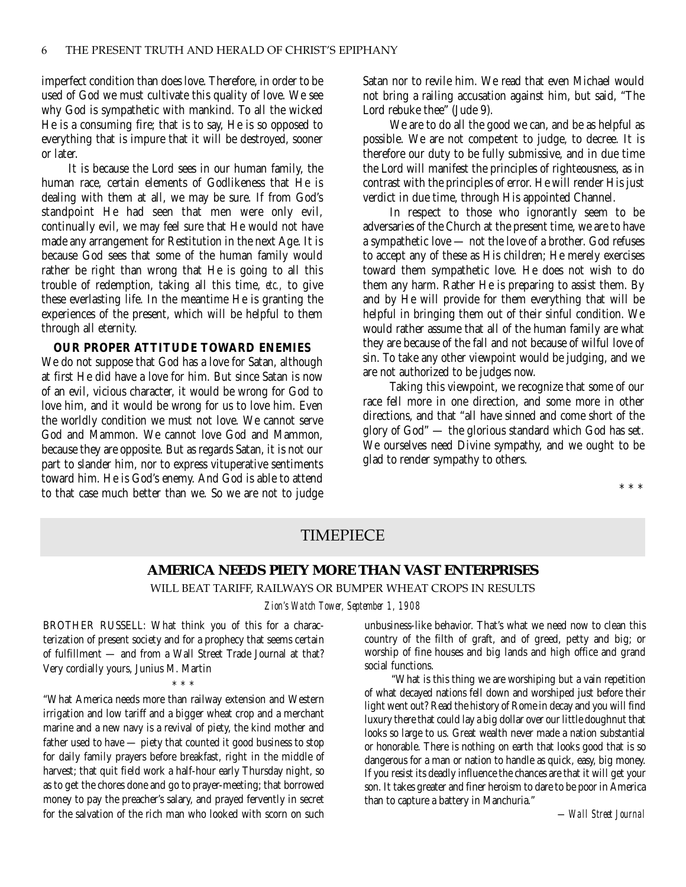imperfect condition than does love. Therefore, in order to be used of God we must cultivate this quality of love. We see why God is sympathetic with mankind. To all the wicked He is a consuming fire; that is to say, He is so opposed to everything that is impure that it will be destroyed, sooner or later.

It is because the Lord sees in our human family, the human race, certain elements of Godlikeness that He is dealing with them at all, we may be sure. If from God's standpoint He had seen that men were only evil, continually evil, we may feel sure that He would not have made any arrangement for Restitution in the next Age. It is because God sees that some of the human family would rather be right than wrong that He is going to all this trouble of redemption, taking all this time, *etc.,* to give these everlasting life. In the meantime He is granting the experiences of the present, which will be helpful to them through all eternity.

### OUR PROPER ATTITUDE TOWARD ENEMIES

We do not suppose that God has a love for Satan, although at first He did have a love for him. But since Satan is now of an evil, vicious character, it would be wrong for God to love him, and it would be wrong for us to love him. Even the worldly condition we must not love. We cannot serve God and Mammon. We cannot love God and Mammon, because they are opposite. But as regards Satan, it is not our part to slander him, nor to express vituperative sentiments toward him. He is God's enemy. And God is able to attend to that case much better than we. So we are not to judge Satan nor to revile him. We read that even Michael would not bring a railing accusation against him, but said, "The Lord rebuke thee" (Jude 9).

We are to do all the good we can, and be as helpful as possible. We are not competent to judge, to decree. It is therefore our duty to be fully submissive, and in due time the Lord will manifest the principles of righteousness, as in contrast with the principles of error. He will render His just verdict in due time, through His appointed Channel.

In respect to those who ignorantly seem to be adversaries of the Church at the present time, we are to have a sympathetic love — not the love of a brother. God refuses to accept any of these as His children; He merely exercises toward them sympathetic love. He does not wish to do them any harm. Rather He is preparing to assist them. By and by He will provide for them everything that will be helpful in bringing them out of their sinful condition. We would rather assume that all of the human family are what they are because of the fall and not because of wilful love of sin. To take any other viewpoint would be judging, and we are not authorized to be judges now.

Taking this viewpoint, we recognize that some of our race fell more in one direction, and some more in other directions, and that "all have sinned and come short of the glory of God" — the glorious standard which God has set. We ourselves need Divine sympathy, and we ought to be glad to render sympathy to others.

\* \* \*

## TIMEPIECE

### AMERICA NEEDS PIETY MORE THAN VAST ENTERPRISES

WILL BEAT TARIFF, RAILWAYS OR BUMPER WHEAT CROPS IN RESULTS

*Zion's Watch Tower, September 1, 1908*

BROTHER RUSSELL: What think you of this for a characterization of present society and for a prophecy that seems certain of fulfillment — and from a Wall Street Trade Journal at that? Very cordially yours, Junius M. Martin

\* \* \*

"What America needs more than railway extension and Western irrigation and low tariff and a bigger wheat crop and a merchant marine and a new navy is a revival of piety, the kind mother and father used to have — piety that counted it good business to stop for daily family prayers before breakfast, right in the middle of harvest; that quit field work a half-hour early Thursday night, so as to get the chores done and go to prayer-meeting; that borrowed money to pay the preacher's salary, and prayed fervently in secret for the salvation of the rich man who looked with scorn on such unbusiness-like behavior. That's what we need now to clean this country of the filth of graft, and of greed, petty and big; or worship of fine houses and big lands and high office and grand social functions.

"What is this thing we are worshiping but a vain repetition of what decayed nations fell down and worshiped just before their light went out? Read the history of Rome in decay and you will find luxury there that could lay a big dollar over our little doughnut that looks so large to us. Great wealth never made a nation substantial or honorable. There is nothing on earth that looks good that is so dangerous for a man or nation to handle as quick, easy, big money. If you resist its deadly influence the chances are that it will get your son. It takes greater and finer heroism to dare to be poor in America than to capture a battery in Manchuria."

*—Wall Street Journal*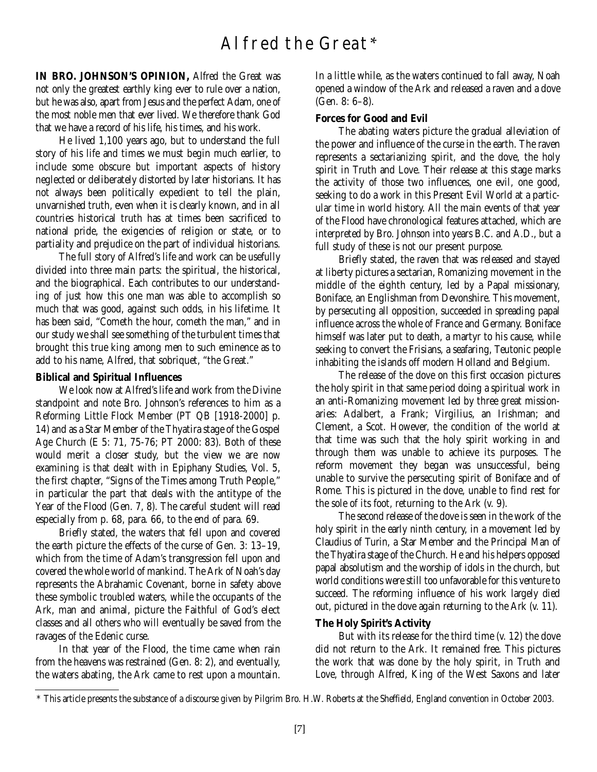# Alfred the Great*

**IN BRO. JOHNSON'S OPINION,** Alfred the Great was not only the greatest earthly king ever to rule over a nation, but he was also, apart from Jesus and the perfect Adam, one of the most noble men that ever lived. We therefore thank God that we have a record of his life, his times, and his work.

He lived 1,100 years ago, but to understand the full story of his life and times we must begin much earlier, to include some obscure but important aspects of history neglected or deliberately distorted by later historians. It has not always been politically expedient to tell the plain, unvarnished truth, even when it is clearly known, and in all countries historical truth has at times been sacrificed to national pride, the exigencies of religion or state, or to partiality and prejudice on the part of individual historians.

The full story of Alfred's life and work can be usefully divided into three main parts: the spiritual, the historical, and the biographical. Each contributes to our understanding of just how this one man was able to accomplish so much that was good, against such odds, in his lifetime. It has been said, "Cometh the hour, cometh the man," and in our study we shall see something of the turbulent times that brought this true king among men to such eminence as to add to his name, Alfred, that sobriquet, "the Great."

### Biblical and Spiritual Influences

We look now at Alfred's life and work from the Divine standpoint and note Bro. Johnson's references to him as a Reforming Little Flock Member (PT QB [1918-2000] p. 14) and as a Star Member of the Thyatira stage of the Gospel Age Church (E 5: 71, 75-76; PT 2000: 83). Both of these would merit a closer study, but the view we are now examining is that dealt with in Epiphany Studies, Vol. 5, the first chapter, "Signs of the Times among Truth People," in particular the part that deals with the antitype of the Year of the Flood (Gen. 7, 8). The careful student will read especially from p. 68, para. 66, to the end of para. 69.

Briefly stated, the waters that fell upon and covered the earth picture the effects of the curse of Gen. 3: 13–19, which from the time of Adam's transgression fell upon and covered the whole world of mankind. The Ark of Noah's day represents the Abrahamic Covenant, borne in safety above these symbolic troubled waters, while the occupants of the Ark, man and animal, picture the Faithful of God's elect classes and all others who will eventually be saved from the ravages of the Edenic curse.

In that year of the Flood, the time came when rain from the heavens was restrained (Gen. 8: 2), and eventually, the waters abating, the Ark came to rest upon a mountain. In a little while, as the waters continued to fall away, Noah opened a window of the Ark and released a raven and a dove (Gen. 8: 6–8).

### Forces for Good and Evil

The abating waters picture the gradual alleviation of the power and influence of the curse in the earth. The raven represents a sectarianizing spirit, and the dove, the holy spirit in Truth and Love. Their release at this stage marks the activity of those two influences, one evil, one good, seeking to do a work in this Present Evil World at a particular time in world history. All the main events of that year of the Flood have chronological features attached, which are interpreted by Bro. Johnson into years B.C. and A.D., but a full study of these is not our present purpose.

Briefly stated, the raven that was released and stayed at liberty pictures a sectarian, Romanizing movement in the middle of the eighth century, led by a Papal missionary, Boniface, an Englishman from Devonshire. This movement, by persecuting all opposition, succeeded in spreading papal influence across the whole of France and Germany. Boniface himself was later put to death, a martyr to his cause, while seeking to convert the Frisians, a seafaring, Teutonic people inhabiting the islands off modern Holland and Belgium.

The release of the dove on this first occasion pictures the holy spirit in that same period doing a spiritual work in an anti-Romanizing movement led by three great missionaries: Adalbert, a Frank; Virgilius, an Irishman; and Clement, a Scot. However, the condition of the world at that time was such that the holy spirit working in and through them was unable to achieve its purposes. The reform movement they began was unsuccessful, being unable to survive the persecuting spirit of Boniface and of Rome. This is pictured in the dove, unable to find rest for the sole of its foot, returning to the Ark (v. 9).

The second release of the dove is seen in the work of the holy spirit in the early ninth century, in a movement led by Claudius of Turin, a Star Member and the Principal Man of the Thyatira stage of the Church. He and his helpers opposed papal absolutism and the worship of idols in the church, but world conditions were still too unfavorable for this venture to succeed. The reforming influence of his work largely died out, pictured in the dove again returning to the Ark (v. 11).

### The Holy Spirit's Activity

But with its release for the third time (v. 12) the dove did not return to the Ark. It remained free. This pictures the work that was done by the holy spirit, in Truth and Love, through Alfred, King of the West Saxons and later

---

\* This article presents the substance of a discourse given by Pilgrim Bro. H.W. Roberts at the Sheffield, England convention in October 2003.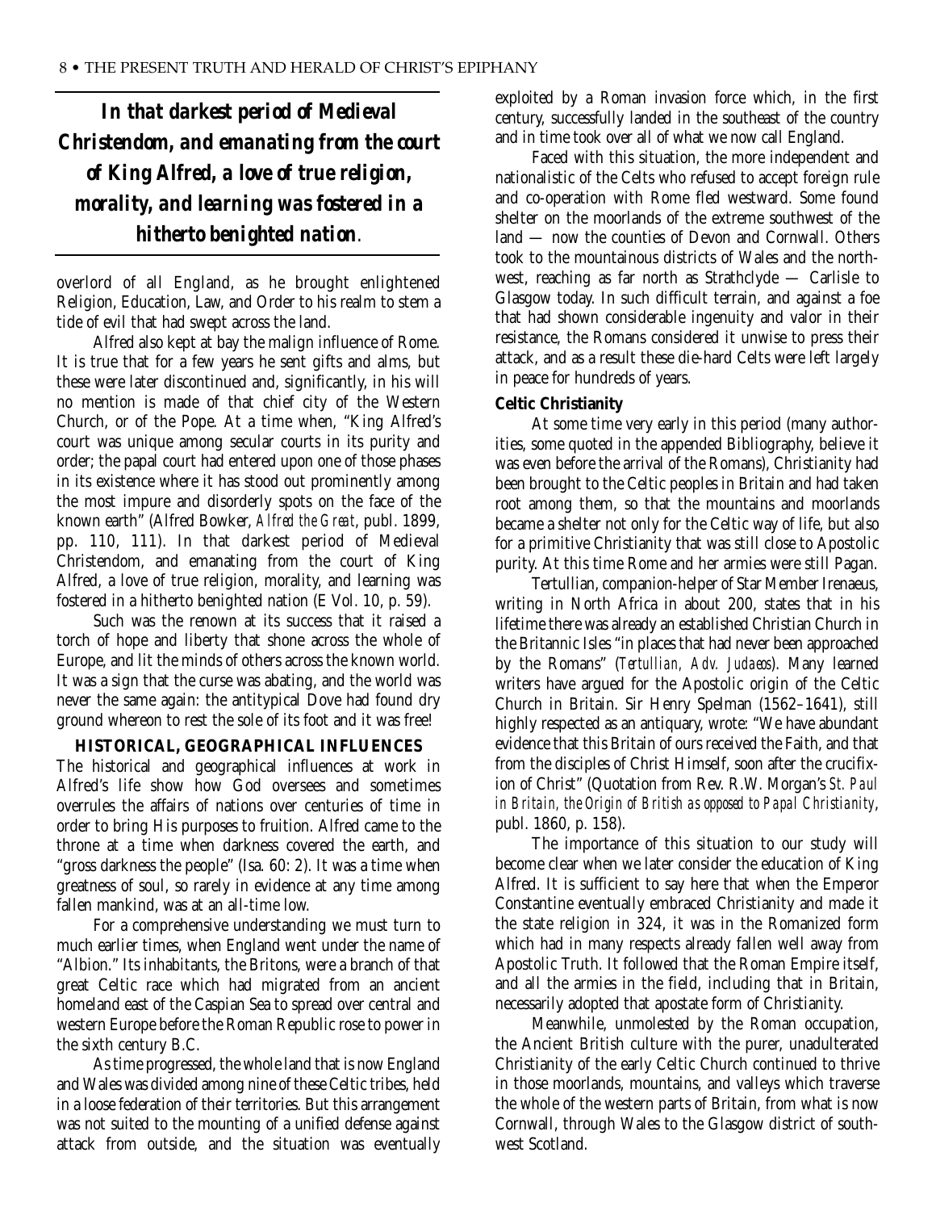***In that darkest period of Medieval Christendom, and emanating from the court of King Alfred, a love of true religion, morality, and learning was fostered in a hitherto benighted nation.***

overlord of all England, as he brought enlightened Religion, Education, Law, and Order to his realm to stem a tide of evil that had swept across the land.

Alfred also kept at bay the malign influence of Rome. It is true that for a few years he sent gifts and alms, but these were later discontinued and, significantly, in his will no mention is made of that chief city of the Western Church, or of the Pope. At a time when, "King Alfred's court was unique among secular courts in its purity and order; the papal court had entered upon one of those phases in its existence where it has stood out prominently among the most impure and disorderly spots on the face of the known earth" (Alfred Bowker, *Alfred the Great*, publ. 1899, pp. 110, 111). In that darkest period of Medieval Christendom, and emanating from the court of King Alfred, a love of true religion, morality, and learning was fostered in a hitherto benighted nation (E Vol. 10, p. 59).

Such was the renown at its success that it raised a torch of hope and liberty that shone across the whole of Europe, and lit the minds of others across the known world. It was a sign that the curse was abating, and the world was never the same again: the antitypical Dove had found dry ground whereon to rest the sole of its foot and it was free!

### HISTORICAL, GEOGRAPHICAL INFLUENCES

The historical and geographical influences at work in Alfred's life show how God oversees and sometimes overrules the affairs of nations over centuries of time in order to bring His purposes to fruition. Alfred came to the throne at a time when darkness covered the earth, and "gross darkness the people" (Isa. 60: 2). It was a time when greatness of soul, so rarely in evidence at any time among fallen mankind, was at an all-time low.

For a comprehensive understanding we must turn to much earlier times, when England went under the name of "Albion." Its inhabitants, the Britons, were a branch of that great Celtic race which had migrated from an ancient homeland east of the Caspian Sea to spread over central and western Europe before the Roman Republic rose to power in the sixth century B.C.

As time progressed, the whole land that is now England and Wales was divided among nine of these Celtic tribes, held in a loose federation of their territories. But this arrangement was not suited to the mounting of a unified defense against attack from outside, and the situation was eventually exploited by a Roman invasion force which, in the first century, successfully landed in the southeast of the country and in time took over all of what we now call England.

Faced with this situation, the more independent and nationalistic of the Celts who refused to accept foreign rule and co-operation with Rome fled westward. Some found shelter on the moorlands of the extreme southwest of the land — now the counties of Devon and Cornwall. Others took to the mountainous districts of Wales and the northwest, reaching as far north as Strathclyde — Carlisle to Glasgow today. In such difficult terrain, and against a foe that had shown considerable ingenuity and valor in their resistance, the Romans considered it unwise to press their attack, and as a result these die-hard Celts were left largely in peace for hundreds of years.

#### Celtic Christianity

At some time very early in this period (many authorities, some quoted in the appended Bibliography, believe it was even before the arrival of the Romans), Christianity had been brought to the Celtic peoples in Britain and had taken root among them, so that the mountains and moorlands became a shelter not only for the Celtic way of life, but also for a primitive Christianity that was still close to Apostolic purity. At this time Rome and her armies were still Pagan.

Tertullian, companion-helper of Star Member Irenaeus, writing in North Africa in about 200, states that in his lifetime there was already an established Christian Church in the Britannic Isles "in places that had never been approached by the Romans" (*Tertullian, Adv. Judaeos*). Many learned writers have argued for the Apostolic origin of the Celtic Church in Britain. Sir Henry Spelman (1562–1641), still highly respected as an antiquary, wrote: "We have abundant evidence that this Britain of ours received the Faith, and that from the disciples of Christ Himself, soon after the crucifixion of Christ" (Quotation from Rev. R.W. Morgan's *St. Paul in Britain, the Origin of British as opposed to Papal Christianity*, publ. 1860, p. 158).

The importance of this situation to our study will become clear when we later consider the education of King Alfred. It is sufficient to say here that when the Emperor Constantine eventually embraced Christianity and made it the state religion in 324, it was in the Romanized form which had in many respects already fallen well away from Apostolic Truth. It followed that the Roman Empire itself, and all the armies in the field, including that in Britain, necessarily adopted that apostate form of Christianity.

Meanwhile, unmolested by the Roman occupation, the Ancient British culture with the purer, unadulterated Christianity of the early Celtic Church continued to thrive in those moorlands, mountains, and valleys which traverse the whole of the western parts of Britain, from what is now Cornwall, through Wales to the Glasgow district of southwest Scotland.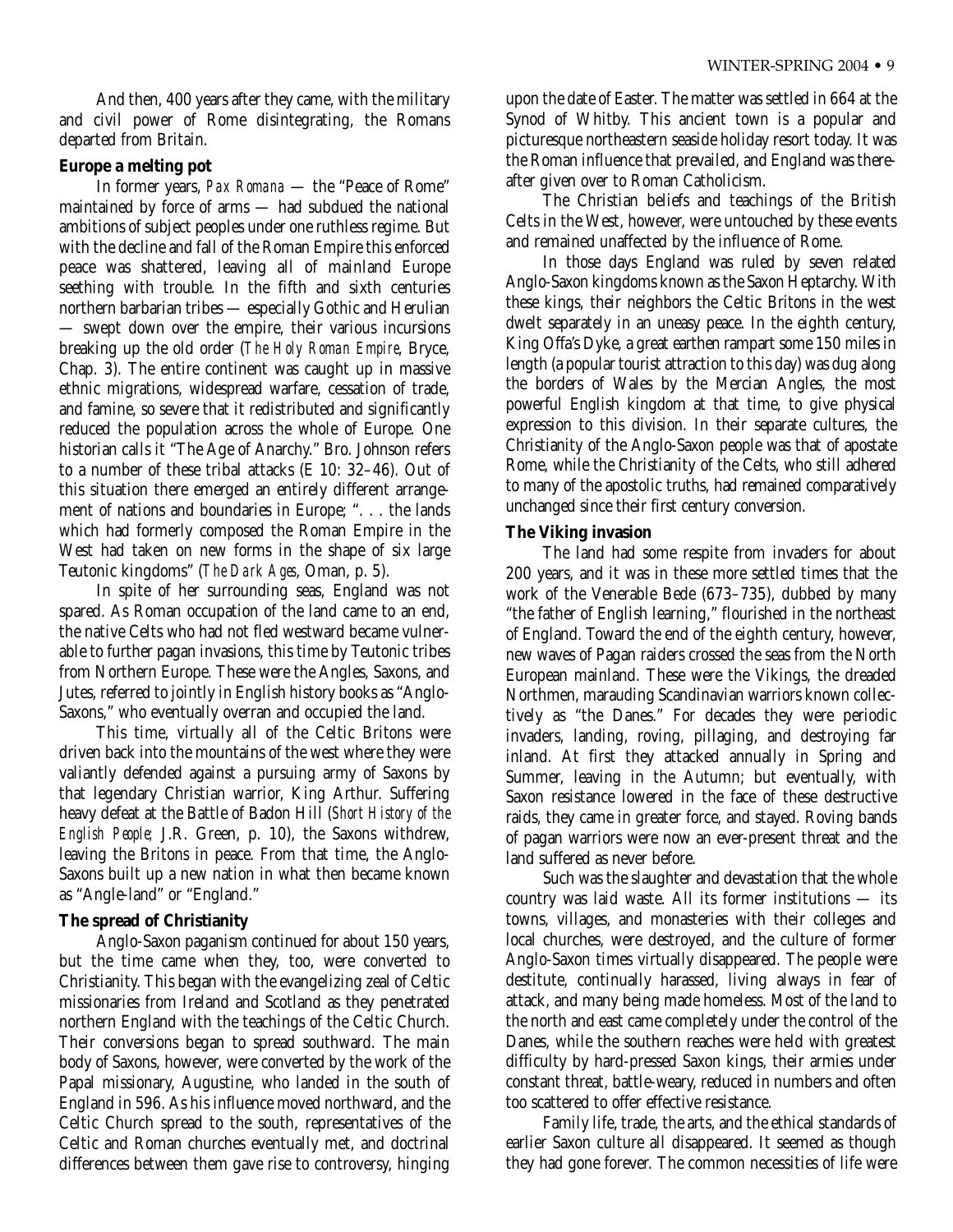And then, 400 years after they came, with the military and civil power of Rome disintegrating, the Romans departed from Britain.

### Europe a melting pot

In former years, *Pax Romana* — the "Peace of Rome" maintained by force of arms — had subdued the national ambitions of subject peoples under one ruthless regime. But with the decline and fall of the Roman Empire this enforced peace was shattered, leaving all of mainland Europe seething with trouble. In the fifth and sixth centuries northern barbarian tribes — especially Gothic and Herulian — swept down over the empire, their various incursions breaking up the old order (*The Holy Roman Empire*, Bryce, Chap. 3). The entire continent was caught up in massive ethnic migrations, widespread warfare, cessation of trade, and famine, so severe that it redistributed and significantly reduced the population across the whole of Europe. One historian calls it "The Age of Anarchy." Bro. Johnson refers to a number of these tribal attacks (E 10: 32–46). Out of this situation there emerged an entirely different arrangement of nations and boundaries in Europe; ". . . the lands which had formerly composed the Roman Empire in the West had taken on new forms in the shape of six large Teutonic kingdoms" (*The Dark Ages*, Oman, p. 5).

In spite of her surrounding seas, England was not spared. As Roman occupation of the land came to an end, the native Celts who had not fled westward became vulnerable to further pagan invasions, this time by Teutonic tribes from Northern Europe. These were the Angles, Saxons, and Jutes, referred to jointly in English history books as "Anglo-Saxons," who eventually overran and occupied the land.

This time, virtually all of the Celtic Britons were driven back into the mountains of the west where they were valiantly defended against a pursuing army of Saxons by that legendary Christian warrior, King Arthur. Suffering heavy defeat at the Battle of Badon Hill (*Short History of the English People*; J.R. Green, p. 10), the Saxons withdrew, leaving the Britons in peace. From that time, the Anglo-Saxons built up a new nation in what then became known as "Angle-land" or "England."

### The spread of Christianity

Anglo-Saxon paganism continued for about 150 years, but the time came when they, too, were converted to Christianity. This began with the evangelizing zeal of Celtic missionaries from Ireland and Scotland as they penetrated northern England with the teachings of the Celtic Church. Their conversions began to spread southward. The main body of Saxons, however, were converted by the work of the Papal missionary, Augustine, who landed in the south of England in 596. As his influence moved northward, and the Celtic Church spread to the south, representatives of the Celtic and Roman churches eventually met, and doctrinal differences between them gave rise to controversy, hinging upon the date of Easter. The matter was settled in 664 at the Synod of Whitby. This ancient town is a popular and picturesque northeastern seaside holiday resort today. It was the Roman influence that prevailed, and England was thereafter given over to Roman Catholicism.

The Christian beliefs and teachings of the British Celts in the West, however, were untouched by these events and remained unaffected by the influence of Rome.

In those days England was ruled by seven related Anglo-Saxon kingdoms known as the Saxon Heptarchy. With these kings, their neighbors the Celtic Britons in the west dwelt separately in an uneasy peace. In the eighth century, King Offa's Dyke, a great earthen rampart some 150 miles in length (a popular tourist attraction to this day) was dug along the borders of Wales by the Mercian Angles, the most powerful English kingdom at that time, to give physical expression to this division. In their separate cultures, the Christianity of the Anglo-Saxon people was that of apostate Rome, while the Christianity of the Celts, who still adhered to many of the apostolic truths, had remained comparatively unchanged since their first century conversion.

### The Viking invasion

The land had some respite from invaders for about 200 years, and it was in these more settled times that the work of the Venerable Bede (673–735), dubbed by many "the father of English learning," flourished in the northeast of England. Toward the end of the eighth century, however, new waves of Pagan raiders crossed the seas from the North European mainland. These were the Vikings, the dreaded Northmen, marauding Scandinavian warriors known collectively as "the Danes." For decades they were periodic invaders, landing, roving, pillaging, and destroying far inland. At first they attacked annually in Spring and Summer, leaving in the Autumn; but eventually, with Saxon resistance lowered in the face of these destructive raids, they came in greater force, and stayed. Roving bands of pagan warriors were now an ever-present threat and the land suffered as never before.

Such was the slaughter and devastation that the whole country was laid waste. All its former institutions — its towns, villages, and monasteries with their colleges and local churches, were destroyed, and the culture of former Anglo-Saxon times virtually disappeared. The people were destitute, continually harassed, living always in fear of attack, and many being made homeless. Most of the land to the north and east came completely under the control of the Danes, while the southern reaches were held with greatest difficulty by hard-pressed Saxon kings, their armies under constant threat, battle-weary, reduced in numbers and often too scattered to offer effective resistance.

Family life, trade, the arts, and the ethical standards of earlier Saxon culture all disappeared. It seemed as though they had gone forever. The common necessities of life were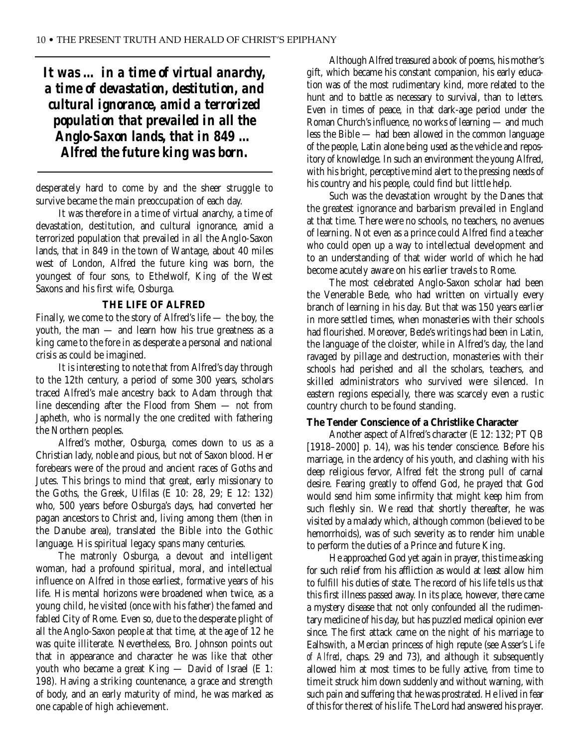*It was ... in a time of virtual anarchy, a time of devastation, destitution, and cultural ignorance, amid a terrorized population that prevailed in all the Anglo-Saxon lands, that in 849 ... Alfred the future king was born.*

desperately hard to come by and the sheer struggle to survive became the main preoccupation of each day.

It was therefore in a time of virtual anarchy, a time of devastation, destitution, and cultural ignorance, amid a terrorized population that prevailed in all the Anglo-Saxon lands, that in 849 in the town of Wantage, about 40 miles west of London, Alfred the future king was born, the youngest of four sons, to Ethelwolf, King of the West Saxons and his first wife, Osburga.

### THE LIFE OF ALFRED

Finally, we come to the story of Alfred's life — the boy, the youth, the man — and learn how his true greatness as a king came to the fore in as desperate a personal and national crisis as could be imagined.

It is interesting to note that from Alfred's day through to the 12th century, a period of some 300 years, scholars traced Alfred's male ancestry back to Adam through that line descending after the Flood from Shem — not from Japheth, who is normally the one credited with fathering the Northern peoples.

Alfred's mother, Osburga, comes down to us as a Christian lady, noble and pious, but not of Saxon blood. Her forebears were of the proud and ancient races of Goths and Jutes. This brings to mind that great, early missionary to the Goths, the Greek, Ulfilas (E 10: 28, 29; E 12: 132) who, 500 years before Osburga's days, had converted her pagan ancestors to Christ and, living among them (then in the Danube area), translated the Bible into the Gothic language. His spiritual legacy spans many centuries.

The matronly Osburga, a devout and intelligent woman, had a profound spiritual, moral, and intellectual influence on Alfred in those earliest, formative years of his life. His mental horizons were broadened when twice, as a young child, he visited (once with his father) the famed and fabled City of Rome. Even so, due to the desperate plight of all the Anglo-Saxon people at that time, at the age of 12 he was quite illiterate. Nevertheless, Bro. Johnson points out that in appearance and character he was like that other youth who became a great King — David of Israel (E 1: 198). Having a striking countenance, a grace and strength of body, and an early maturity of mind, he was marked as one capable of high achievement.

Although Alfred treasured a book of poems, his mother's gift, which became his constant companion, his early education was of the most rudimentary kind, more related to the hunt and to battle as necessary to survival, than to letters. Even in times of peace, in that dark-age period under the Roman Church's influence, no works of learning — and much less the Bible — had been allowed in the common language of the people, Latin alone being used as the vehicle and repository of knowledge. In such an environment the young Alfred, with his bright, perceptive mind alert to the pressing needs of his country and his people, could find but little help.

Such was the devastation wrought by the Danes that the greatest ignorance and barbarism prevailed in England at that time. There were no schools, no teachers, no avenues of learning. Not even as a prince could Alfred find a teacher who could open up a way to intellectual development and to an understanding of that wider world of which he had become acutely aware on his earlier travels to Rome.

The most celebrated Anglo-Saxon scholar had been the Venerable Bede, who had written on virtually every branch of learning in his day. But that was 150 years earlier in more settled times, when monasteries with their schools had flourished. Moreover, Bede's writings had been in Latin, the language of the cloister, while in Alfred's day, the land ravaged by pillage and destruction, monasteries with their schools had perished and all the scholars, teachers, and skilled administrators who survived were silenced. In eastern regions especially, there was scarcely even a rustic country church to be found standing.

#### The Tender Conscience of a Christlike Character

Another aspect of Alfred's character (E 12: 132; PT QB [1918–2000] p. 14), was his tender conscience. Before his marriage, in the ardency of his youth, and clashing with his deep religious fervor, Alfred felt the strong pull of carnal desire. Fearing greatly to offend God, he prayed that God would send him some infirmity that might keep him from such fleshly sin. We read that shortly thereafter, he was visited by a malady which, although common (believed to be hemorrhoids), was of such severity as to render him unable to perform the duties of a Prince and future King.

He approached God yet again in prayer, this time asking for such relief from his affliction as would at least allow him to fulfill his duties of state. The record of his life tells us that this first illness passed away. In its place, however, there came a mystery disease that not only confounded all the rudimentary medicine of his day, but has puzzled medical opinion ever since. The first attack came on the night of his marriage to Ealhswith, a Mercian princess of high repute (see Asser's *Life of Alfred*, chaps. 29 and 73), and although it subsequently allowed him at most times to be fully active, from time to time it struck him down suddenly and without warning, with such pain and suffering that he was prostrated. He lived in fear of this for the rest of his life. The Lord had answered his prayer.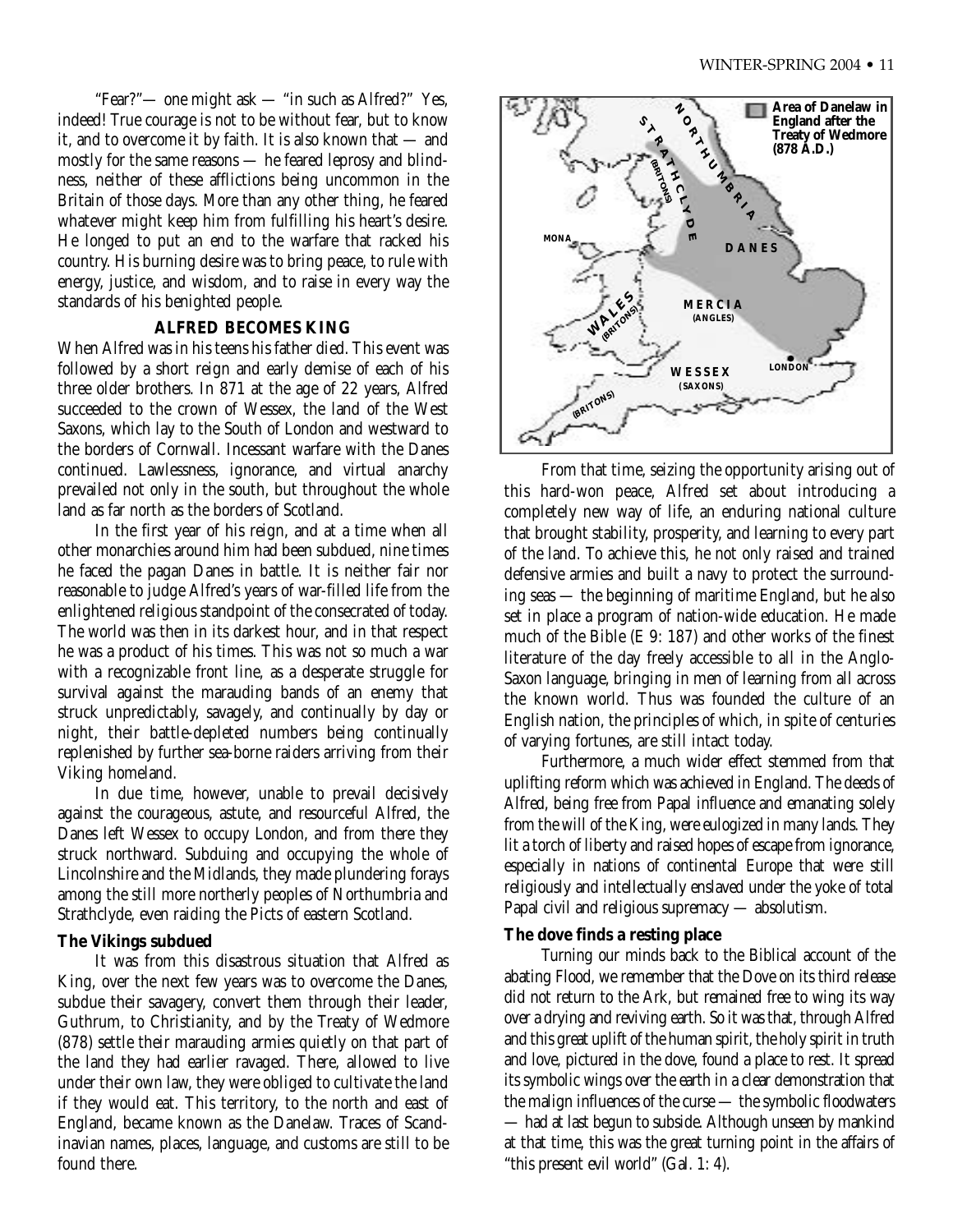"Fear?"— one might ask — "in such as Alfred?" Yes, indeed! True courage is not to be without fear, but to know it, and to overcome it by faith. It is also known that — and mostly for the same reasons — he feared leprosy and blindness, neither of these afflictions being uncommon in the Britain of those days. More than any other thing, he feared whatever might keep him from fulfilling his heart's desire. He longed to put an end to the warfare that racked his country. His burning desire was to bring peace, to rule with energy, justice, and wisdom, and to raise in every way the standards of his benighted people.

### ALFRED BECOMES KING

When Alfred was in his teens his father died. This event was followed by a short reign and early demise of each of his three older brothers. In 871 at the age of 22 years, Alfred succeeded to the crown of Wessex, the land of the West Saxons, which lay to the South of London and westward to the borders of Cornwall. Incessant warfare with the Danes continued. Lawlessness, ignorance, and virtual anarchy prevailed not only in the south, but throughout the whole land as far north as the borders of Scotland.

In the first year of his reign, and at a time when all other monarchies around him had been subdued, nine times he faced the pagan Danes in battle. It is neither fair nor reasonable to judge Alfred's years of war-filled life from the enlightened religious standpoint of the consecrated of today. The world was then in its darkest hour, and in that respect he was a product of his times. This was not so much a war with a recognizable front line, as a desperate struggle for survival against the marauding bands of an enemy that struck unpredictably, savagely, and continually by day or night, their battle-depleted numbers being continually replenished by further sea-borne raiders arriving from their Viking homeland.

In due time, however, unable to prevail decisively against the courageous, astute, and resourceful Alfred, the Danes left Wessex to occupy London, and from there they struck northward. Subduing and occupying the whole of Lincolnshire and the Midlands, they made plundering forays among the still more northerly peoples of Northumbria and Strathclyde, even raiding the Picts of eastern Scotland.

#### The Vikings subdued

It was from this disastrous situation that Alfred as King, over the next few years was to overcome the Danes, subdue their savagery, convert them through their leader, Guthrum, to Christianity, and by the Treaty of Wedmore (878) settle their marauding armies quietly on that part of the land they had earlier ravaged. There, allowed to live under their own law, they were obliged to cultivate the land if they would eat. This territory, to the north and east of England, became known as the Danelaw. Traces of Scandinavian names, places, language, and customs are still to be found there.

**Area of Danelaw in England after the Treaty of Wedmore (878 A.D.)**

STRATHCLYDE (BRITONS) · NORTHUMBRIA · MONA · DANES · WALES (BRITONS) · MERCIA (ANGLES) · WESSEX (SAXONS) · LONDON · (BRITONS)

From that time, seizing the opportunity arising out of this hard-won peace, Alfred set about introducing a completely new way of life, an enduring national culture that brought stability, prosperity, and learning to every part of the land. To achieve this, he not only raised and trained defensive armies and built a navy to protect the surrounding seas — the beginning of maritime England, but he also set in place a program of nation-wide education. He made much of the Bible (E 9: 187) and other works of the finest literature of the day freely accessible to all in the Anglo-Saxon language, bringing in men of learning from all across the known world. Thus was founded the culture of an English nation, the principles of which, in spite of centuries of varying fortunes, are still intact today.

Furthermore, a much wider effect stemmed from that uplifting reform which was achieved in England. The deeds of Alfred, being free from Papal influence and emanating solely from the will of the King, were eulogized in many lands. They lit a torch of liberty and raised hopes of escape from ignorance, especially in nations of continental Europe that were still religiously and intellectually enslaved under the yoke of total Papal civil and religious supremacy — absolutism.

#### The dove finds a resting place

Turning our minds back to the Biblical account of the abating Flood, we remember that the Dove on its third release did not return to the Ark, but remained free to wing its way over a drying and reviving earth. So it was that, through Alfred and this great uplift of the human spirit, the holy spirit in truth and love, pictured in the dove, found a place to rest. It spread its symbolic wings over the earth in a clear demonstration that the malign influences of the curse — the symbolic floodwaters — had at last begun to subside. Although unseen by mankind at that time, this was the great turning point in the affairs of "this present evil world" (Gal. 1: 4).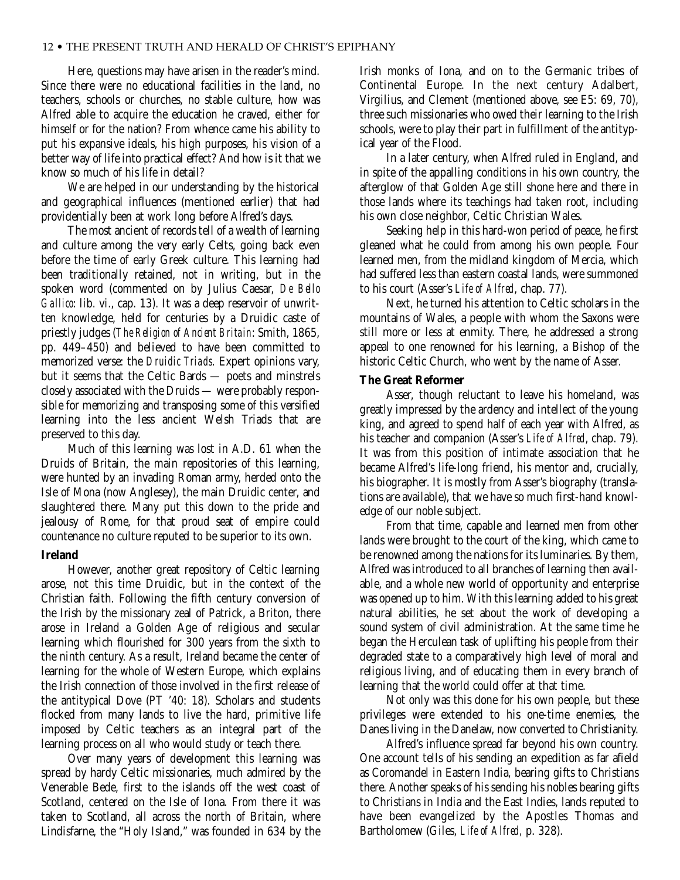Here, questions may have arisen in the reader's mind. Since there were no educational facilities in the land, no teachers, schools or churches, no stable culture, how was Alfred able to acquire the education he craved, either for himself or for the nation? From whence came his ability to put his expansive ideals, his high purposes, his vision of a better way of life into practical effect? And how is it that we know so much of his life in detail?

We are helped in our understanding by the historical and geographical influences (mentioned earlier) that had providentially been at work long before Alfred's days.

The most ancient of records tell of a wealth of learning and culture among the very early Celts, going back even before the time of early Greek culture. This learning had been traditionally retained, not in writing, but in the spoken word (commented on by Julius Caesar, *De Bello Gallico*: lib. vi., cap. 13). It was a deep reservoir of unwritten knowledge, held for centuries by a Druidic caste of priestly judges (*The Religion of Ancient Britain*: Smith, 1865, pp. 449–450) and believed to have been committed to memorized verse: the *Druidic Triads*. Expert opinions vary, but it seems that the Celtic Bards — poets and minstrels closely associated with the Druids — were probably responsible for memorizing and transposing some of this versified learning into the less ancient Welsh Triads that are preserved to this day.

Much of this learning was lost in A.D. 61 when the Druids of Britain, the main repositories of this learning, were hunted by an invading Roman army, herded onto the Isle of Mona (now Anglesey), the main Druidic center, and slaughtered there. Many put this down to the pride and jealousy of Rome, for that proud seat of empire could countenance no culture reputed to be superior to its own.

**Ireland**

However, another great repository of Celtic learning arose, not this time Druidic, but in the context of the Christian faith. Following the fifth century conversion of the Irish by the missionary zeal of Patrick, a Briton, there arose in Ireland a Golden Age of religious and secular learning which flourished for 300 years from the sixth to the ninth century. As a result, Ireland became the center of learning for the whole of Western Europe, which explains the Irish connection of those involved in the first release of the antitypical Dove (PT '40: 18). Scholars and students flocked from many lands to live the hard, primitive life imposed by Celtic teachers as an integral part of the learning process on all who would study or teach there.

Over many years of development this learning was spread by hardy Celtic missionaries, much admired by the Venerable Bede, first to the islands off the west coast of Scotland, centered on the Isle of Iona. From there it was taken to Scotland, all across the north of Britain, where Lindisfarne, the "Holy Island," was founded in 634 by the Irish monks of Iona, and on to the Germanic tribes of Continental Europe. In the next century Adalbert, Virgilius, and Clement (mentioned above, see E5: 69, 70), three such missionaries who owed their learning to the Irish schools, were to play their part in fulfillment of the antitypical year of the Flood.

In a later century, when Alfred ruled in England, and in spite of the appalling conditions in his own country, the afterglow of that Golden Age still shone here and there in those lands where its teachings had taken root, including his own close neighbor, Celtic Christian Wales.

Seeking help in this hard-won period of peace, he first gleaned what he could from among his own people. Four learned men, from the midland kingdom of Mercia, which had suffered less than eastern coastal lands, were summoned to his court (Asser's *Life of Alfred*, chap. 77).

Next, he turned his attention to Celtic scholars in the mountains of Wales, a people with whom the Saxons were still more or less at enmity. There, he addressed a strong appeal to one renowned for his learning, a Bishop of the historic Celtic Church, who went by the name of Asser.

**The Great Reformer**

Asser, though reluctant to leave his homeland, was greatly impressed by the ardency and intellect of the young king, and agreed to spend half of each year with Alfred, as his teacher and companion (Asser's *Life of Alfred*, chap. 79). It was from this position of intimate association that he became Alfred's life-long friend, his mentor and, crucially, his biographer. It is mostly from Asser's biography (translations are available), that we have so much first-hand knowledge of our noble subject.

From that time, capable and learned men from other lands were brought to the court of the king, which came to be renowned among the nations for its luminaries. By them, Alfred was introduced to all branches of learning then available, and a whole new world of opportunity and enterprise was opened up to him. With this learning added to his great natural abilities, he set about the work of developing a sound system of civil administration. At the same time he began the Herculean task of uplifting his people from their degraded state to a comparatively high level of moral and religious living, and of educating them in every branch of learning that the world could offer at that time.

Not only was this done for his own people, but these privileges were extended to his one-time enemies, the Danes living in the Danelaw, now converted to Christianity.

Alfred's influence spread far beyond his own country. One account tells of his sending an expedition as far afield as Coromandel in Eastern India, bearing gifts to Christians there. Another speaks of his sending his nobles bearing gifts to Christians in India and the East Indies, lands reputed to have been evangelized by the Apostles Thomas and Bartholomew (Giles, *Life of Alfred*, p. 328).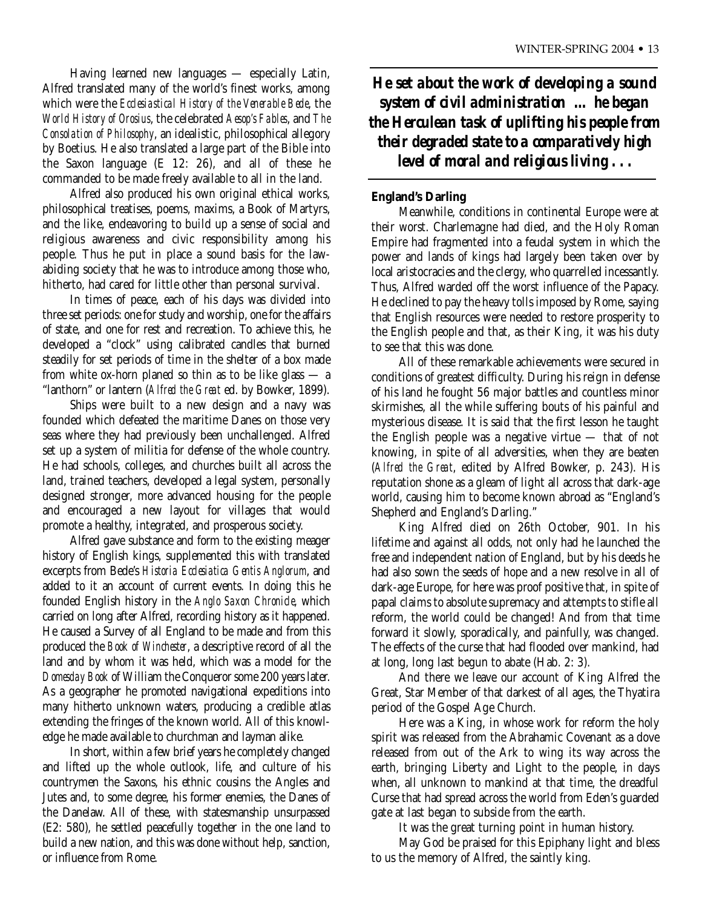Having learned new languages — especially Latin, Alfred translated many of the world's finest works, among which were the *Ecclesiastical History of the Venerable Bede*, the *World History of Orosius*, the celebrated *Aesop's Fables*, and *The Consolation of Philosophy*, an idealistic, philosophical allegory by Boetius. He also translated a large part of the Bible into the Saxon language (E 12: 26), and all of these he commanded to be made freely available to all in the land.

Alfred also produced his own original ethical works, philosophical treatises, poems, maxims, a Book of Martyrs, and the like, endeavoring to build up a sense of social and religious awareness and civic responsibility among his people. Thus he put in place a sound basis for the law-abiding society that he was to introduce among those who, hitherto, had cared for little other than personal survival.

In times of peace, each of his days was divided into three set periods: one for study and worship, one for the affairs of state, and one for rest and recreation. To achieve this, he developed a "clock" using calibrated candles that burned steadily for set periods of time in the shelter of a box made from white ox-horn planed so thin as to be like glass — a "lanthorn" or lantern (*Alfred the Great* ed. by Bowker, 1899).

Ships were built to a new design and a navy was founded which defeated the maritime Danes on those very seas where they had previously been unchallenged. Alfred set up a system of militia for defense of the whole country. He had schools, colleges, and churches built all across the land, trained teachers, developed a legal system, personally designed stronger, more advanced housing for the people and encouraged a new layout for villages that would promote a healthy, integrated, and prosperous society.

Alfred gave substance and form to the existing meager history of English kings, supplemented this with translated excerpts from Bede's *Historia Ecclesiatica Gentis Anglorum*, and added to it an account of current events. In doing this he founded English history in the *Anglo Saxon Chronicle*, which carried on long after Alfred, recording history as it happened. He caused a Survey of all England to be made and from this produced the *Book of Winchester*, a descriptive record of all the land and by whom it was held, which was a model for the *Domesday Book* of William the Conqueror some 200 years later. As a geographer he promoted navigational expeditions into many hitherto unknown waters, producing a credible atlas extending the fringes of the known world. All of this knowledge he made available to churchman and layman alike.

In short, within a few brief years he completely changed and lifted up the whole outlook, life, and culture of his countrymen the Saxons, his ethnic cousins the Angles and Jutes and, to some degree, his former enemies, the Danes of the Danelaw. All of these, with statesmanship unsurpassed (E2: 580), he settled peacefully together in the one land to build a new nation, and this was done without help, sanction, or influence from Rome.

> ***He set about the work of developing a sound system of civil administration ... he began the Herculean task of uplifting his people from their degraded state to a comparatively high level of moral and religious living . . .***

**England's Darling**

Meanwhile, conditions in continental Europe were at their worst. Charlemagne had died, and the Holy Roman Empire had fragmented into a feudal system in which the power and lands of kings had largely been taken over by local aristocracies and the clergy, who quarrelled incessantly. Thus, Alfred warded off the worst influence of the Papacy. He declined to pay the heavy tolls imposed by Rome, saying that English resources were needed to restore prosperity to the English people and that, as their King, it was his duty to see that this was done.

All of these remarkable achievements were secured in conditions of greatest difficulty. During his reign in defense of his land he fought 56 major battles and countless minor skirmishes, all the while suffering bouts of his painful and mysterious disease. It is said that the first lesson he taught the English people was a negative virtue — that of not knowing, in spite of all adversities, when they are beaten (*Alfred the Great*, edited by Alfred Bowker, p. 243). His reputation shone as a gleam of light all across that dark-age world, causing him to become known abroad as "England's Shepherd and England's Darling."

King Alfred died on 26th October, 901. In his lifetime and against all odds, not only had he launched the free and independent nation of England, but by his deeds he had also sown the seeds of hope and a new resolve in all of dark-age Europe, for here was proof positive that, in spite of papal claims to absolute supremacy and attempts to stifle all reform, the world could be changed! And from that time forward it slowly, sporadically, and painfully, was changed. The effects of the curse that had flooded over mankind, had at long, long last begun to abate (Hab. 2: 3).

And there we leave our account of King Alfred the Great, Star Member of that darkest of all ages, the Thyatira period of the Gospel Age Church.

Here was a King, in whose work for reform the holy spirit was released from the Abrahamic Covenant as a dove released from out of the Ark to wing its way across the earth, bringing Liberty and Light to the people, in days when, all unknown to mankind at that time, the dreadful Curse that had spread across the world from Eden's guarded gate at last began to subside from the earth.

It was the great turning point in human history.

May God be praised for this Epiphany light and bless to us the memory of Alfred, the saintly king.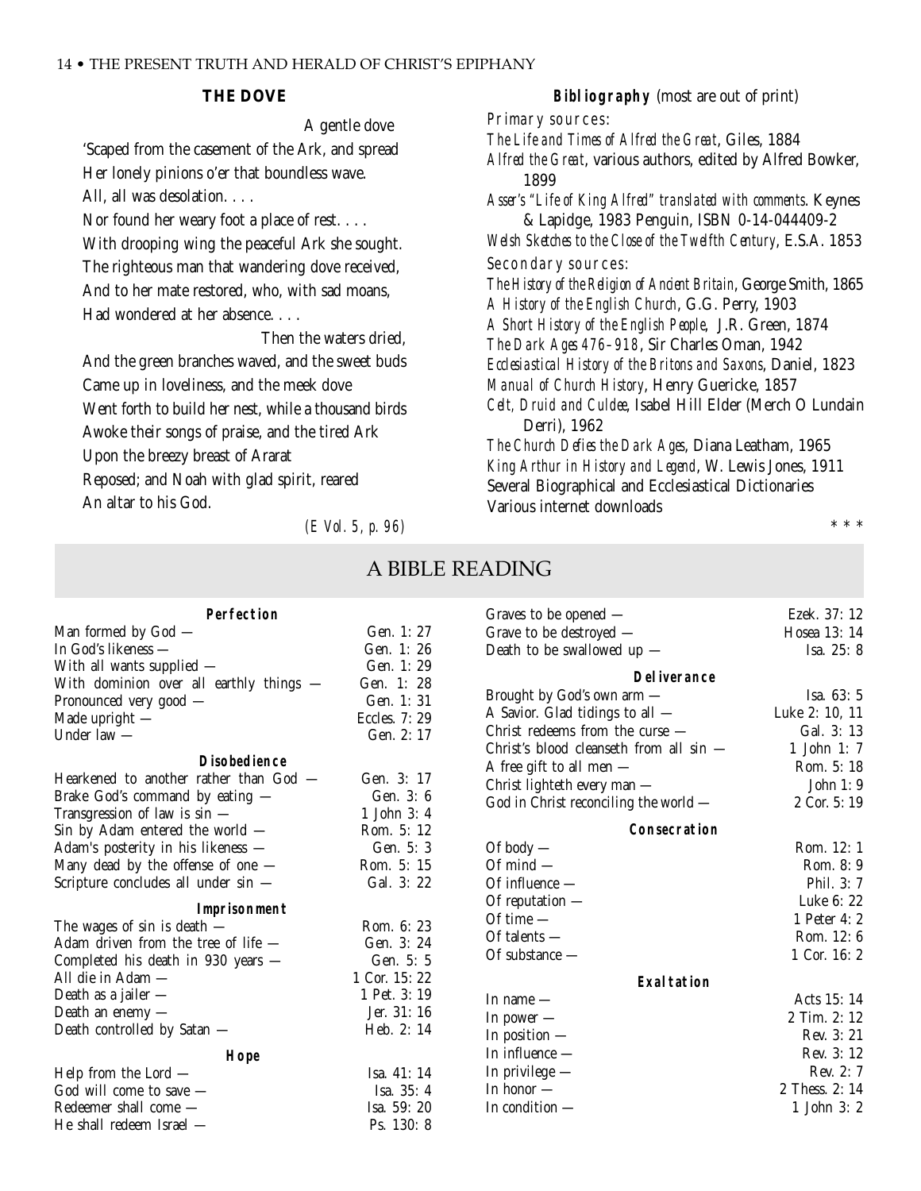**THE DOVE**

A gentle dove
'Scaped from the casement of the Ark, and spread
Her lonely pinions o'er that boundless wave.
All, all was desolation. . . .
Nor found her weary foot a place of rest. . . .
With drooping wing the peaceful Ark she sought.
The righteous man that wandering dove received,
And to her mate restored, who, with sad moans,
Had wondered at her absence. . . .
Then the waters dried,
And the green branches waved, and the sweet buds
Came up in loveliness, and the meek dove
Went forth to build her nest, while a thousand birds
Awoke their songs of praise, and the tired Ark
Upon the breezy breast of Ararat
Reposed; and Noah with glad spirit, reared
An altar to his God.

*(E Vol. 5, p. 96)*

**Bibliography** (most are out of print)

Primary sources:

*The Life and Times of Alfred the Great*, Giles, 1884
*Alfred the Great*, various authors, edited by Alfred Bowker, 1899
*Asser's "Life of King Alfred" translated with comments*. Keynes & Lapidge, 1983 Penguin, ISBN 0-14-044409-2
*Welsh Sketches to the Close of the Twelfth Century*, E.S.A. 1853

Secondary sources:

*The History of the Religion of Ancient Britain*, George Smith, 1865
*A History of the English Church*, G.G. Perry, 1903
*A Short History of the English People*, J.R. Green, 1874
*The Dark Ages 476–918*, Sir Charles Oman, 1942
*Ecclesiastical History of the Britons and Saxons*, Daniel, 1823
*Manual of Church History*, Henry Guericke, 1857
*Celt, Druid and Culdee*, Isabel Hill Elder (Merch O Lundain Derri), 1962
*The Church Defies the Dark Ages*, Diana Leatham, 1965
*King Arthur in History and Legend*, W. Lewis Jones, 1911
Several Biographical and Ecclesiastical Dictionaries
Various internet downloads

\* \* \*

# A BIBLE READING

**Perfection**

| | |
|---|---|
| Man formed by God — | Gen. 1: 27 |
| In God's likeness — | Gen. 1: 26 |
| With all wants supplied — | Gen. 1: 29 |
| With dominion over all earthly things — | Gen. 1: 28 |
| Pronounced very good — | Gen. 1: 31 |
| Made upright — | Eccles. 7: 29 |
| Under law — | Gen. 2: 17 |

**Disobedience**

| | |
|---|---|
| Hearkened to another rather than God — | Gen. 3: 17 |
| Brake God's command by eating — | Gen. 3: 6 |
| Transgression of law is sin — | 1 John 3: 4 |
| Sin by Adam entered the world — | Rom. 5: 12 |
| Adam's posterity in his likeness — | Gen. 5: 3 |
| Many dead by the offense of one — | Rom. 5: 15 |
| Scripture concludes all under sin — | Gal. 3: 22 |

**Imprisonment**

| | |
|---|---|
| The wages of sin is death — | Rom. 6: 23 |
| Adam driven from the tree of life — | Gen. 3: 24 |
| Completed his death in 930 years — | Gen. 5: 5 |
| All die in Adam — | 1 Cor. 15: 22 |
| Death as a jailer — | 1 Pet. 3: 19 |
| Death an enemy — | Jer. 31: 16 |
| Death controlled by Satan — | Heb. 2: 14 |

**Hope**

| | |
|---|---|
| Help from the Lord — | Isa. 41: 14 |
| God will come to save — | Isa. 35: 4 |
| Redeemer shall come — | Isa. 59: 20 |
| He shall redeem Israel — | Ps. 130: 8 |
| Graves to be opened — | Ezek. 37: 12 |
| Grave to be destroyed — | Hosea 13: 14 |
| Death to be swallowed up — | Isa. 25: 8 |

**Deliverance**

| | |
|---|---|
| Brought by God's own arm — | Isa. 63: 5 |
| A Savior. Glad tidings to all — | Luke 2: 10, 11 |
| Christ redeems from the curse — | Gal. 3: 13 |
| Christ's blood cleanseth from all sin — | 1 John 1: 7 |
| A free gift to all men — | Rom. 5: 18 |
| Christ lighteth every man — | John 1: 9 |
| God in Christ reconciling the world — | 2 Cor. 5: 19 |

**Consecration**

| | |
|---|---|
| Of body — | Rom. 12: 1 |
| Of mind — | Rom. 8: 9 |
| Of influence — | Phil. 3: 7 |
| Of reputation — | Luke 6: 22 |
| Of time — | 1 Peter 4: 2 |
| Of talents — | Rom. 12: 6 |
| Of substance — | 1 Cor. 16: 2 |

**Exaltation**

| | |
|---|---|
| In name — | Acts 15: 14 |
| In power — | 2 Tim. 2: 12 |
| In position — | Rev. 3: 21 |
| In influence — | Rev. 3: 12 |
| In privilege — | Rev. 2: 7 |
| In honor — | 2 Thess. 2: 14 |
| In condition — | 1 John 3: 2 |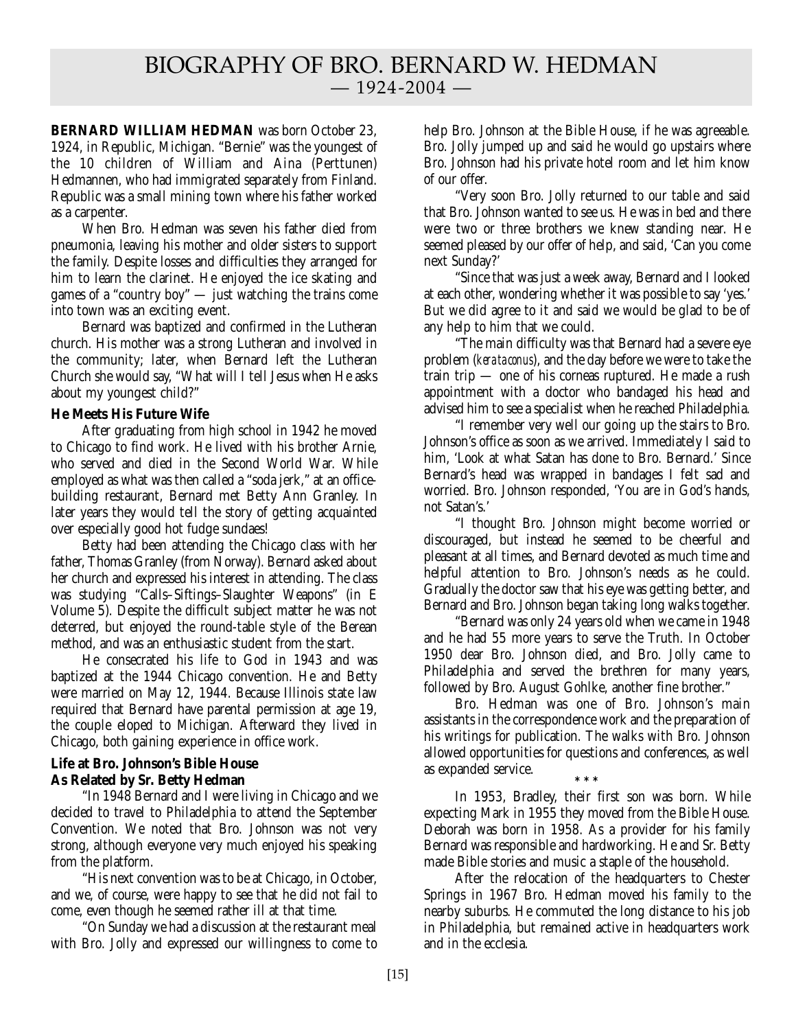# BIOGRAPHY OF BRO. BERNARD W. HEDMAN
## — 1924-2004 —

**BERNARD WILLIAM HEDMAN** was born October 23, 1924, in Republic, Michigan. "Bernie" was the youngest of the 10 children of William and Aina (Perttunen) Hedmannen, who had immigrated separately from Finland. Republic was a small mining town where his father worked as a carpenter.

When Bro. Hedman was seven his father died from pneumonia, leaving his mother and older sisters to support the family. Despite losses and difficulties they arranged for him to learn the clarinet. He enjoyed the ice skating and games of a "country boy" — just watching the trains come into town was an exciting event.

Bernard was baptized and confirmed in the Lutheran church. His mother was a strong Lutheran and involved in the community; later, when Bernard left the Lutheran Church she would say, "What will I tell Jesus when He asks about my youngest child?"

### He Meets His Future Wife

After graduating from high school in 1942 he moved to Chicago to find work. He lived with his brother Arnie, who served and died in the Second World War. While employed as what was then called a "soda jerk," at an office-building restaurant, Bernard met Betty Ann Granley. In later years they would tell the story of getting acquainted over especially good hot fudge sundaes!

Betty had been attending the Chicago class with her father, Thomas Granley (from Norway). Bernard asked about her church and expressed his interest in attending. The class was studying "Calls–Siftings–Slaughter Weapons" (in E Volume 5). Despite the difficult subject matter he was not deterred, but enjoyed the round-table style of the Berean method, and was an enthusiastic student from the start.

He consecrated his life to God in 1943 and was baptized at the 1944 Chicago convention. He and Betty were married on May 12, 1944. Because Illinois state law required that Bernard have parental permission at age 19, the couple eloped to Michigan. Afterward they lived in Chicago, both gaining experience in office work.

### Life at Bro. Johnson's Bible House As Related by Sr. Betty Hedman

"In 1948 Bernard and I were living in Chicago and we decided to travel to Philadelphia to attend the September Convention. We noted that Bro. Johnson was not very strong, although everyone very much enjoyed his speaking from the platform.

"His next convention was to be at Chicago, in October, and we, of course, were happy to see that he did not fail to come, even though he seemed rather ill at that time.

"On Sunday we had a discussion at the restaurant meal with Bro. Jolly and expressed our willingness to come to help Bro. Johnson at the Bible House, if he was agreeable. Bro. Jolly jumped up and said he would go upstairs where Bro. Johnson had his private hotel room and let him know of our offer.

"Very soon Bro. Jolly returned to our table and said that Bro. Johnson wanted to see us. He was in bed and there were two or three brothers we knew standing near. He seemed pleased by our offer of help, and said, 'Can you come next Sunday?'

"Since that was just a week away, Bernard and I looked at each other, wondering whether it was possible to say 'yes.' But we did agree to it and said we would be glad to be of any help to him that we could.

"The main difficulty was that Bernard had a severe eye problem (*kerataconus*), and the day before we were to take the train trip — one of his corneas ruptured. He made a rush appointment with a doctor who bandaged his head and advised him to see a specialist when he reached Philadelphia.

"I remember very well our going up the stairs to Bro. Johnson's office as soon as we arrived. Immediately I said to him, 'Look at what Satan has done to Bro. Bernard.' Since Bernard's head was wrapped in bandages I felt sad and worried. Bro. Johnson responded, 'You are in God's hands, not Satan's.'

"I thought Bro. Johnson might become worried or discouraged, but instead he seemed to be cheerful and pleasant at all times, and Bernard devoted as much time and helpful attention to Bro. Johnson's needs as he could. Gradually the doctor saw that his eye was getting better, and Bernard and Bro. Johnson began taking long walks together.

"Bernard was only 24 years old when we came in 1948 and he had 55 more years to serve the Truth. In October 1950 dear Bro. Johnson died, and Bro. Jolly came to Philadelphia and served the brethren for many years, followed by Bro. August Gohlke, another fine brother."

Bro. Hedman was one of Bro. Johnson's main assistants in the correspondence work and the preparation of his writings for publication. The walks with Bro. Johnson allowed opportunities for questions and conferences, as well as expanded service.

\* \* \*

In 1953, Bradley, their first son was born. While expecting Mark in 1955 they moved from the Bible House. Deborah was born in 1958. As a provider for his family Bernard was responsible and hardworking. He and Sr. Betty made Bible stories and music a staple of the household.

After the relocation of the headquarters to Chester Springs in 1967 Bro. Hedman moved his family to the nearby suburbs. He commuted the long distance to his job in Philadelphia, but remained active in headquarters work and in the ecclesia.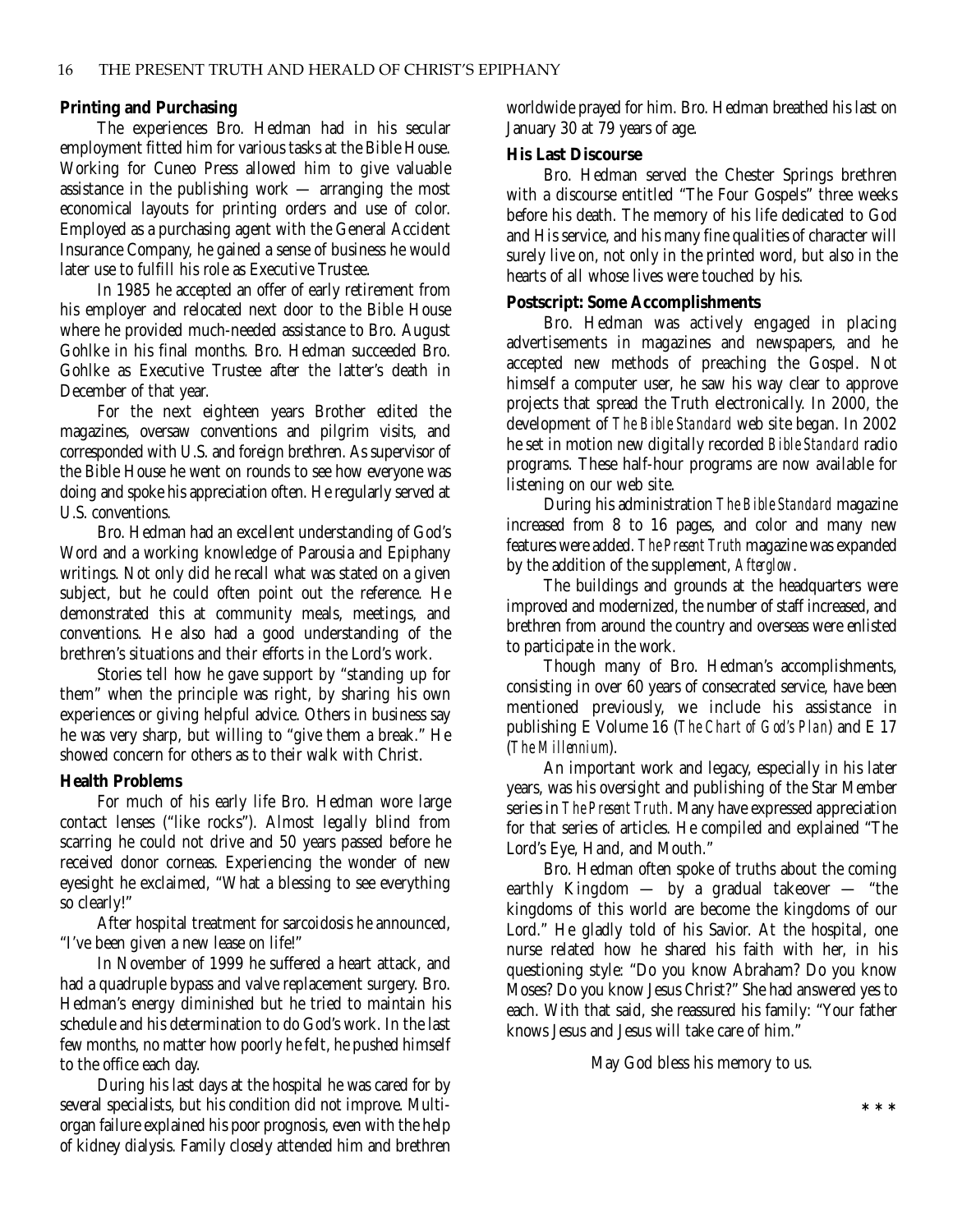### Printing and Purchasing

The experiences Bro. Hedman had in his secular employment fitted him for various tasks at the Bible House. Working for Cuneo Press allowed him to give valuable assistance in the publishing work — arranging the most economical layouts for printing orders and use of color. Employed as a purchasing agent with the General Accident Insurance Company, he gained a sense of business he would later use to fulfill his role as Executive Trustee.

In 1985 he accepted an offer of early retirement from his employer and relocated next door to the Bible House where he provided much-needed assistance to Bro. August Gohlke in his final months. Bro. Hedman succeeded Bro. Gohlke as Executive Trustee after the latter's death in December of that year.

For the next eighteen years Brother edited the magazines, oversaw conventions and pilgrim visits, and corresponded with U.S. and foreign brethren. As supervisor of the Bible House he went on rounds to see how everyone was doing and spoke his appreciation often. He regularly served at U.S. conventions.

Bro. Hedman had an excellent understanding of God's Word and a working knowledge of Parousia and Epiphany writings. Not only did he recall what was stated on a given subject, but he could often point out the reference. He demonstrated this at community meals, meetings, and conventions. He also had a good understanding of the brethren's situations and their efforts in the Lord's work.

Stories tell how he gave support by "standing up for them" when the principle was right, by sharing his own experiences or giving helpful advice. Others in business say he was very sharp, but willing to "give them a break." He showed concern for others as to their walk with Christ.

### Health Problems

For much of his early life Bro. Hedman wore large contact lenses ("like rocks"). Almost legally blind from scarring he could not drive and 50 years passed before he received donor corneas. Experiencing the wonder of new eyesight he exclaimed, "What a blessing to see everything so clearly!"

After hospital treatment for sarcoidosis he announced, "I've been given a new lease on life!"

In November of 1999 he suffered a heart attack, and had a quadruple bypass and valve replacement surgery. Bro. Hedman's energy diminished but he tried to maintain his schedule and his determination to do God's work. In the last few months, no matter how poorly he felt, he pushed himself to the office each day.

During his last days at the hospital he was cared for by several specialists, but his condition did not improve. Multi-organ failure explained his poor prognosis, even with the help of kidney dialysis. Family closely attended him and brethren worldwide prayed for him. Bro. Hedman breathed his last on January 30 at 79 years of age.

### His Last Discourse

Bro. Hedman served the Chester Springs brethren with a discourse entitled "The Four Gospels" three weeks before his death. The memory of his life dedicated to God and His service, and his many fine qualities of character will surely live on, not only in the printed word, but also in the hearts of all whose lives were touched by his.

### Postscript: Some Accomplishments

Bro. Hedman was actively engaged in placing advertisements in magazines and newspapers, and he accepted new methods of preaching the Gospel. Not himself a computer user, he saw his way clear to approve projects that spread the Truth electronically. In 2000, the development of *The Bible Standard* web site began. In 2002 he set in motion new digitally recorded *Bible Standard* radio programs. These half-hour programs are now available for listening on our web site.

During his administration *The Bible Standard* magazine increased from 8 to 16 pages, and color and many new features were added. *The Present Truth* magazine was expanded by the addition of the supplement, *Afterglow*.

The buildings and grounds at the headquarters were improved and modernized, the number of staff increased, and brethren from around the country and overseas were enlisted to participate in the work.

Though many of Bro. Hedman's accomplishments, consisting in over 60 years of consecrated service, have been mentioned previously, we include his assistance in publishing E Volume 16 (*The Chart of God's Plan*) and E 17 (*The Millennium*).

An important work and legacy, especially in his later years, was his oversight and publishing of the Star Member series in *The Present Truth*. Many have expressed appreciation for that series of articles. He compiled and explained "The Lord's Eye, Hand, and Mouth."

Bro. Hedman often spoke of truths about the coming earthly Kingdom — by a gradual takeover — "the kingdoms of this world are become the kingdoms of our Lord." He gladly told of his Savior. At the hospital, one nurse related how he shared his faith with her, in his questioning style: "Do you know Abraham? Do you know Moses? Do you know Jesus Christ?" She had answered yes to each. With that said, she reassured his family: "Your father knows Jesus and Jesus will take care of him."

May God bless his memory to us.

\* \* \*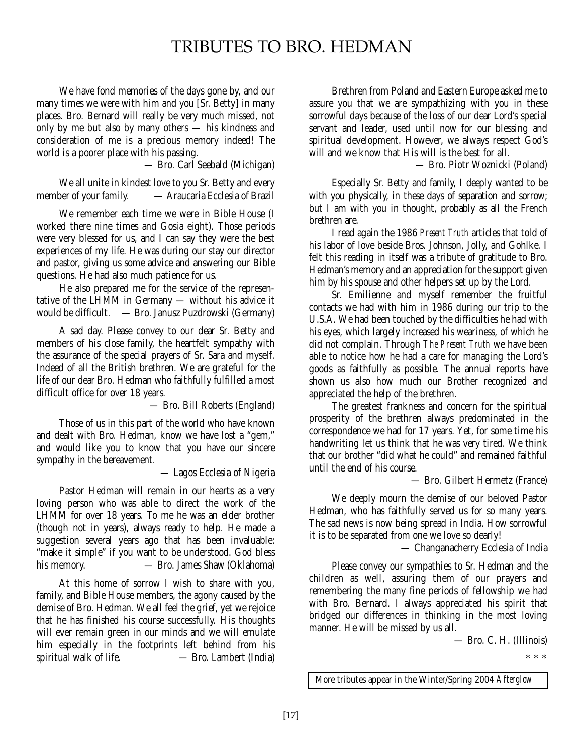# TRIBUTES TO BRO. HEDMAN

We have fond memories of the days gone by, and our many times we were with him and you [Sr. Betty] in many places. Bro. Bernard will really be very much missed, not only by me but also by many others — his kindness and consideration of me is a precious memory indeed! The world is a poorer place with his passing.

— Bro. Carl Seebald (Michigan)

We all unite in kindest love to you Sr. Betty and every member of your family. — Araucaria Ecclesia of Brazil

We remember each time we were in Bible House (I worked there nine times and Gosia eight). Those periods were very blessed for us, and I can say they were the best experiences of my life. He was during our stay our director and pastor, giving us some advice and answering our Bible questions. He had also much patience for us.

He also prepared me for the service of the representative of the LHMM in Germany — without his advice it would be difficult. — Bro. Janusz Puzdrowski (Germany)

A sad day. Please convey to our dear Sr. Betty and members of his close family, the heartfelt sympathy with the assurance of the special prayers of Sr. Sara and myself. Indeed of all the British brethren. We are grateful for the life of our dear Bro. Hedman who faithfully fulfilled a most difficult office for over 18 years.

— Bro. Bill Roberts (England)

Those of us in this part of the world who have known and dealt with Bro. Hedman, know we have lost a "gem," and would like you to know that you have our sincere sympathy in the bereavement.

— Lagos Ecclesia of Nigeria

Pastor Hedman will remain in our hearts as a very loving person who was able to direct the work of the LHMM for over 18 years. To me he was an elder brother (though not in years), always ready to help. He made a suggestion several years ago that has been invaluable: "make it simple" if you want to be understood. God bless his memory. — Bro. James Shaw (Oklahoma)

At this home of sorrow I wish to share with you, family, and Bible House members, the agony caused by the demise of Bro. Hedman. We all feel the grief, yet we rejoice that he has finished his course successfully. His thoughts will ever remain green in our minds and we will emulate him especially in the footprints left behind from his spiritual walk of life. — Bro. Lambert (India)

Brethren from Poland and Eastern Europe asked me to assure you that we are sympathizing with you in these sorrowful days because of the loss of our dear Lord's special servant and leader, used until now for our blessing and spiritual development. However, we always respect God's will and we know that His will is the best for all.

— Bro. Piotr Woznicki (Poland)

Especially Sr. Betty and family, I deeply wanted to be with you physically, in these days of separation and sorrow; but I am with you in thought, probably as all the French brethren are.

I read again the 1986 *Present Truth* articles that told of his labor of love beside Bros. Johnson, Jolly, and Gohlke. I felt this reading in itself was a tribute of gratitude to Bro. Hedman's memory and an appreciation for the support given him by his spouse and other helpers set up by the Lord.

Sr. Emilienne and myself remember the fruitful contacts we had with him in 1986 during our trip to the U.S.A. We had been touched by the difficulties he had with his eyes, which largely increased his weariness, of which he did not complain. Through *The Present Truth* we have been able to notice how he had a care for managing the Lord's goods as faithfully as possible. The annual reports have shown us also how much our Brother recognized and appreciated the help of the brethren.

The greatest frankness and concern for the spiritual prosperity of the brethren always predominated in the correspondence we had for 17 years. Yet, for some time his handwriting let us think that he was very tired. We think that our brother "did what he could" and remained faithful until the end of his course.

— Bro. Gilbert Hermetz (France)

We deeply mourn the demise of our beloved Pastor Hedman, who has faithfully served us for so many years. The sad news is now being spread in India. How sorrowful it is to be separated from one we love so dearly!

— Changanacherry Ecclesia of India

Please convey our sympathies to Sr. Hedman and the children as well, assuring them of our prayers and remembering the many fine periods of fellowship we had with Bro. Bernard. I always appreciated his spirit that bridged our differences in thinking in the most loving manner. He will be missed by us all.

— Bro. C. H. (Illinois)

\* \* \*

More tributes appear in the Winter/Spring 2004 *Afterglow*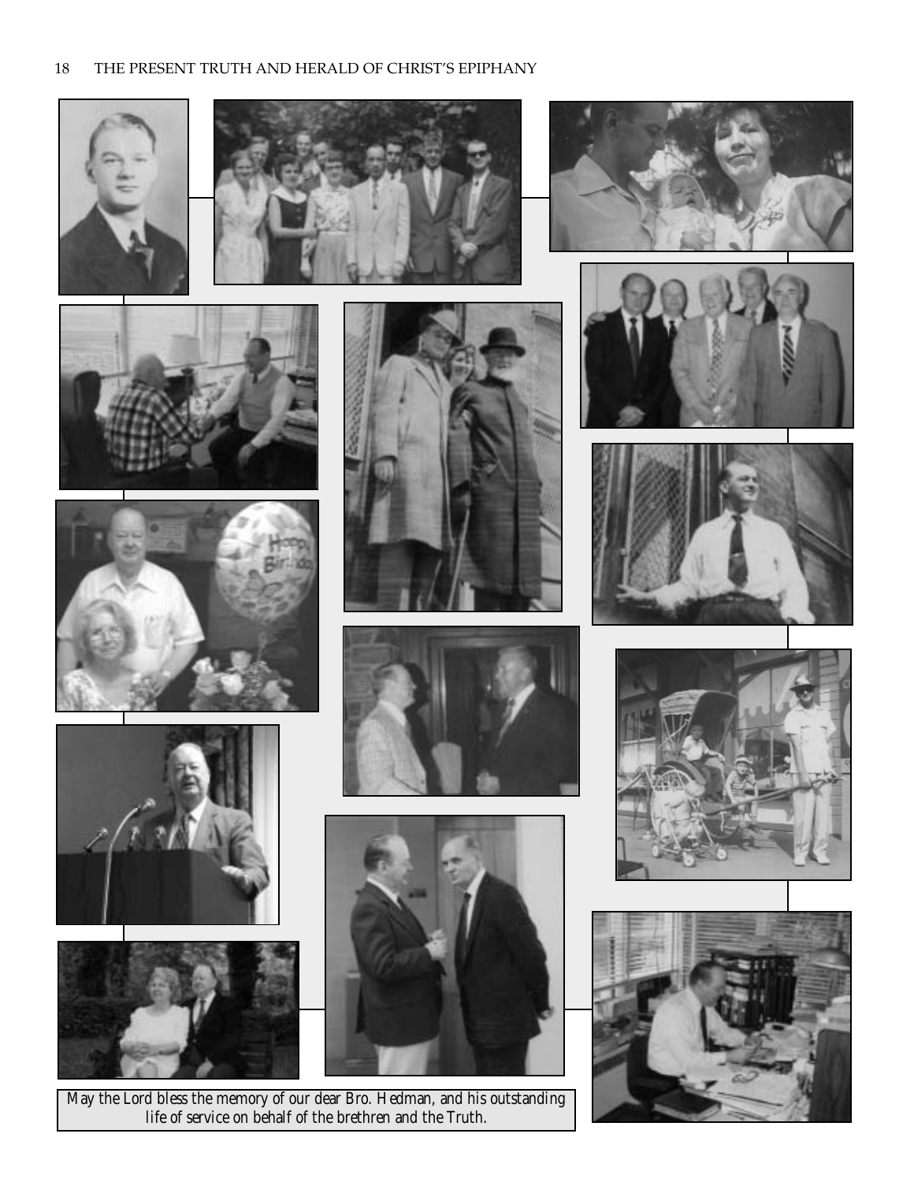May the Lord bless the memory of our dear Bro. Hedman, and his outstanding life of service on behalf of the brethren and the Truth.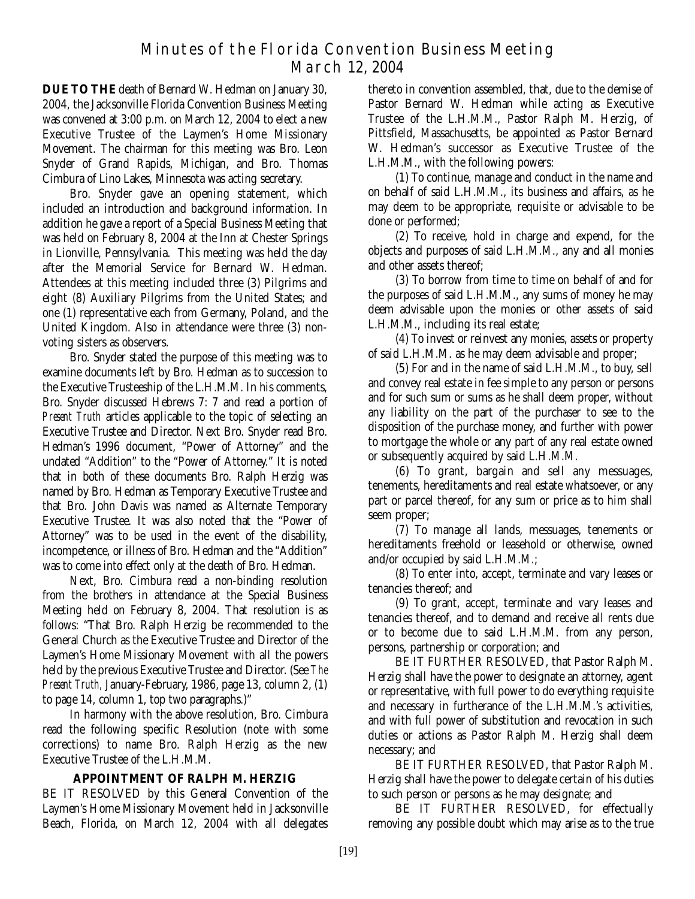# Minutes of the Florida Convention Business Meeting
## March 12, 2004

**DUE TO THE** death of Bernard W. Hedman on January 30, 2004, the Jacksonville Florida Convention Business Meeting was convened at 3:00 p.m. on March 12, 2004 to elect a new Executive Trustee of the Laymen's Home Missionary Movement. The chairman for this meeting was Bro. Leon Snyder of Grand Rapids, Michigan, and Bro. Thomas Cimbura of Lino Lakes, Minnesota was acting secretary.

Bro. Snyder gave an opening statement, which included an introduction and background information. In addition he gave a report of a Special Business Meeting that was held on February 8, 2004 at the Inn at Chester Springs in Lionville, Pennsylvania. This meeting was held the day after the Memorial Service for Bernard W. Hedman. Attendees at this meeting included three (3) Pilgrims and eight (8) Auxiliary Pilgrims from the United States; and one (1) representative each from Germany, Poland, and the United Kingdom. Also in attendance were three (3) non-voting sisters as observers.

Bro. Snyder stated the purpose of this meeting was to examine documents left by Bro. Hedman as to succession to the Executive Trusteeship of the L.H.M.M. In his comments, Bro. Snyder discussed Hebrews 7: 7 and read a portion of *Present Truth* articles applicable to the topic of selecting an Executive Trustee and Director. Next Bro. Snyder read Bro. Hedman's 1996 document, "Power of Attorney" and the undated "Addition" to the "Power of Attorney." It is noted that in both of these documents Bro. Ralph Herzig was named by Bro. Hedman as Temporary Executive Trustee and that Bro. John Davis was named as Alternate Temporary Executive Trustee. It was also noted that the "Power of Attorney" was to be used in the event of the disability, incompetence, or illness of Bro. Hedman and the "Addition" was to come into effect only at the death of Bro. Hedman.

Next, Bro. Cimbura read a non-binding resolution from the brothers in attendance at the Special Business Meeting held on February 8, 2004. That resolution is as follows: "That Bro. Ralph Herzig be recommended to the General Church as the Executive Trustee and Director of the Laymen's Home Missionary Movement with all the powers held by the previous Executive Trustee and Director. (See *The Present Truth,* January-February, 1986, page 13, column 2, (1) to page 14, column 1, top two paragraphs.)"

In harmony with the above resolution, Bro. Cimbura read the following specific Resolution (note with some corrections) to name Bro. Ralph Herzig as the new Executive Trustee of the L.H.M.M.

### APPOINTMENT OF RALPH M. HERZIG

BE IT RESOLVED by this General Convention of the Laymen's Home Missionary Movement held in Jacksonville Beach, Florida, on March 12, 2004 with all delegates thereto in convention assembled, that, due to the demise of Pastor Bernard W. Hedman while acting as Executive Trustee of the L.H.M.M., Pastor Ralph M. Herzig, of Pittsfield, Massachusetts, be appointed as Pastor Bernard W. Hedman's successor as Executive Trustee of the L.H.M.M., with the following powers:

(1) To continue, manage and conduct in the name and on behalf of said L.H.M.M., its business and affairs, as he may deem to be appropriate, requisite or advisable to be done or performed;

(2) To receive, hold in charge and expend, for the objects and purposes of said L.H.M.M., any and all monies and other assets thereof;

(3) To borrow from time to time on behalf of and for the purposes of said L.H.M.M., any sums of money he may deem advisable upon the monies or other assets of said L.H.M.M., including its real estate;

(4) To invest or reinvest any monies, assets or property of said L.H.M.M. as he may deem advisable and proper;

(5) For and in the name of said L.H.M.M., to buy, sell and convey real estate in fee simple to any person or persons and for such sum or sums as he shall deem proper, without any liability on the part of the purchaser to see to the disposition of the purchase money, and further with power to mortgage the whole or any part of any real estate owned or subsequently acquired by said L.H.M.M.

(6) To grant, bargain and sell any messuages, tenements, hereditaments and real estate whatsoever, or any part or parcel thereof, for any sum or price as to him shall seem proper;

(7) To manage all lands, messuages, tenements or hereditaments freehold or leasehold or otherwise, owned and/or occupied by said L.H.M.M.;

(8) To enter into, accept, terminate and vary leases or tenancies thereof; and

(9) To grant, accept, terminate and vary leases and tenancies thereof, and to demand and receive all rents due or to become due to said L.H.M.M. from any person, persons, partnership or corporation; and

BE IT FURTHER RESOLVED, that Pastor Ralph M. Herzig shall have the power to designate an attorney, agent or representative, with full power to do everything requisite and necessary in furtherance of the L.H.M.M.'s activities, and with full power of substitution and revocation in such duties or actions as Pastor Ralph M. Herzig shall deem necessary; and

BE IT FURTHER RESOLVED, that Pastor Ralph M. Herzig shall have the power to delegate certain of his duties to such person or persons as he may designate; and

BE IT FURTHER RESOLVED, for effectually removing any possible doubt which may arise as to the true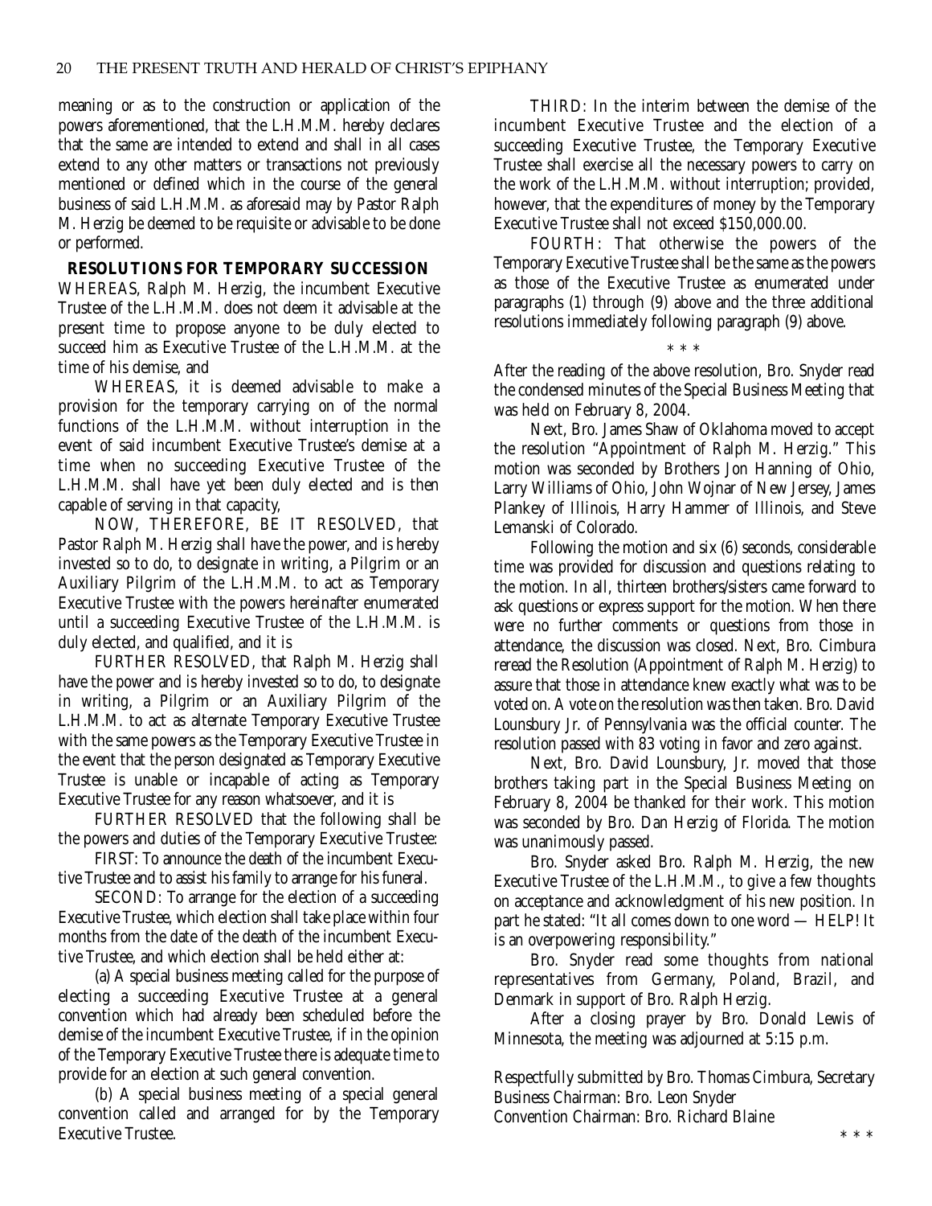meaning or as to the construction or application of the powers aforementioned, that the L.H.M.M. hereby declares that the same are intended to extend and shall in all cases extend to any other matters or transactions not previously mentioned or defined which in the course of the general business of said L.H.M.M. as aforesaid may by Pastor Ralph M. Herzig be deemed to be requisite or advisable to be done or performed.

### RESOLUTIONS FOR TEMPORARY SUCCESSION

WHEREAS, Ralph M. Herzig, the incumbent Executive Trustee of the L.H.M.M. does not deem it advisable at the present time to propose anyone to be duly elected to succeed him as Executive Trustee of the L.H.M.M. at the time of his demise, and

WHEREAS, it is deemed advisable to make a provision for the temporary carrying on of the normal functions of the L.H.M.M. without interruption in the event of said incumbent Executive Trustee's demise at a time when no succeeding Executive Trustee of the L.H.M.M. shall have yet been duly elected and is then capable of serving in that capacity,

NOW, THEREFORE, BE IT RESOLVED, that Pastor Ralph M. Herzig shall have the power, and is hereby invested so to do, to designate in writing, a Pilgrim or an Auxiliary Pilgrim of the L.H.M.M. to act as Temporary Executive Trustee with the powers hereinafter enumerated until a succeeding Executive Trustee of the L.H.M.M. is duly elected, and qualified, and it is

FURTHER RESOLVED, that Ralph M. Herzig shall have the power and is hereby invested so to do, to designate in writing, a Pilgrim or an Auxiliary Pilgrim of the L.H.M.M. to act as alternate Temporary Executive Trustee with the same powers as the Temporary Executive Trustee in the event that the person designated as Temporary Executive Trustee is unable or incapable of acting as Temporary Executive Trustee for any reason whatsoever, and it is

FURTHER RESOLVED that the following shall be the powers and duties of the Temporary Executive Trustee:

FIRST: To announce the death of the incumbent Executive Trustee and to assist his family to arrange for his funeral.

SECOND: To arrange for the election of a succeeding Executive Trustee, which election shall take place within four months from the date of the death of the incumbent Executive Trustee, and which election shall be held either at:

(a) A special business meeting called for the purpose of electing a succeeding Executive Trustee at a general convention which had already been scheduled before the demise of the incumbent Executive Trustee, if in the opinion of the Temporary Executive Trustee there is adequate time to provide for an election at such general convention.

(b) A special business meeting of a special general convention called and arranged for by the Temporary Executive Trustee.

THIRD: In the interim between the demise of the incumbent Executive Trustee and the election of a succeeding Executive Trustee, the Temporary Executive Trustee shall exercise all the necessary powers to carry on the work of the L.H.M.M. without interruption; provided, however, that the expenditures of money by the Temporary Executive Trustee shall not exceed $150,000.00.

FOURTH: That otherwise the powers of the Temporary Executive Trustee shall be the same as the powers as those of the Executive Trustee as enumerated under paragraphs (1) through (9) above and the three additional resolutions immediately following paragraph (9) above.

\* \* \*

After the reading of the above resolution, Bro. Snyder read the condensed minutes of the Special Business Meeting that was held on February 8, 2004.

Next, Bro. James Shaw of Oklahoma moved to accept the resolution "Appointment of Ralph M. Herzig." This motion was seconded by Brothers Jon Hanning of Ohio, Larry Williams of Ohio, John Wojnar of New Jersey, James Plankey of Illinois, Harry Hammer of Illinois, and Steve Lemanski of Colorado.

Following the motion and six (6) seconds, considerable time was provided for discussion and questions relating to the motion. In all, thirteen brothers/sisters came forward to ask questions or express support for the motion. When there were no further comments or questions from those in attendance, the discussion was closed. Next, Bro. Cimbura reread the Resolution (Appointment of Ralph M. Herzig) to assure that those in attendance knew exactly what was to be voted on. A vote on the resolution was then taken. Bro. David Lounsbury Jr. of Pennsylvania was the official counter. The resolution passed with 83 voting in favor and zero against.

Next, Bro. David Lounsbury, Jr. moved that those brothers taking part in the Special Business Meeting on February 8, 2004 be thanked for their work. This motion was seconded by Bro. Dan Herzig of Florida. The motion was unanimously passed.

Bro. Snyder asked Bro. Ralph M. Herzig, the new Executive Trustee of the L.H.M.M., to give a few thoughts on acceptance and acknowledgment of his new position. In part he stated: "It all comes down to one word — HELP! It is an overpowering responsibility."

Bro. Snyder read some thoughts from national representatives from Germany, Poland, Brazil, and Denmark in support of Bro. Ralph Herzig.

After a closing prayer by Bro. Donald Lewis of Minnesota, the meeting was adjourned at 5:15 p.m.

Respectfully submitted by Bro. Thomas Cimbura, Secretary
Business Chairman: Bro. Leon Snyder
Convention Chairman: Bro. Richard Blaine

\* \* \*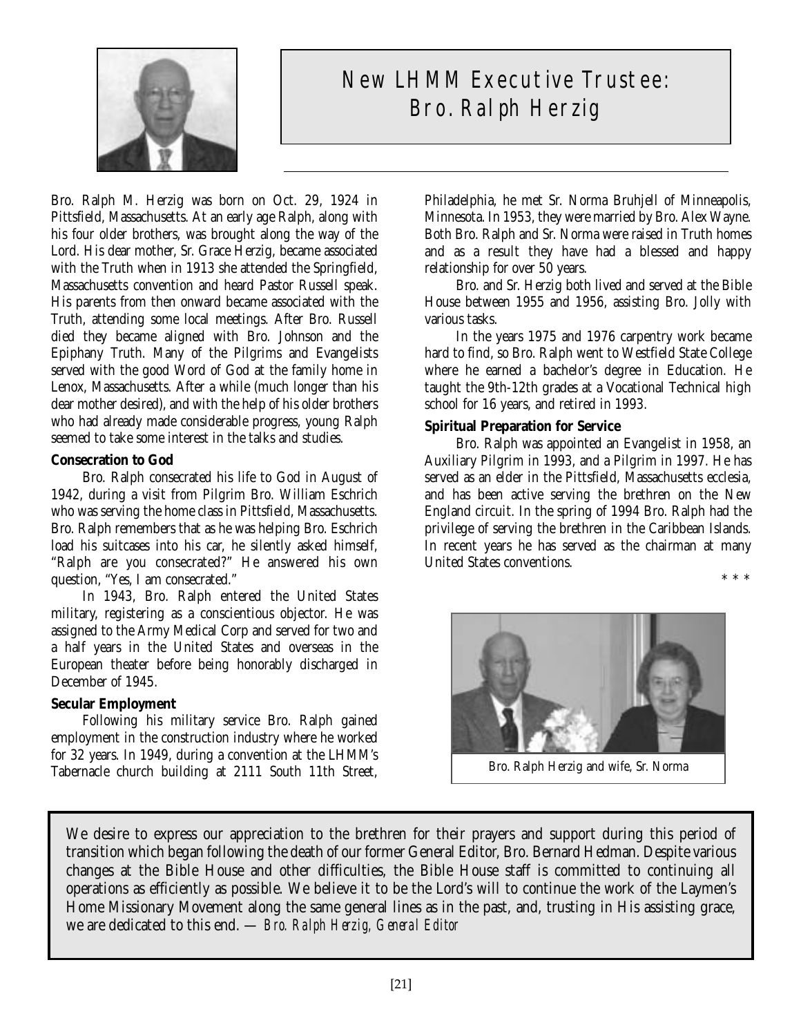# New LHMM Executive Trustee: Bro. Ralph Herzig

Bro. Ralph M. Herzig was born on Oct. 29, 1924 in Pittsfield, Massachusetts. At an early age Ralph, along with his four older brothers, was brought along the way of the Lord. His dear mother, Sr. Grace Herzig, became associated with the Truth when in 1913 she attended the Springfield, Massachusetts convention and heard Pastor Russell speak. His parents from then onward became associated with the Truth, attending some local meetings. After Bro. Russell died they became aligned with Bro. Johnson and the Epiphany Truth. Many of the Pilgrims and Evangelists served with the good Word of God at the family home in Lenox, Massachusetts. After a while (much longer than his dear mother desired), and with the help of his older brothers who had already made considerable progress, young Ralph seemed to take some interest in the talks and studies.

**Consecration to God**

Bro. Ralph consecrated his life to God in August of 1942, during a visit from Pilgrim Bro. William Eschrich who was serving the home class in Pittsfield, Massachusetts. Bro. Ralph remembers that as he was helping Bro. Eschrich load his suitcases into his car, he silently asked himself, "Ralph are you consecrated?" He answered his own question, "Yes, I am consecrated."

In 1943, Bro. Ralph entered the United States military, registering as a conscientious objector. He was assigned to the Army Medical Corp and served for two and a half years in the United States and overseas in the European theater before being honorably discharged in December of 1945.

**Secular Employment**

Following his military service Bro. Ralph gained employment in the construction industry where he worked for 32 years. In 1949, during a convention at the LHMM's Tabernacle church building at 2111 South 11th Street, Philadelphia, he met Sr. Norma Bruhjell of Minneapolis, Minnesota. In 1953, they were married by Bro. Alex Wayne. Both Bro. Ralph and Sr. Norma were raised in Truth homes and as a result they have had a blessed and happy relationship for over 50 years.

Bro. and Sr. Herzig both lived and served at the Bible House between 1955 and 1956, assisting Bro. Jolly with various tasks.

In the years 1975 and 1976 carpentry work became hard to find, so Bro. Ralph went to Westfield State College where he earned a bachelor's degree in Education. He taught the 9th-12th grades at a Vocational Technical high school for 16 years, and retired in 1993.

**Spiritual Preparation for Service**

Bro. Ralph was appointed an Evangelist in 1958, an Auxiliary Pilgrim in 1993, and a Pilgrim in 1997. He has served as an elder in the Pittsfield, Massachusetts ecclesia, and has been active serving the brethren on the New England circuit. In the spring of 1994 Bro. Ralph had the privilege of serving the brethren in the Caribbean Islands. In recent years he has served as the chairman at many United States conventions.

\* \* \*

Bro. Ralph Herzig and wife, Sr. Norma

We desire to express our appreciation to the brethren for their prayers and support during this period of transition which began following the death of our former General Editor, Bro. Bernard Hedman. Despite various changes at the Bible House and other difficulties, the Bible House staff is committed to continuing all operations as efficiently as possible. We believe it to be the Lord's will to continue the work of the Laymen's Home Missionary Movement along the same general lines as in the past, and, trusting in His assisting grace, we are dedicated to this end. — *Bro. Ralph Herzig, General Editor*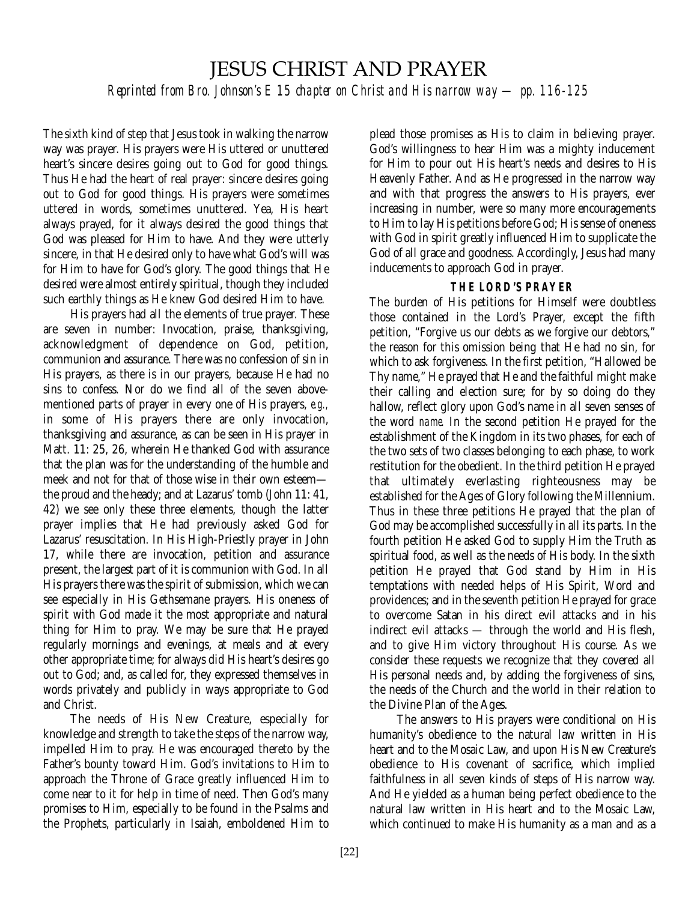# JESUS CHRIST AND PRAYER

*Reprinted from Bro. Johnson's E 15 chapter on Christ and His narrow way — pp. 116-125*

The sixth kind of step that Jesus took in walking the narrow way was prayer. His prayers were His uttered or unuttered heart's sincere desires going out to God for good things. Thus He had the heart of real prayer: sincere desires going out to God for good things. His prayers were sometimes uttered in words, sometimes unuttered. Yea, His heart always prayed, for it always desired the good things that God was pleased for Him to have. And they were utterly sincere, in that He desired only to have what God's will was for Him to have for God's glory. The good things that He desired were almost entirely spiritual, though they included such earthly things as He knew God desired Him to have.

His prayers had all the elements of true prayer. These are seven in number: Invocation, praise, thanksgiving, acknowledgment of dependence on God, petition, communion and assurance. There was no confession of sin in His prayers, as there is in our prayers, because He had no sins to confess. Nor do we find all of the seven above-mentioned parts of prayer in every one of His prayers, *e.g.,* in some of His prayers there are only invocation, thanksgiving and assurance, as can be seen in His prayer in Matt. 11: 25, 26, wherein He thanked God with assurance that the plan was for the understanding of the humble and meek and not for that of those wise in their own esteem—the proud and the heady; and at Lazarus' tomb (John 11: 41, 42) we see only these three elements, though the latter prayer implies that He had previously asked God for Lazarus' resuscitation. In His High-Priestly prayer in John 17, while there are invocation, petition and assurance present, the largest part of it is communion with God. In all His prayers there was the spirit of submission, which we can see especially in His Gethsemane prayers. His oneness of spirit with God made it the most appropriate and natural thing for Him to pray. We may be sure that He prayed regularly mornings and evenings, at meals and at every other appropriate time; for always did His heart's desires go out to God; and, as called for, they expressed themselves in words privately and publicly in ways appropriate to God and Christ.

The needs of His New Creature, especially for knowledge and strength to take the steps of the narrow way, impelled Him to pray. He was encouraged thereto by the Father's bounty toward Him. God's invitations to Him to approach the Throne of Grace greatly influenced Him to come near to it for help in time of need. Then God's many promises to Him, especially to be found in the Psalms and the Prophets, particularly in Isaiah, emboldened Him to plead those promises as His to claim in believing prayer. God's willingness to hear Him was a mighty inducement for Him to pour out His heart's needs and desires to His Heavenly Father. And as He progressed in the narrow way and with that progress the answers to His prayers, ever increasing in number, were so many more encouragements to Him to lay His petitions before God; His sense of oneness with God in spirit greatly influenced Him to supplicate the God of all grace and goodness. Accordingly, Jesus had many inducements to approach God in prayer.

### THE LORD'S PRAYER

The burden of His petitions for Himself were doubtless those contained in the Lord's Prayer, except the fifth petition, "Forgive us our debts as we forgive our debtors," the reason for this omission being that He had no sin, for which to ask forgiveness. In the first petition, "Hallowed be Thy name," He prayed that He and the faithful might make their calling and election sure; for by so doing do they hallow, reflect glory upon God's name in all seven senses of the word *name.* In the second petition He prayed for the establishment of the Kingdom in its two phases, for each of the two sets of two classes belonging to each phase, to work restitution for the obedient. In the third petition He prayed that ultimately everlasting righteousness may be established for the Ages of Glory following the Millennium. Thus in these three petitions He prayed that the plan of God may be accomplished successfully in all its parts. In the fourth petition He asked God to supply Him the Truth as spiritual food, as well as the needs of His body. In the sixth petition He prayed that God stand by Him in His temptations with needed helps of His Spirit, Word and providences; and in the seventh petition He prayed for grace to overcome Satan in his direct evil attacks and in his indirect evil attacks — through the world and His flesh, and to give Him victory throughout His course. As we consider these requests we recognize that they covered all His personal needs and, by adding the forgiveness of sins, the needs of the Church and the world in their relation to the Divine Plan of the Ages.

The answers to His prayers were conditional on His humanity's obedience to the natural law written in His heart and to the Mosaic Law, and upon His New Creature's obedience to His covenant of sacrifice, which implied faithfulness in all seven kinds of steps of His narrow way. And He yielded as a human being perfect obedience to the natural law written in His heart and to the Mosaic Law, which continued to make His humanity as a man and as a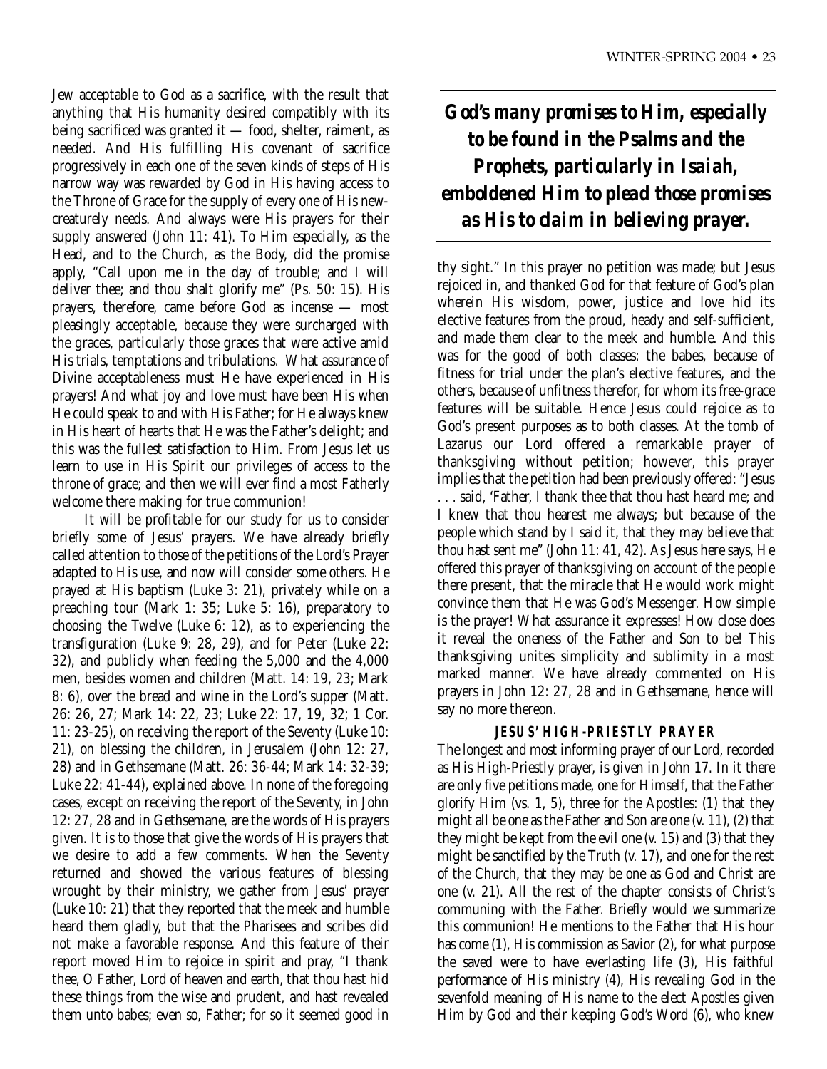Jew acceptable to God as a sacrifice, with the result that anything that His humanity desired compatibly with its being sacrificed was granted it — food, shelter, raiment, as needed. And His fulfilling His covenant of sacrifice progressively in each one of the seven kinds of steps of His narrow way was rewarded by God in His having access to the Throne of Grace for the supply of every one of His new-creaturely needs. And always were His prayers for their supply answered (John 11: 41). To Him especially, as the Head, and to the Church, as the Body, did the promise apply, "Call upon me in the day of trouble; and I will deliver thee; and thou shalt glorify me" (Ps. 50: 15). His prayers, therefore, came before God as incense — most pleasingly acceptable, because they were surcharged with the graces, particularly those graces that were active amid His trials, temptations and tribulations. What assurance of Divine acceptableness must He have experienced in His prayers! And what joy and love must have been His when He could speak to and with His Father; for He always knew in His heart of hearts that He was the Father's delight; and this was the fullest satisfaction to Him. From Jesus let us learn to use in His Spirit our privileges of access to the throne of grace; and then we will ever find a most Fatherly welcome there making for true communion!

It will be profitable for our study for us to consider briefly some of Jesus' prayers. We have already briefly called attention to those of the petitions of the Lord's Prayer adapted to His use, and now will consider some others. He prayed at His baptism (Luke 3: 21), privately while on a preaching tour (Mark 1: 35; Luke 5: 16), preparatory to choosing the Twelve (Luke 6: 12), as to experiencing the transfiguration (Luke 9: 28, 29), and for Peter (Luke 22: 32), and publicly when feeding the 5,000 and the 4,000 men, besides women and children (Matt. 14: 19, 23; Mark 8: 6), over the bread and wine in the Lord's supper (Matt. 26: 26, 27; Mark 14: 22, 23; Luke 22: 17, 19, 32; 1 Cor. 11: 23-25), on receiving the report of the Seventy (Luke 10: 21), on blessing the children, in Jerusalem (John 12: 27, 28) and in Gethsemane (Matt. 26: 36-44; Mark 14: 32-39; Luke 22: 41-44), explained above. In none of the foregoing cases, except on receiving the report of the Seventy, in John 12: 27, 28 and in Gethsemane, are the words of His prayers given. It is to those that give the words of His prayers that we desire to add a few comments. When the Seventy returned and showed the various features of blessing wrought by their ministry, we gather from Jesus' prayer (Luke 10: 21) that they reported that the meek and humble heard them gladly, but that the Pharisees and scribes did not make a favorable response. And this feature of their report moved Him to rejoice in spirit and pray, "I thank thee, O Father, Lord of heaven and earth, that thou hast hid these things from the wise and prudent, and hast revealed them unto babes; even so, Father; for so it seemed good in thy sight." In this prayer no petition was made; but Jesus rejoiced in, and thanked God for that feature of God's plan wherein His wisdom, power, justice and love hid its elective features from the proud, heady and self-sufficient, and made them clear to the meek and humble. And this was for the good of both classes: the babes, because of fitness for trial under the plan's elective features, and the others, because of unfitness therefor, for whom its free-grace features will be suitable. Hence Jesus could rejoice as to God's present purposes as to both classes. At the tomb of Lazarus our Lord offered a remarkable prayer of thanksgiving without petition; however, this prayer implies that the petition had been previously offered: "Jesus . . . said, 'Father, I thank thee that thou hast heard me; and I knew that thou hearest me always; but because of the people which stand by I said it, that they may believe that thou hast sent me" (John 11: 41, 42). As Jesus here says, He offered this prayer of thanksgiving on account of the people there present, that the miracle that He would work might convince them that He was God's Messenger. How simple is the prayer! What assurance it expresses! How close does it reveal the oneness of the Father and Son to be! This thanksgiving unites simplicity and sublimity in a most marked manner. We have already commented on His prayers in John 12: 27, 28 and in Gethsemane, hence will say no more thereon.

> ***God's many promises to Him, especially to be found in the Psalms and the Prophets, particularly in Isaiah, emboldened Him to plead those promises as His to claim in believing prayer.***

### JESUS' HIGH-PRIESTLY PRAYER

The longest and most informing prayer of our Lord, recorded as His High-Priestly prayer, is given in John 17. In it there are only five petitions made, one for Himself, that the Father glorify Him (vs. 1, 5), three for the Apostles: (1) that they might all be one as the Father and Son are one (v. 11), (2) that they might be kept from the evil one (v. 15) and (3) that they might be sanctified by the Truth (v. 17), and one for the rest of the Church, that they may be one as God and Christ are one (v. 21). All the rest of the chapter consists of Christ's communing with the Father. Briefly would we summarize this communion! He mentions to the Father that His hour has come (1), His commission as Savior (2), for what purpose the saved were to have everlasting life (3), His faithful performance of His ministry (4), His revealing God in the sevenfold meaning of His name to the elect Apostles given Him by God and their keeping God's Word (6), who knew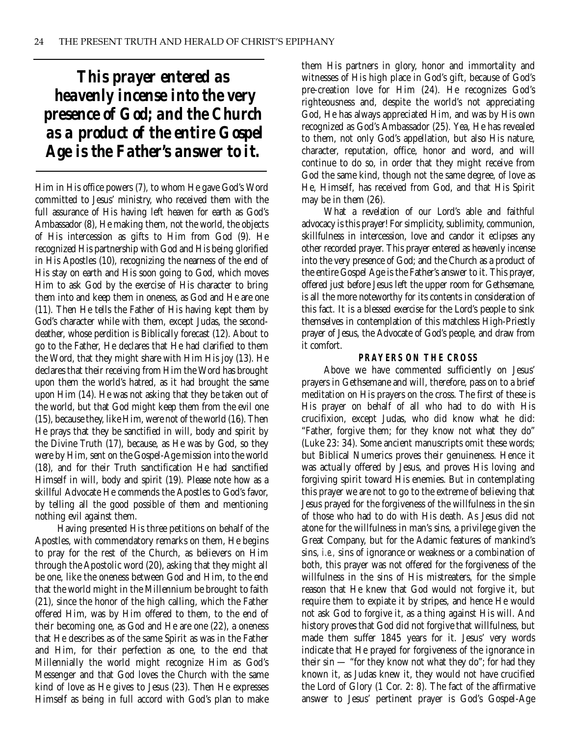***This prayer entered as heavenly incense into the very presence of God; and the Church as a product of the entire Gospel Age is the Father's answer to it.***

Him in His office powers (7), to whom He gave God's Word committed to Jesus' ministry, who received them with the full assurance of His having left heaven for earth as God's Ambassador (8), He making them, not the world, the objects of His intercession as gifts to Him from God (9). He recognized His partnership with God and His being glorified in His Apostles (10), recognizing the nearness of the end of His stay on earth and His soon going to God, which moves Him to ask God by the exercise of His character to bring them into and keep them in oneness, as God and He are one (11). Then He tells the Father of His having kept them by God's character while with them, except Judas, the second-deather, whose perdition is Biblically forecast (12). About to go to the Father, He declares that He had clarified to them the Word, that they might share with Him His joy (13). He declares that their receiving from Him the Word has brought upon them the world's hatred, as it had brought the same upon Him (14). He was not asking that they be taken out of the world, but that God might keep them from the evil one (15), because they, like Him, were not of the world (16). Then He prays that they be sanctified in will, body and spirit by the Divine Truth (17), because, as He was by God, so they were by Him, sent on the Gospel-Age mission into the world (18), and for their Truth sanctification He had sanctified Himself in will, body and spirit (19). Please note how as a skillful Advocate He commends the Apostles to God's favor, by telling all the good possible of them and mentioning nothing evil against them.

Having presented His three petitions on behalf of the Apostles, with commendatory remarks on them, He begins to pray for the rest of the Church, as believers on Him through the Apostolic word (20), asking that they might all be one, like the oneness between God and Him, to the end that the world might in the Millennium be brought to faith (21), since the honor of the high calling, which the Father offered Him, was by Him offered to them, to the end of their becoming one, as God and He are one (22), a oneness that He describes as of the same Spirit as was in the Father and Him, for their perfection as one, to the end that Millennially the world might recognize Him as God's Messenger and that God loves the Church with the same kind of love as He gives to Jesus (23). Then He expresses Himself as being in full accord with God's plan to make them His partners in glory, honor and immortality and witnesses of His high place in God's gift, because of God's pre-creation love for Him (24). He recognizes God's righteousness and, despite the world's not appreciating God, He has always appreciated Him, and was by His own recognized as God's Ambassador (25). Yea, He has revealed to them, not only God's appellation, but also His nature, character, reputation, office, honor and word, and will continue to do so, in order that they might receive from God the same kind, though not the same degree, of love as He, Himself, has received from God, and that His Spirit may be in them (26).

What a revelation of our Lord's able and faithful advocacy is this prayer! For simplicity, sublimity, communion, skillfulness in intercession, love and candor it eclipses any other recorded prayer. This prayer entered as heavenly incense into the very presence of God; and the Church as a product of the entire Gospel Age is the Father's answer to it. This prayer, offered just before Jesus left the upper room for Gethsemane, is all the more noteworthy for its contents in consideration of this fact. It is a blessed exercise for the Lord's people to sink themselves in contemplation of this matchless High-Priestly prayer of Jesus, the Advocate of God's people, and draw from it comfort.

### PRAYERS ON THE CROSS

Above we have commented sufficiently on Jesus' prayers in Gethsemane and will, therefore, pass on to a brief meditation on His prayers on the cross. The first of these is His prayer on behalf of all who had to do with His crucifixion, except Judas, who did know what he did: "Father, forgive them; for they know not what they do" (Luke 23: 34). Some ancient manuscripts omit these words; but Biblical Numerics proves their genuineness. Hence it was actually offered by Jesus, and proves His loving and forgiving spirit toward His enemies. But in contemplating this prayer we are not to go to the extreme of believing that Jesus prayed for the forgiveness of the willfulness in the sin of those who had to do with His death. As Jesus did not atone for the willfulness in man's sins, a privilege given the Great Company, but for the Adamic features of mankind's sins, *i.e.*, sins of ignorance or weakness or a combination of both, this prayer was not offered for the forgiveness of the willfulness in the sins of His mistreaters, for the simple reason that He knew that God would not forgive it, but require them to expiate it by stripes, and hence He would not ask God to forgive it, as a thing against His will. And history proves that God did not forgive that willfulness, but made them suffer 1845 years for it. Jesus' very words indicate that He prayed for forgiveness of the ignorance in their sin — "for they know not what they do"; for had they known it, as Judas knew it, they would not have crucified the Lord of Glory (1 Cor. 2: 8). The fact of the affirmative answer to Jesus' pertinent prayer is God's Gospel-Age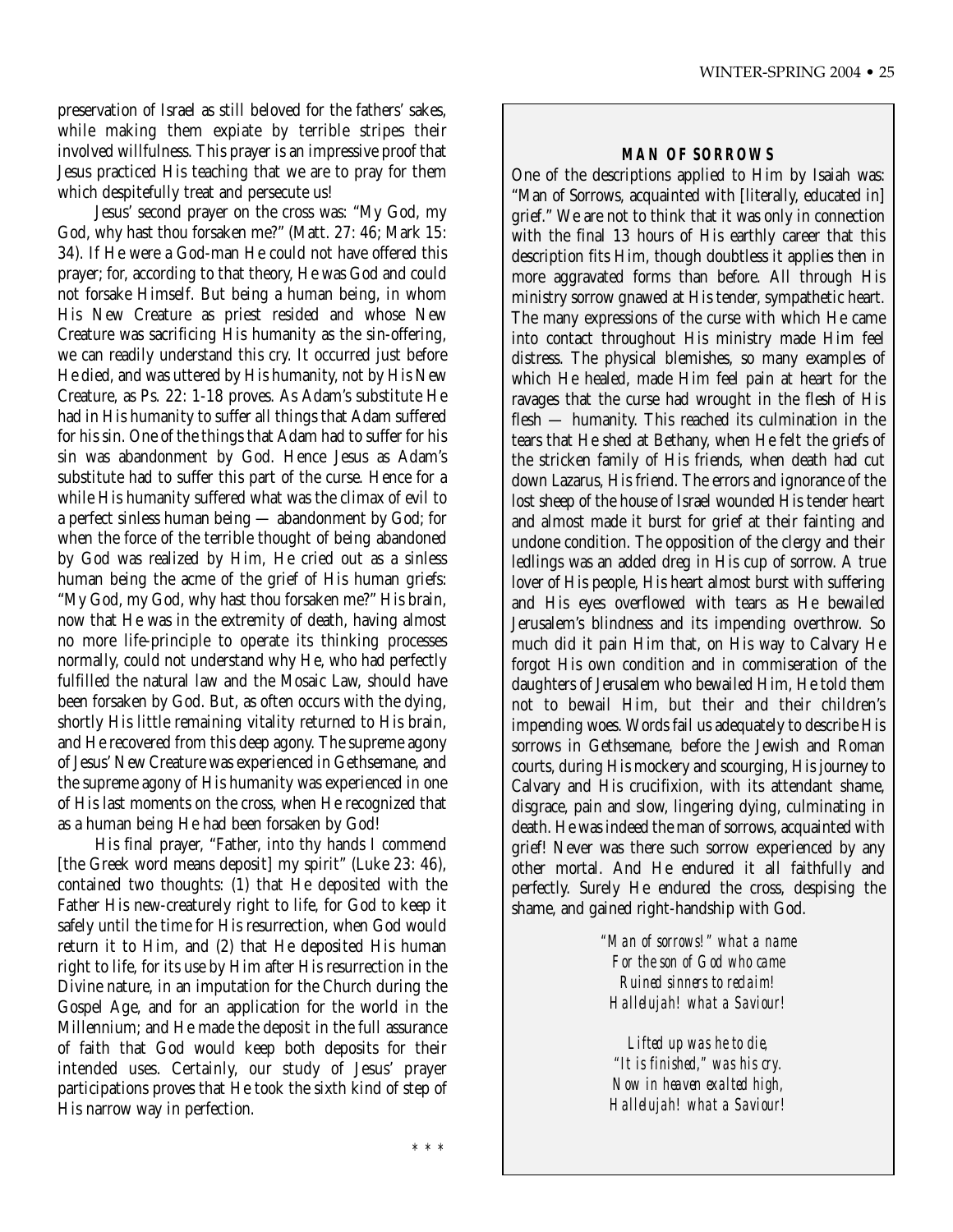preservation of Israel as still beloved for the fathers' sakes, while making them expiate by terrible stripes their involved willfulness. This prayer is an impressive proof that Jesus practiced His teaching that we are to pray for them which despitefully treat and persecute us!

Jesus' second prayer on the cross was: "My God, my God, why hast thou forsaken me?" (Matt. 27: 46; Mark 15: 34). If He were a God-man He could not have offered this prayer; for, according to that theory, He was God and could not forsake Himself. But being a human being, in whom His New Creature as priest resided and whose New Creature was sacrificing His humanity as the sin-offering, we can readily understand this cry. It occurred just before He died, and was uttered by His humanity, not by His New Creature, as Ps. 22: 1-18 proves. As Adam's substitute He had in His humanity to suffer all things that Adam suffered for his sin. One of the things that Adam had to suffer for his sin was abandonment by God. Hence Jesus as Adam's substitute had to suffer this part of the curse. Hence for a while His humanity suffered what was the climax of evil to a perfect sinless human being — abandonment by God; for when the force of the terrible thought of being abandoned by God was realized by Him, He cried out as a sinless human being the acme of the grief of His human griefs: "My God, my God, why hast thou forsaken me?" His brain, now that He was in the extremity of death, having almost no more life-principle to operate its thinking processes normally, could not understand why He, who had perfectly fulfilled the natural law and the Mosaic Law, should have been forsaken by God. But, as often occurs with the dying, shortly His little remaining vitality returned to His brain, and He recovered from this deep agony. The supreme agony of Jesus' New Creature was experienced in Gethsemane, and the supreme agony of His humanity was experienced in one of His last moments on the cross, when He recognized that as a human being He had been forsaken by God!

His final prayer, "Father, into thy hands I commend [the Greek word means deposit] my spirit" (Luke 23: 46), contained two thoughts: (1) that He deposited with the Father His new-creaturely right to life, for God to keep it safely until the time for His resurrection, when God would return it to Him, and (2) that He deposited His human right to life, for its use by Him after His resurrection in the Divine nature, in an imputation for the Church during the Gospel Age, and for an application for the world in the Millennium; and He made the deposit in the full assurance of faith that God would keep both deposits for their intended uses. Certainly, our study of Jesus' prayer participations proves that He took the sixth kind of step of His narrow way in perfection.

\* \* \*

**MAN OF SORROWS**

One of the descriptions applied to Him by Isaiah was: "Man of Sorrows, acquainted with [literally, educated in] grief." We are not to think that it was only in connection with the final 13 hours of His earthly career that this description fits Him, though doubtless it applies then in more aggravated forms than before. All through His ministry sorrow gnawed at His tender, sympathetic heart. The many expressions of the curse with which He came into contact throughout His ministry made Him feel distress. The physical blemishes, so many examples of which He healed, made Him feel pain at heart for the ravages that the curse had wrought in the flesh of His flesh — humanity. This reached its culmination in the tears that He shed at Bethany, when He felt the griefs of the stricken family of His friends, when death had cut down Lazarus, His friend. The errors and ignorance of the lost sheep of the house of Israel wounded His tender heart and almost made it burst for grief at their fainting and undone condition. The opposition of the clergy and their ledlings was an added dreg in His cup of sorrow. A true lover of His people, His heart almost burst with suffering and His eyes overflowed with tears as He bewailed Jerusalem's blindness and its impending overthrow. So much did it pain Him that, on His way to Calvary He forgot His own condition and in commiseration of the daughters of Jerusalem who bewailed Him, He told them not to bewail Him, but their and their children's impending woes. Words fail us adequately to describe His sorrows in Gethsemane, before the Jewish and Roman courts, during His mockery and scourging, His journey to Calvary and His crucifixion, with its attendant shame, disgrace, pain and slow, lingering dying, culminating in death. He was indeed the man of sorrows, acquainted with grief! Never was there such sorrow experienced by any other mortal. And He endured it all faithfully and perfectly. Surely He endured the cross, despising the shame, and gained right-handship with God.

*"Man of sorrows!" what a name*
*For the son of God who came*
*Ruined sinners to reclaim!*
*Hallelujah! what a Saviour!*

*Lifted up was he to die,*
*"It is finished," was his cry.*
*Now in heaven exalted high,*
*Hallelujah! what a Saviour!*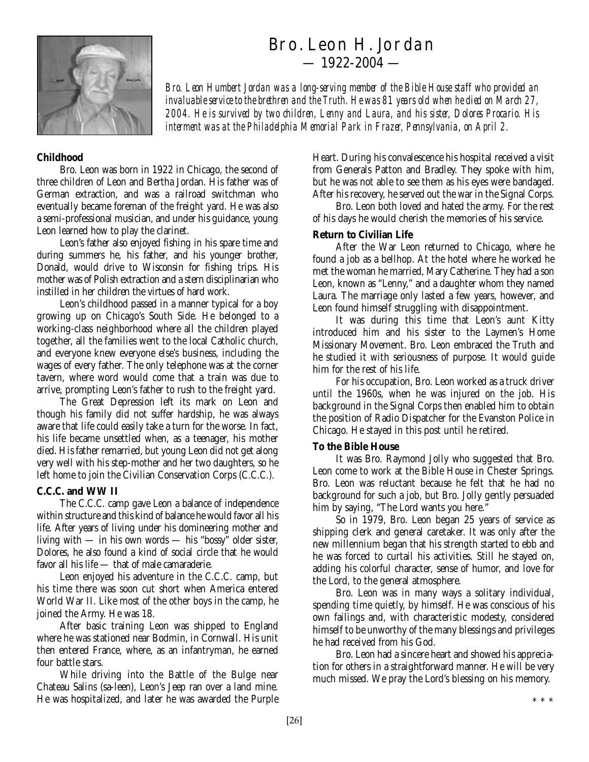# Bro. Leon H. Jordan

— 1922-2004 —

*Bro. Leon Humbert Jordan was a long-serving member of the Bible House staff who provided an invaluable service to the brethren and the Truth. He was 81 years old when he died on March 27, 2004. He is survived by two children, Lenny and Laura, and his sister, Dolores Procario. His interment was at the Philadelphia Memorial Park in Frazer, Pennsylvania, on April 2.*

**Childhood**

Bro. Leon was born in 1922 in Chicago, the second of three children of Leon and Bertha Jordan. His father was of German extraction, and was a railroad switchman who eventually became foreman of the freight yard. He was also a semi-professional musician, and under his guidance, young Leon learned how to play the clarinet.

Leon's father also enjoyed fishing in his spare time and during summers he, his father, and his younger brother, Donald, would drive to Wisconsin for fishing trips. His mother was of Polish extraction and a stern disciplinarian who instilled in her children the virtues of hard work.

Leon's childhood passed in a manner typical for a boy growing up on Chicago's South Side. He belonged to a working-class neighborhood where all the children played together, all the families went to the local Catholic church, and everyone knew everyone else's business, including the wages of every father. The only telephone was at the corner tavern, where word would come that a train was due to arrive, prompting Leon's father to rush to the freight yard.

The Great Depression left its mark on Leon and though his family did not suffer hardship, he was always aware that life could easily take a turn for the worse. In fact, his life became unsettled when, as a teenager, his mother died. His father remarried, but young Leon did not get along very well with his step-mother and her two daughters, so he left home to join the Civilian Conservation Corps (C.C.C.).

**C.C.C. and WW II**

The C.C.C. camp gave Leon a balance of independence within structure and this kind of balance he would favor all his life. After years of living under his domineering mother and living with — in his own words — his "bossy" older sister, Dolores, he also found a kind of social circle that he would favor all his life — that of male camaraderie.

Leon enjoyed his adventure in the C.C.C. camp, but his time there was soon cut short when America entered World War II. Like most of the other boys in the camp, he joined the Army. He was 18.

After basic training Leon was shipped to England where he was stationed near Bodmin, in Cornwall. His unit then entered France, where, as an infantryman, he earned four battle stars.

While driving into the Battle of the Bulge near Chateau Salins (sa-leen), Leon's Jeep ran over a land mine. He was hospitalized, and later he was awarded the Purple Heart. During his convalescence his hospital received a visit from Generals Patton and Bradley. They spoke with him, but he was not able to see them as his eyes were bandaged. After his recovery, he served out the war in the Signal Corps.

Bro. Leon both loved and hated the army. For the rest of his days he would cherish the memories of his service.

**Return to Civilian Life**

After the War Leon returned to Chicago, where he found a job as a bellhop. At the hotel where he worked he met the woman he married, Mary Catherine. They had a son Leon, known as "Lenny," and a daughter whom they named Laura. The marriage only lasted a few years, however, and Leon found himself struggling with disappointment.

It was during this time that Leon's aunt Kitty introduced him and his sister to the Laymen's Home Missionary Movement. Bro. Leon embraced the Truth and he studied it with seriousness of purpose. It would guide him for the rest of his life.

For his occupation, Bro. Leon worked as a truck driver until the 1960s, when he was injured on the job. His background in the Signal Corps then enabled him to obtain the position of Radio Dispatcher for the Evanston Police in Chicago. He stayed in this post until he retired.

**To the Bible House**

It was Bro. Raymond Jolly who suggested that Bro. Leon come to work at the Bible House in Chester Springs. Bro. Leon was reluctant because he felt that he had no background for such a job, but Bro. Jolly gently persuaded him by saying, "The Lord wants you here."

So in 1979, Bro. Leon began 25 years of service as shipping clerk and general caretaker. It was only after the new millennium began that his strength started to ebb and he was forced to curtail his activities. Still he stayed on, adding his colorful character, sense of humor, and love for the Lord, to the general atmosphere.

Bro. Leon was in many ways a solitary individual, spending time quietly, by himself. He was conscious of his own failings and, with characteristic modesty, considered himself to be unworthy of the many blessings and privileges he had received from his God.

Bro. Leon had a sincere heart and showed his appreciation for others in a straightforward manner. He will be very much missed. We pray the Lord's blessing on his memory.

\* \* \*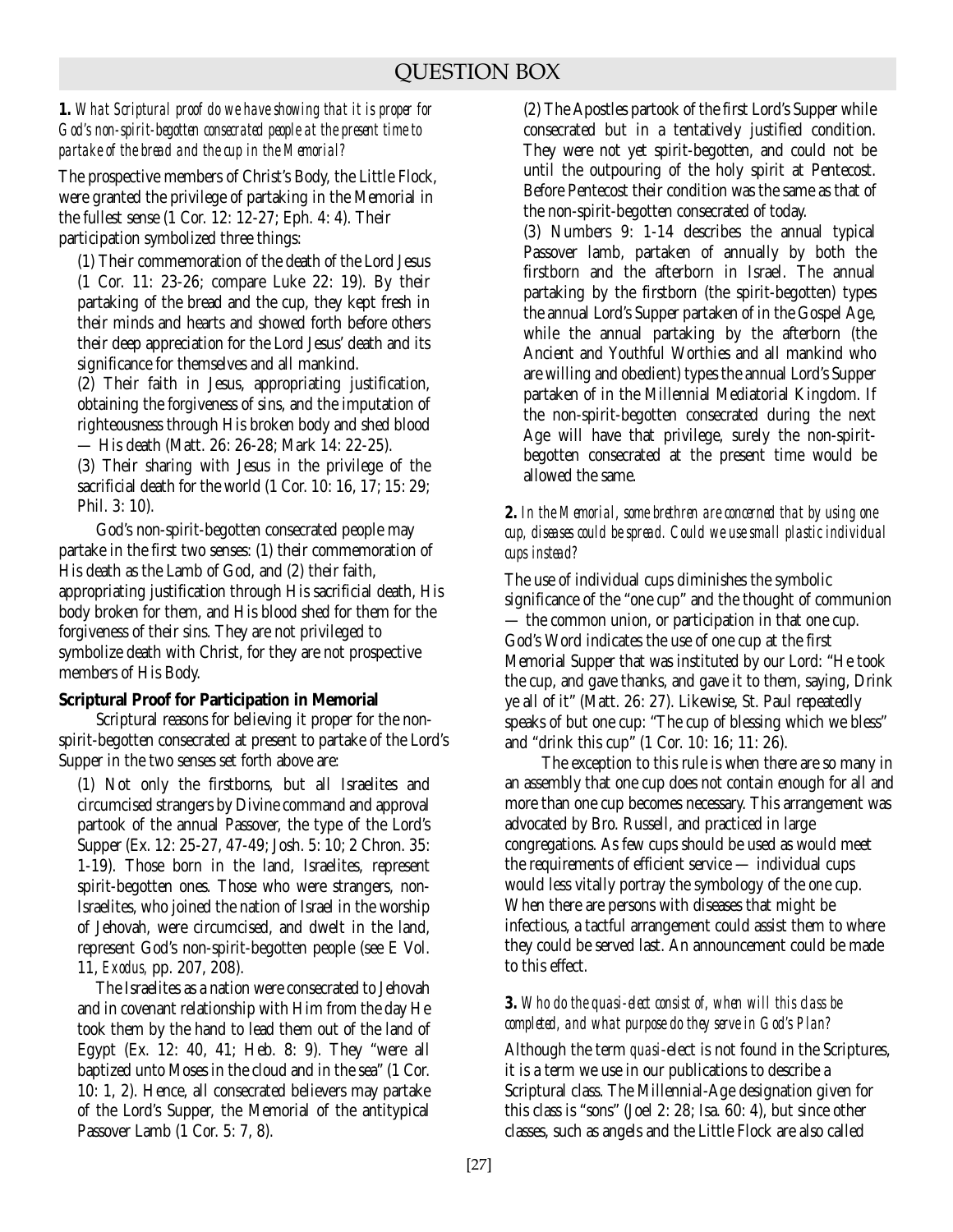## QUESTION BOX

**1.** *What Scriptural proof do we have showing that it is proper for God's non-spirit-begotten consecrated people at the present time to partake of the bread and the cup in the Memorial?*

The prospective members of Christ's Body, the Little Flock, were granted the privilege of partaking in the Memorial in the fullest sense (1 Cor. 12: 12-27; Eph. 4: 4). Their participation symbolized three things:

(1) Their commemoration of the death of the Lord Jesus (1 Cor. 11: 23-26; compare Luke 22: 19). By their partaking of the bread and the cup, they kept fresh in their minds and hearts and showed forth before others their deep appreciation for the Lord Jesus' death and its significance for themselves and all mankind.

(2) Their faith in Jesus, appropriating justification, obtaining the forgiveness of sins, and the imputation of righteousness through His broken body and shed blood — His death (Matt. 26: 26-28; Mark 14: 22-25).

(3) Their sharing with Jesus in the privilege of the sacrificial death for the world (1 Cor. 10: 16, 17; 15: 29; Phil. 3: 10).

God's non-spirit-begotten consecrated people may partake in the first two senses: (1) their commemoration of His death as the Lamb of God, and (2) their faith, appropriating justification through His sacrificial death, His body broken for them, and His blood shed for them for the forgiveness of their sins. They are not privileged to symbolize death with Christ, for they are not prospective members of His Body.

**Scriptural Proof for Participation in Memorial**

Scriptural reasons for believing it proper for the non-spirit-begotten consecrated at present to partake of the Lord's Supper in the two senses set forth above are:

(1) Not only the firstborns, but all Israelites and circumcised strangers by Divine command and approval partook of the annual Passover, the type of the Lord's Supper (Ex. 12: 25-27, 47-49; Josh. 5: 10; 2 Chron. 35: 1-19). Those born in the land, Israelites, represent spirit-begotten ones. Those who were strangers, non-Israelites, who joined the nation of Israel in the worship of Jehovah, were circumcised, and dwelt in the land, represent God's non-spirit-begotten people (see E Vol. 11, *Exodus,* pp. 207, 208).

The Israelites as a nation were consecrated to Jehovah and in covenant relationship with Him from the day He took them by the hand to lead them out of the land of Egypt (Ex. 12: 40, 41; Heb. 8: 9). They "were all baptized unto Moses in the cloud and in the sea" (1 Cor. 10: 1, 2). Hence, all consecrated believers may partake of the Lord's Supper, the Memorial of the antitypical Passover Lamb (1 Cor. 5: 7, 8).

(2) The Apostles partook of the first Lord's Supper while consecrated but in a tentatively justified condition. They were not yet spirit-begotten, and could not be until the outpouring of the holy spirit at Pentecost. Before Pentecost their condition was the same as that of the non-spirit-begotten consecrated of today.

(3) Numbers 9: 1-14 describes the annual typical Passover lamb, partaken of annually by both the firstborn and the afterborn in Israel. The annual partaking by the firstborn (the spirit-begotten) types the annual Lord's Supper partaken of in the Gospel Age, while the annual partaking by the afterborn (the Ancient and Youthful Worthies and all mankind who are willing and obedient) types the annual Lord's Supper partaken of in the Millennial Mediatorial Kingdom. If the non-spirit-begotten consecrated during the next Age will have that privilege, surely the non-spirit-begotten consecrated at the present time would be allowed the same.

**2.** *In the Memorial, some brethren are concerned that by using one cup, diseases could be spread. Could we use small plastic individual cups instead?*

The use of individual cups diminishes the symbolic significance of the "one cup" and the thought of communion — the common union, or participation in that one cup. God's Word indicates the use of one cup at the first Memorial Supper that was instituted by our Lord: "He took the cup, and gave thanks, and gave it to them, saying, Drink ye all of it" (Matt. 26: 27). Likewise, St. Paul repeatedly speaks of but one cup: "The cup of blessing which we bless" and "drink this cup" (1 Cor. 10: 16; 11: 26).

The exception to this rule is when there are so many in an assembly that one cup does not contain enough for all and more than one cup becomes necessary. This arrangement was advocated by Bro. Russell, and practiced in large congregations. As few cups should be used as would meet the requirements of efficient service — individual cups would less vitally portray the symbology of the one cup. When there are persons with diseases that might be infectious, a tactful arrangement could assist them to where they could be served last. An announcement could be made to this effect.

**3.** *Who do the quasi-elect consist of, when will this class be completed, and what purpose do they serve in God's Plan?*

Although the term *quasi*-elect is not found in the Scriptures, it is a term we use in our publications to describe a Scriptural class. The Millennial-Age designation given for this class is "sons" (Joel 2: 28; Isa. 60: 4), but since other classes, such as angels and the Little Flock are also called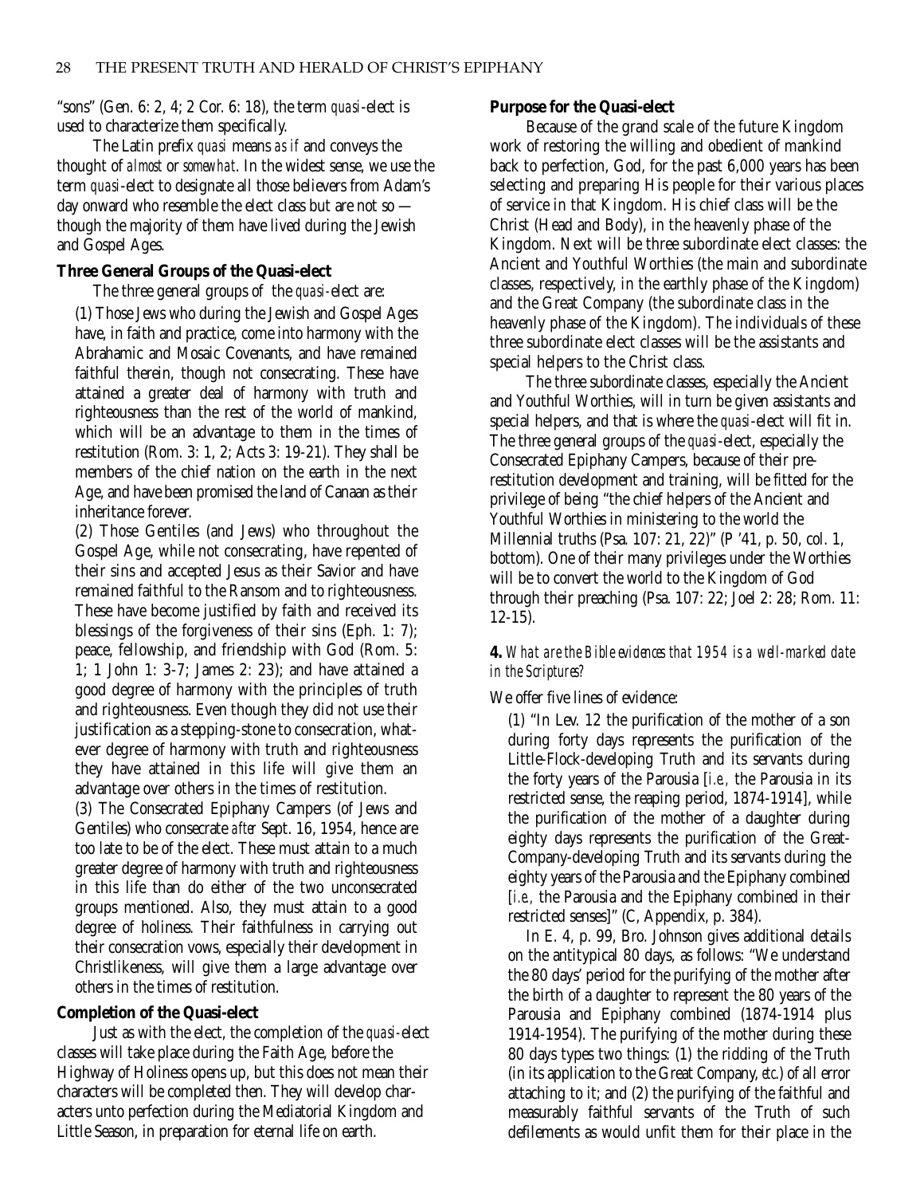"sons" (Gen. 6: 2, 4; 2 Cor. 6: 18), the term *quasi*-elect is used to characterize them specifically.

The Latin prefix *quasi* means *as if* and conveys the thought of *almost* or *somewhat*. In the widest sense, we use the term *quasi*-elect to designate all those believers from Adam's day onward who resemble the elect class but are not so — though the majority of them have lived during the Jewish and Gospel Ages.

**Three General Groups of the Quasi-elect**

The three general groups of the *quasi*-elect are:

(1) Those Jews who during the Jewish and Gospel Ages have, in faith and practice, come into harmony with the Abrahamic and Mosaic Covenants, and have remained faithful therein, though not consecrating. These have attained a greater deal of harmony with truth and righteousness than the rest of the world of mankind, which will be an advantage to them in the times of restitution (Rom. 3: 1, 2; Acts 3: 19-21). They shall be members of the chief nation on the earth in the next Age, and have been promised the land of Canaan as their inheritance forever.

(2) Those Gentiles (and Jews) who throughout the Gospel Age, while not consecrating, have repented of their sins and accepted Jesus as their Savior and have remained faithful to the Ransom and to righteousness. These have become justified by faith and received its blessings of the forgiveness of their sins (Eph. 1: 7); peace, fellowship, and friendship with God (Rom. 5: 1; 1 John 1: 3-7; James 2: 23); and have attained a good degree of harmony with the principles of truth and righteousness. Even though they did not use their justification as a stepping-stone to consecration, whatever degree of harmony with truth and righteousness they have attained in this life will give them an advantage over others in the times of restitution.

(3) The Consecrated Epiphany Campers (of Jews and Gentiles) who consecrate *after* Sept. 16, 1954, hence are too late to be of the elect. These must attain to a much greater degree of harmony with truth and righteousness in this life than do either of the two unconsecrated groups mentioned. Also, they must attain to a good degree of holiness. Their faithfulness in carrying out their consecration vows, especially their development in Christlikeness, will give them a large advantage over others in the times of restitution.

**Completion of the Quasi-elect**

Just as with the elect, the completion of the *quasi*-elect classes will take place during the Faith Age, before the Highway of Holiness opens up, but this does not mean their characters will be completed then. They will develop characters unto perfection during the Mediatorial Kingdom and Little Season, in preparation for eternal life on earth.

**Purpose for the Quasi-elect**

Because of the grand scale of the future Kingdom work of restoring the willing and obedient of mankind back to perfection, God, for the past 6,000 years has been selecting and preparing His people for their various places of service in that Kingdom. His chief class will be the Christ (Head and Body), in the heavenly phase of the Kingdom. Next will be three subordinate elect classes: the Ancient and Youthful Worthies (the main and subordinate classes, respectively, in the earthly phase of the Kingdom) and the Great Company (the subordinate class in the heavenly phase of the Kingdom). The individuals of these three subordinate elect classes will be the assistants and special helpers to the Christ class.

The three subordinate classes, especially the Ancient and Youthful Worthies, will in turn be given assistants and special helpers, and that is where the *quasi*-elect will fit in. The three general groups of the *quasi*-elect, especially the Consecrated Epiphany Campers, because of their pre-restitution development and training, will be fitted for the privilege of being "the chief helpers of the Ancient and Youthful Worthies in ministering to the world the Millennial truths (Psa. 107: 21, 22)" (P '41, p. 50, col. 1, bottom). One of their many privileges under the Worthies will be to convert the world to the Kingdom of God through their preaching (Psa. 107: 22; Joel 2: 28; Rom. 11: 12-15).

**4.** *What are the Bible evidences that 1954 is a well-marked date in the Scriptures?*

We offer five lines of evidence:

(1) "In Lev. 12 the purification of the mother of a son during forty days represents the purification of the Little-Flock-developing Truth and its servants during the forty years of the Parousia [*i.e.,* the Parousia in its restricted sense, the reaping period, 1874-1914], while the purification of the mother of a daughter during eighty days represents the purification of the Great-Company-developing Truth and its servants during the eighty years of the Parousia and the Epiphany combined [*i.e.,* the Parousia and the Epiphany combined in their restricted senses]" (C, Appendix, p. 384).

In E. 4, p. 99, Bro. Johnson gives additional details on the antitypical 80 days, as follows: "We understand the 80 days' period for the purifying of the mother after the birth of a daughter to represent the 80 years of the Parousia and Epiphany combined (1874-1914 plus 1914-1954). The purifying of the mother during these 80 days types two things: (1) the ridding of the Truth (in its application to the Great Company, *etc.*) of all error attaching to it; and (2) the purifying of the faithful and measurably faithful servants of the Truth of such defilements as would unfit them for their place in the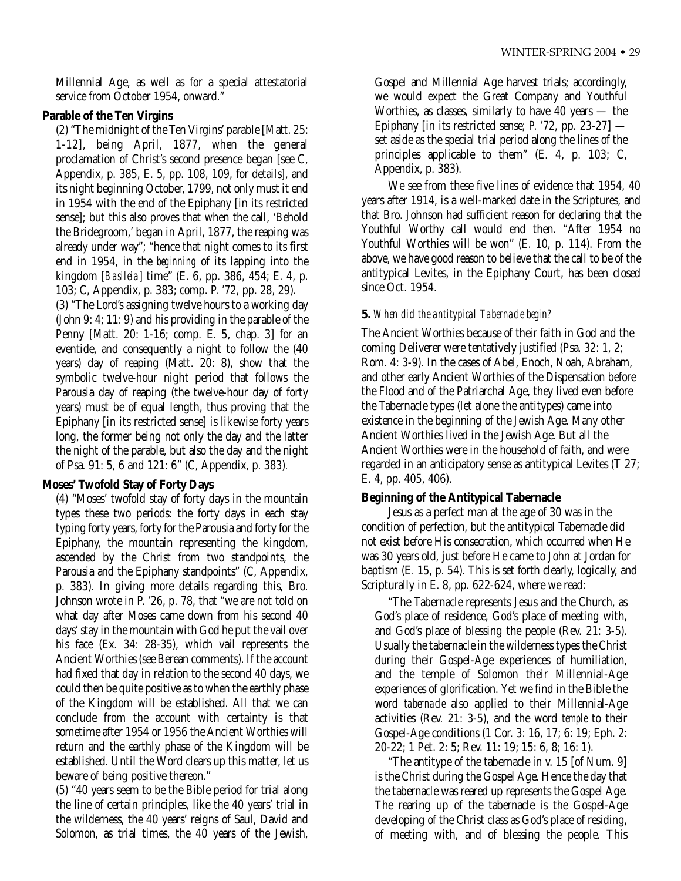Millennial Age, as well as for a special attestatorial service from October 1954, onward."

**Parable of the Ten Virgins**

(2) "The midnight of the Ten Virgins' parable [Matt. 25: 1-12], being April, 1877, when the general proclamation of Christ's second presence began [see C, Appendix, p. 385, E. 5, pp. 108, 109, for details], and its night beginning October, 1799, not only must it end in 1954 with the end of the Epiphany [in its restricted sense]; but this also proves that when the call, 'Behold the Bridegroom,' began in April, 1877, the reaping was already under way"; "hence that night comes to its first end in 1954, in the *beginning* of its lapping into the kingdom [*Basileia*] time" (E. 6, pp. 386, 454; E. 4, p. 103; C, Appendix, p. 383; comp. P. '72, pp. 28, 29).

(3) "The Lord's assigning twelve hours to a working day (John 9: 4; 11: 9) and his providing in the parable of the Penny [Matt. 20: 1-16; comp. E. 5, chap. 3] for an eventide, and consequently a night to follow the (40 years) day of reaping (Matt. 20: 8), show that the symbolic twelve-hour night period that follows the Parousia day of reaping (the twelve-hour day of forty years) must be of equal length, thus proving that the Epiphany [in its restricted sense] is likewise forty years long, the former being not only the day and the latter the night of the parable, but also the day and the night of Psa. 91: 5, 6 and 121: 6" (C, Appendix, p. 383).

**Moses' Twofold Stay of Forty Days**

(4) "Moses' twofold stay of forty days in the mountain types these two periods: the forty days in each stay typing forty years, forty for the Parousia and forty for the Epiphany, the mountain representing the kingdom, ascended by the Christ from two standpoints, the Parousia and the Epiphany standpoints" (C, Appendix, p. 383). In giving more details regarding this, Bro. Johnson wrote in P. '26, p. 78, that "we are not told on what day after Moses came down from his second 40 days' stay in the mountain with God he put the vail over his face (Ex. 34: 28-35), which vail represents the Ancient Worthies (see Berean comments). If the account had fixed that day in relation to the second 40 days, we could then be quite positive as to when the earthly phase of the Kingdom will be established. All that we can conclude from the account with certainty is that sometime after 1954 or 1956 the Ancient Worthies will return and the earthly phase of the Kingdom will be established. Until the Word clears up this matter, let us beware of being positive thereon."

(5) "40 years seem to be the Bible period for trial along the line of certain principles, like the 40 years' trial in the wilderness, the 40 years' reigns of Saul, David and Solomon, as trial times, the 40 years of the Jewish, Gospel and Millennial Age harvest trials; accordingly, we would expect the Great Company and Youthful Worthies, as classes, similarly to have 40 years — the Epiphany [in its restricted sense; P. '72, pp. 23-27] — set aside as the special trial period along the lines of the principles applicable to them" (E. 4, p. 103; C, Appendix, p. 383).

We see from these five lines of evidence that 1954, 40 years after 1914, is a well-marked date in the Scriptures, and that Bro. Johnson had sufficient reason for declaring that the Youthful Worthy call would end then. "After 1954 no Youthful Worthies will be won" (E. 10, p. 114). From the above, we have good reason to believe that the call to be of the antitypical Levites, in the Epiphany Court, has been closed since Oct. 1954.

**5.** *When did the antitypical Tabernacle begin?*

The Ancient Worthies because of their faith in God and the coming Deliverer were tentatively justified (Psa. 32: 1, 2; Rom. 4: 3-9). In the cases of Abel, Enoch, Noah, Abraham, and other early Ancient Worthies of the Dispensation before the Flood and of the Patriarchal Age, they lived even before the Tabernacle types (let alone the antitypes) came into existence in the beginning of the Jewish Age. Many other Ancient Worthies lived in the Jewish Age. But all the Ancient Worthies were in the household of faith, and were regarded in an anticipatory sense as antitypical Levites (T 27; E. 4, pp. 405, 406).

**Beginning of the Antitypical Tabernacle**

Jesus as a perfect man at the age of 30 was in the condition of perfection, but the antitypical Tabernacle did not exist before His consecration, which occurred when He was 30 years old, just before He came to John at Jordan for baptism (E. 15, p. 54). This is set forth clearly, logically, and Scripturally in E. 8, pp. 622-624, where we read:

"The Tabernacle represents Jesus and the Church, as God's place of residence, God's place of meeting with, and God's place of blessing the people (Rev. 21: 3-5). Usually the tabernacle in the wilderness types the Christ during their Gospel-Age experiences of humiliation, and the temple of Solomon their Millennial-Age experiences of glorification. Yet we find in the Bible the word *tabernacle* also applied to their Millennial-Age activities (Rev. 21: 3-5), and the word *temple* to their Gospel-Age conditions (1 Cor. 3: 16, 17; 6: 19; Eph. 2: 20-22; 1 Pet. 2: 5; Rev. 11: 19; 15: 6, 8; 16: 1).

"The antitype of the tabernacle in v. 15 [of Num. 9] is the Christ during the Gospel Age. Hence the day that the tabernacle was reared up represents the Gospel Age. The rearing up of the tabernacle is the Gospel-Age developing of the Christ class as God's place of residing, of meeting with, and of blessing the people. This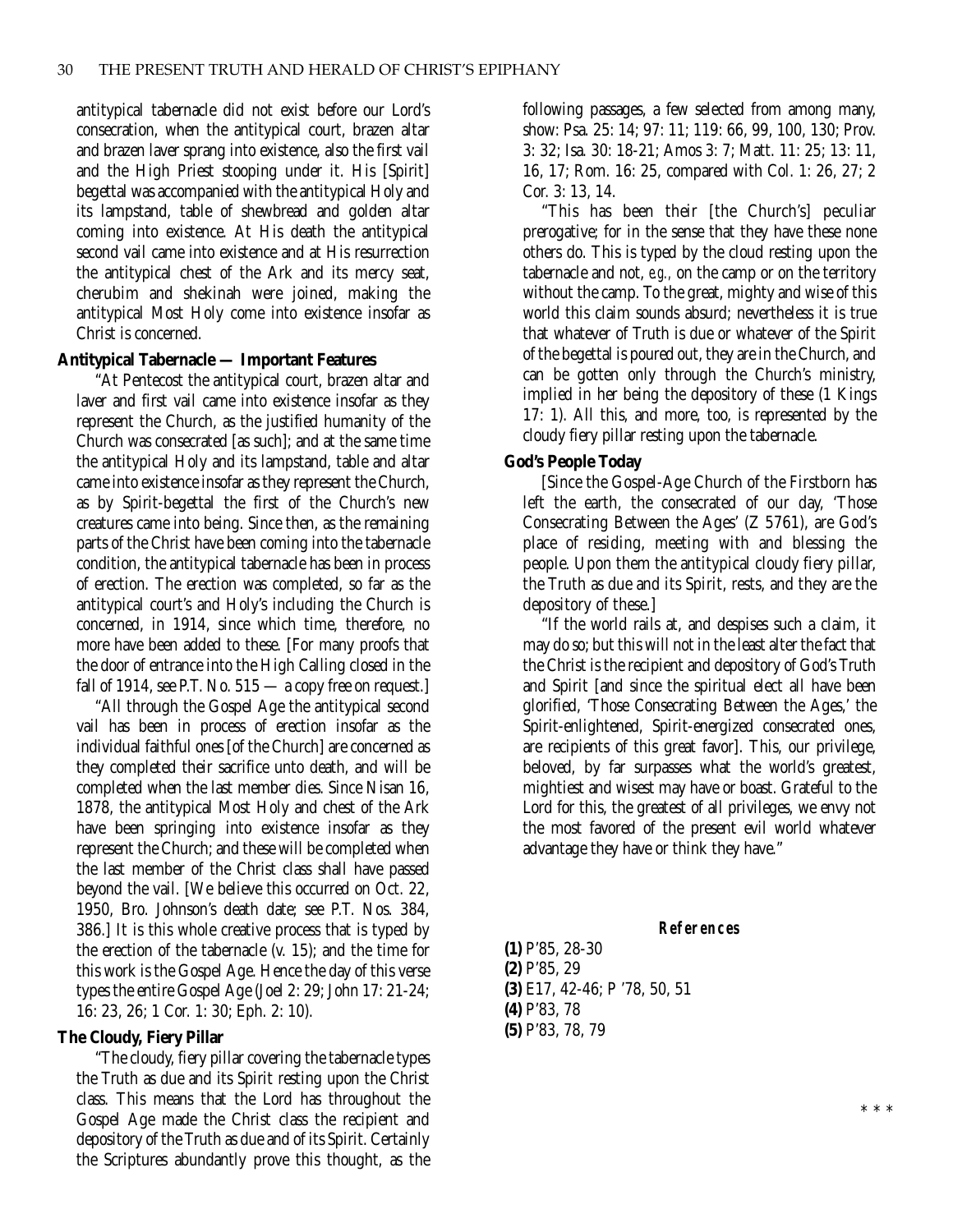antitypical tabernacle did not exist before our Lord's consecration, when the antitypical court, brazen altar and brazen laver sprang into existence, also the first vail and the High Priest stooping under it. His [Spirit] begettal was accompanied with the antitypical Holy and its lampstand, table of shewbread and golden altar coming into existence. At His death the antitypical second vail came into existence and at His resurrection the antitypical chest of the Ark and its mercy seat, cherubim and shekinah were joined, making the antitypical Most Holy come into existence insofar as Christ is concerned.

### Antitypical Tabernacle — Important Features

"At Pentecost the antitypical court, brazen altar and laver and first vail came into existence insofar as they represent the Church, as the justified humanity of the Church was consecrated [as such]; and at the same time the antitypical Holy and its lampstand, table and altar came into existence insofar as they represent the Church, as by Spirit-begettal the first of the Church's new creatures came into being. Since then, as the remaining parts of the Christ have been coming into the tabernacle condition, the antitypical tabernacle has been in process of erection. The erection was completed, so far as the antitypical court's and Holy's including the Church is concerned, in 1914, since which time, therefore, no more have been added to these. [For many proofs that the door of entrance into the High Calling closed in the fall of 1914, see P.T. No. 515 — a copy free on request.]

"All through the Gospel Age the antitypical second vail has been in process of erection insofar as the individual faithful ones [of the Church] are concerned as they completed their sacrifice unto death, and will be completed when the last member dies. Since Nisan 16, 1878, the antitypical Most Holy and chest of the Ark have been springing into existence insofar as they represent the Church; and these will be completed when the last member of the Christ class shall have passed beyond the vail. [We believe this occurred on Oct. 22, 1950, Bro. Johnson's death date; see P.T. Nos. 384, 386.] It is this whole creative process that is typed by the erection of the tabernacle (v. 15); and the time for this work is the Gospel Age. Hence the day of this verse types the entire Gospel Age (Joel 2: 29; John 17: 21-24; 16: 23, 26; 1 Cor. 1: 30; Eph. 2: 10).

### The Cloudy, Fiery Pillar

"The cloudy, fiery pillar covering the tabernacle types the Truth as due and its Spirit resting upon the Christ class. This means that the Lord has throughout the Gospel Age made the Christ class the recipient and depository of the Truth as due and of its Spirit. Certainly the Scriptures abundantly prove this thought, as the following passages, a few selected from among many, show: Psa. 25: 14; 97: 11; 119: 66, 99, 100, 130; Prov. 3: 32; Isa. 30: 18-21; Amos 3: 7; Matt. 11: 25; 13: 11, 16, 17; Rom. 16: 25, compared with Col. 1: 26, 27; 2 Cor. 3: 13, 14.

"This has been their [the Church's] peculiar prerogative; for in the sense that they have these none others do. This is typed by the cloud resting upon the tabernacle and not, *e.g.,* on the camp or on the territory without the camp. To the great, mighty and wise of this world this claim sounds absurd; nevertheless it is true that whatever of Truth is due or whatever of the Spirit of the begettal is poured out, they are in the Church, and can be gotten only through the Church's ministry, implied in her being the depository of these (1 Kings 17: 1). All this, and more, too, is represented by the cloudy fiery pillar resting upon the tabernacle.

### God's People Today

[Since the Gospel-Age Church of the Firstborn has left the earth, the consecrated of our day, 'Those Consecrating Between the Ages' (Z 5761), are God's place of residing, meeting with and blessing the people. Upon them the antitypical cloudy fiery pillar, the Truth as due and its Spirit, rests, and they are the depository of these.]

"If the world rails at, and despises such a claim, it may do so; but this will not in the least alter the fact that the Christ is the recipient and depository of God's Truth and Spirit [and since the spiritual elect all have been glorified, 'Those Consecrating Between the Ages,' the Spirit-enlightened, Spirit-energized consecrated ones, are recipients of this great favor]. This, our privilege, beloved, by far surpasses what the world's greatest, mightiest and wisest may have or boast. Grateful to the Lord for this, the greatest of all privileges, we envy not the most favored of the present evil world whatever advantage they have or think they have."

#### *References*

**(1)** P'85, 28-30
**(2)** P'85, 29
**(3)** E17, 42-46; P '78, 50, 51
**(4)** P'83, 78
**(5)** P'83, 78, 79

\* \* \*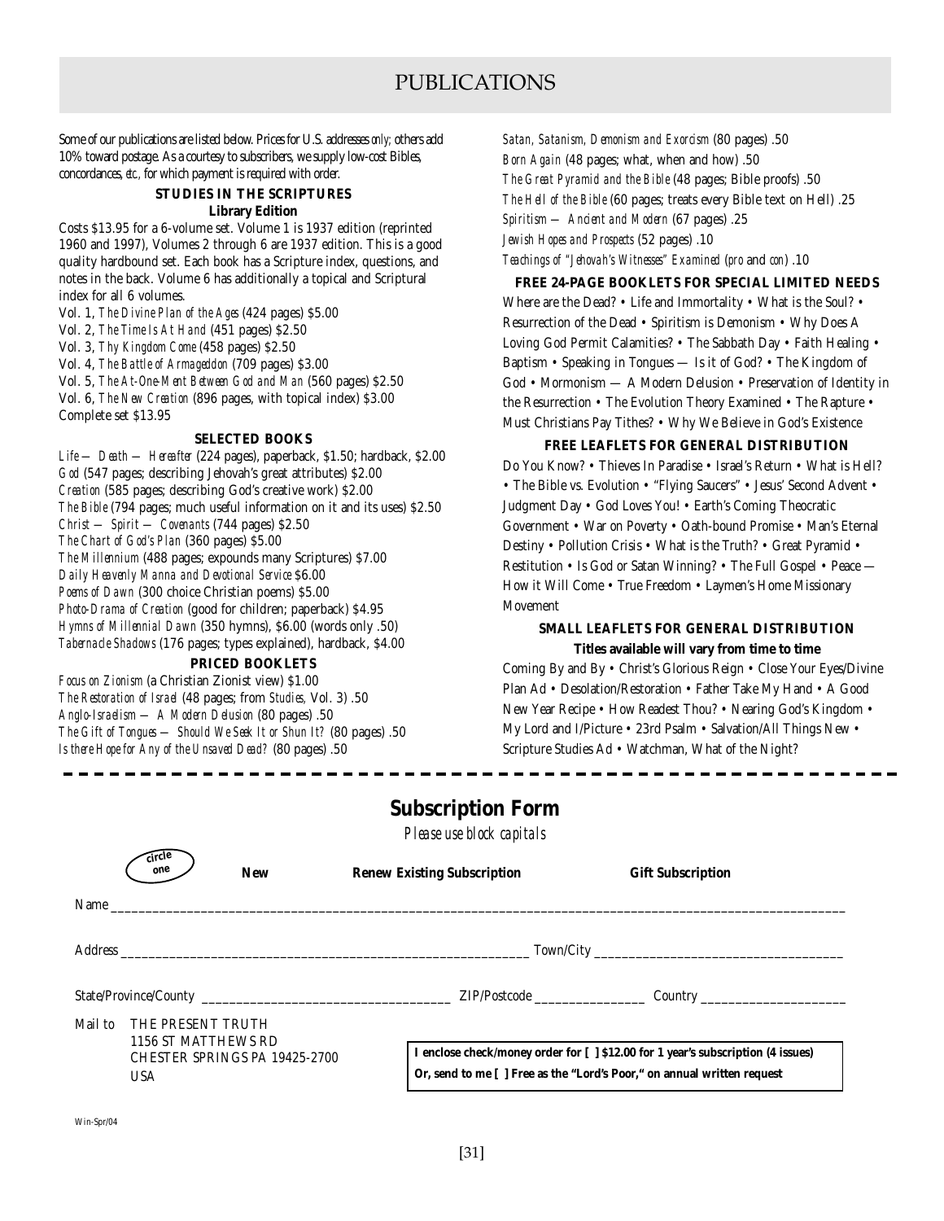# PUBLICATIONS

Some of our publications are listed below. Prices for U.S. addresses *only;* others add 10% toward postage. As a courtesy to subscribers, we supply low-cost Bibles, concordances, *etc.,* for which payment is required with order.

### STUDIES IN THE SCRIPTURES

**Library Edition**

Costs $13.95 for a 6-volume set. Volume 1 is 1937 edition (reprinted 1960 and 1997), Volumes 2 through 6 are 1937 edition. This is a good quality hardbound set. Each book has a Scripture index, questions, and notes in the back. Volume 6 has additionally a topical and Scriptural index for all 6 volumes.

Vol. 1, *The Divine Plan of the Ages* (424 pages) $5.00
Vol. 2, *The Time Is At Hand* (451 pages) $2.50
Vol. 3, *Thy Kingdom Come* (458 pages) $2.50
Vol. 4, *The Battle of Armageddon* (709 pages) $3.00
Vol. 5, *The At-One-Ment Between God and Man* (560 pages) $2.50
Vol. 6, *The New Creation* (896 pages, with topical index) $3.00
Complete set $13.95

### SELECTED BOOKS

*Life — Death — Hereafter* (224 pages), paperback, $1.50; hardback, $2.00
*God* (547 pages; describing Jehovah's great attributes) $2.00
*Creation* (585 pages; describing God's creative work) $2.00
*The Bible* (794 pages; much useful information on it and its uses) $2.50
*Christ — Spirit — Covenants* (744 pages) $2.50
*The Chart of God's Plan* (360 pages) $5.00
*The Millennium* (488 pages; expounds many Scriptures) $7.00
*Daily Heavenly Manna and Devotional Service* $6.00
*Poems of Dawn* (300 choice Christian poems) $5.00
*Photo-Drama of Creation* (good for children; paperback) $4.95
*Hymns of Millennial Dawn* (350 hymns), $6.00 (words only .50)
*Tabernacle Shadows* (176 pages; types explained), hardback, $4.00

### PRICED BOOKLETS

*Focus on Zionism* (a Christian Zionist view) $1.00
*The Restoration of Israel* (48 pages; from *Studies,* Vol. 3) .50
*Anglo-Israelism — A Modern Delusion* (80 pages) .50
*The Gift of Tongues — Should We Seek It or Shun It?* (80 pages) .50
*Is there Hope for Any of the Unsaved Dead?* (80 pages) .50
*Satan, Satanism, Demonism and Exorcism* (80 pages) .50
*Born Again* (48 pages; what, when and how) .50
*The Great Pyramid and the Bible* (48 pages; Bible proofs) .50
*The Hell of the Bible* (60 pages; treats every Bible text on Hell) .25
*Spiritism — Ancient and Modern* (67 pages) .25
*Jewish Hopes and Prospects* (52 pages) .10
*Teachings of "Jehovah's Witnesses" Examined* (*pro* and *con*) .10

### FREE 24-PAGE BOOKLETS FOR SPECIAL LIMITED NEEDS

Where are the Dead? • Life and Immortality • What is the Soul? • Resurrection of the Dead • Spiritism is Demonism • Why Does A Loving God Permit Calamities? • The Sabbath Day • Faith Healing • Baptism • Speaking in Tongues — Is it of God? • The Kingdom of God • Mormonism — A Modern Delusion • Preservation of Identity in the Resurrection • The Evolution Theory Examined • The Rapture • Must Christians Pay Tithes? • Why We Believe in God's Existence

### FREE LEAFLETS FOR GENERAL DISTRIBUTION

Do You Know? • Thieves In Paradise • Israel's Return • What is Hell? • The Bible vs. Evolution • "Flying Saucers" • Jesus' Second Advent • Judgment Day • God Loves You! • Earth's Coming Theocratic Government • War on Poverty • Oath-bound Promise • Man's Eternal Destiny • Pollution Crisis • What is the Truth? • Great Pyramid • Restitution • Is God or Satan Winning? • The Full Gospel • Peace — How it Will Come • True Freedom • Laymen's Home Missionary Movement

### SMALL LEAFLETS FOR GENERAL DISTRIBUTION

**Titles available will vary from time to time**

Coming By and By • Christ's Glorious Reign • Close Your Eyes/Divine Plan Ad • Desolation/Restoration • Father Take My Hand • A Good New Year Recipe • How Readest Thou? • Nearing God's Kingdom • My Lord and I/Picture • 23rd Psalm • Salvation/All Things New • Scripture Studies Ad • Watchman, What of the Night?

---

## Subscription Form

*Please use block capitals*

(circle one) **New** **Renew Existing Subscription** **Gift Subscription**

Name ____________________________________________

Address ______________________________ Town/City ____________________

State/Province/County ____________________ ZIP/Postcode __________ Country ______________

Mail to THE PRESENT TRUTH
1156 ST MATTHEWS RD
CHESTER SPRINGS PA 19425-2700
USA

**I enclose check/money order for [ ] $12.00 for 1 year's subscription (4 issues)**
**Or, send to me [ ] Free as the "Lord's Poor," on annual written request**

Win-Spr/04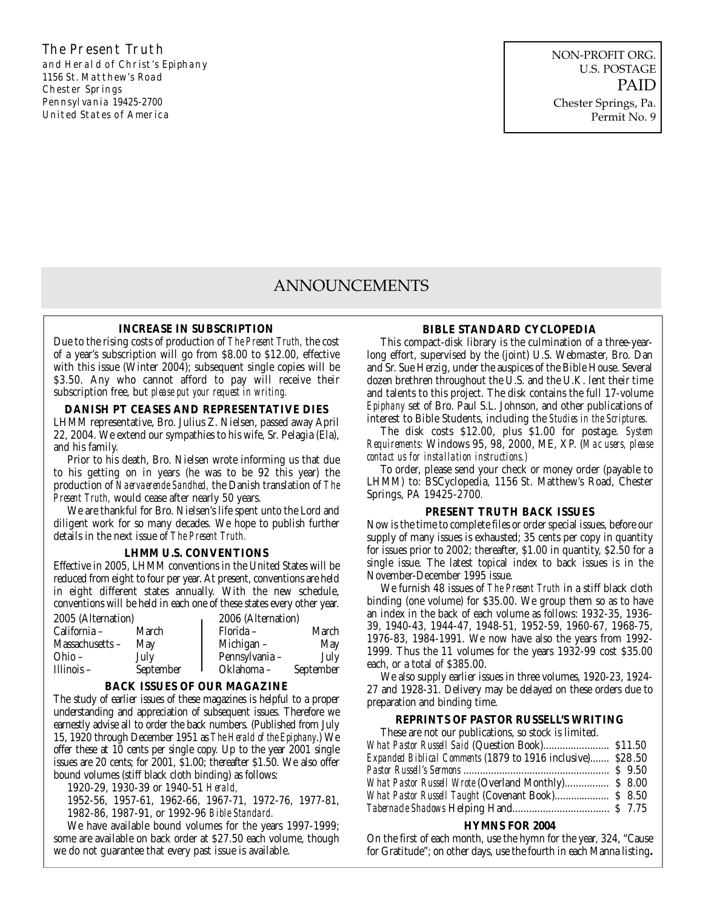The Present Truth
and Herald of Christ's Epiphany
1156 St. Matthew's Road
Chester Springs
Pennsylvania 19425-2700
United States of America

NON-PROFIT ORG.
U.S. POSTAGE
PAID
Chester Springs, Pa.
Permit No. 9

## ANNOUNCEMENTS

### INCREASE IN SUBSCRIPTION

Due to the rising costs of production of *The Present Truth,* the cost of a year's subscription will go from $8.00 to $12.00, effective with this issue (Winter 2004); subsequent single copies will be $3.50. Any who cannot afford to pay will receive their subscription free, but *please put your request in writing.*

### DANISH PT CEASES AND REPRESENTATIVE DIES

LHMM representative, Bro. Julius Z. Nielsen, passed away April 22, 2004. We extend our sympathies to his wife, Sr. Pelagia (Ela), and his family.

Prior to his death, Bro. Nielsen wrote informing us that due to his getting on in years (he was to be 92 this year) the production of *Naervaerende Sandhed,* the Danish translation of *The Present Truth,* would cease after nearly 50 years.

We are thankful for Bro. Nielsen's life spent unto the Lord and diligent work for so many decades. We hope to publish further details in the next issue of *The Present Truth.*

### LHMM U.S. CONVENTIONS

Effective in 2005, LHMM conventions in the United States will be reduced from eight to four per year. At present, conventions are held in eight different states annually. With the new schedule, conventions will be held in each one of these states every other year.

| 2005 (Alternation) | | 2006 (Alternation) | |
|---|---|---|---|
| California – | March | Florida – | March |
| Massachusetts – | May | Michigan – | May |
| Ohio – | July | Pennsylvania – | July |
| Illinois – | September | Oklahoma – | September |

### BACK ISSUES OF OUR MAGAZINE

The study of earlier issues of these magazines is helpful to a proper understanding and appreciation of subsequent issues. Therefore we earnestly advise all to order the back numbers. (Published from July 15, 1920 through December 1951 as *The Herald of the Epiphany.*) We offer these at 10 cents per single copy. Up to the year 2001 single issues are 20 cents; for 2001, $1.00; thereafter $1.50. We also offer bound volumes (stiff black cloth binding) as follows:

1920-29, 1930-39 or 1940-51 *Herald,*

1952-56, 1957-61, 1962-66, 1967-71, 1972-76, 1977-81, 1982-86, 1987-91, or 1992-96 *Bible Standard.*

We have available bound volumes for the years 1997-1999; some are available on back order at $27.50 each volume, though we do not guarantee that every past issue is available.

### BIBLE STANDARD CYCLOPEDIA

This compact-disk library is the culmination of a three-year-long effort, supervised by the (joint) U.S. Webmaster, Bro. Dan and Sr. Sue Herzig, under the auspices of the Bible House. Several dozen brethren throughout the U.S. and the U.K. lent their time and talents to this project. The disk contains the full 17-volume *Epiphany* set of Bro. Paul S.L. Johnson, and other publications of interest to Bible Students, including the *Studies in the Scriptures.*

The disk costs $12.00, plus $1.00 for postage. *System Requirements:* Windows 95, 98, 2000, ME, XP. (*Mac users, please contact us for installation instructions.)*

To order, please send your check or money order (payable to LHMM) to: BSCyclopedia, 1156 St. Matthew's Road, Chester Springs, PA 19425-2700.

### PRESENT TRUTH BACK ISSUES

Now is the time to complete files or order special issues, before our supply of many issues is exhausted; 35 cents per copy in quantity for issues prior to 2002; thereafter, $1.00 in quantity, $2.50 for a single issue. The latest topical index to back issues is in the November-December 1995 issue.

We furnish 48 issues of *The Present Truth* in a stiff black cloth binding (one volume) for $35.00. We group them so as to have an index in the back of each volume as follows: 1932-35, 1936-39, 1940-43, 1944-47, 1948-51, 1952-59, 1960-67, 1968-75, 1976-83, 1984-1991. We now have also the years from 1992-1999. Thus the 11 volumes for the years 1932-99 cost $35.00 each, or a total of $385.00.

We also supply earlier issues in three volumes, 1920-23, 1924-27 and 1928-31. Delivery may be delayed on these orders due to preparation and binding time.

### REPRINTS OF PASTOR RUSSELL'S WRITING

These are not our publications, so stock is limited.

| | |
|---|---|
| *What Pastor Russell Said* (Question Book) | $11.50 |
| *Expanded Biblical Comments* (1879 to 1916 inclusive) | $28.50 |
| *Pastor Russell's Sermons* | $ 9.50 |
| *What Pastor Russell Wrote* (Overland Monthly) | $ 8.00 |
| *What Pastor Russell Taught* (Covenant Book) | $ 8.50 |
| *Tabernacle Shadows* Helping Hand | $ 7.75 |

### HYMNS FOR 2004

On the first of each month, use the hymn for the year, 324, "Cause for Gratitude"; on other days, use the fourth in each Manna listing**.**